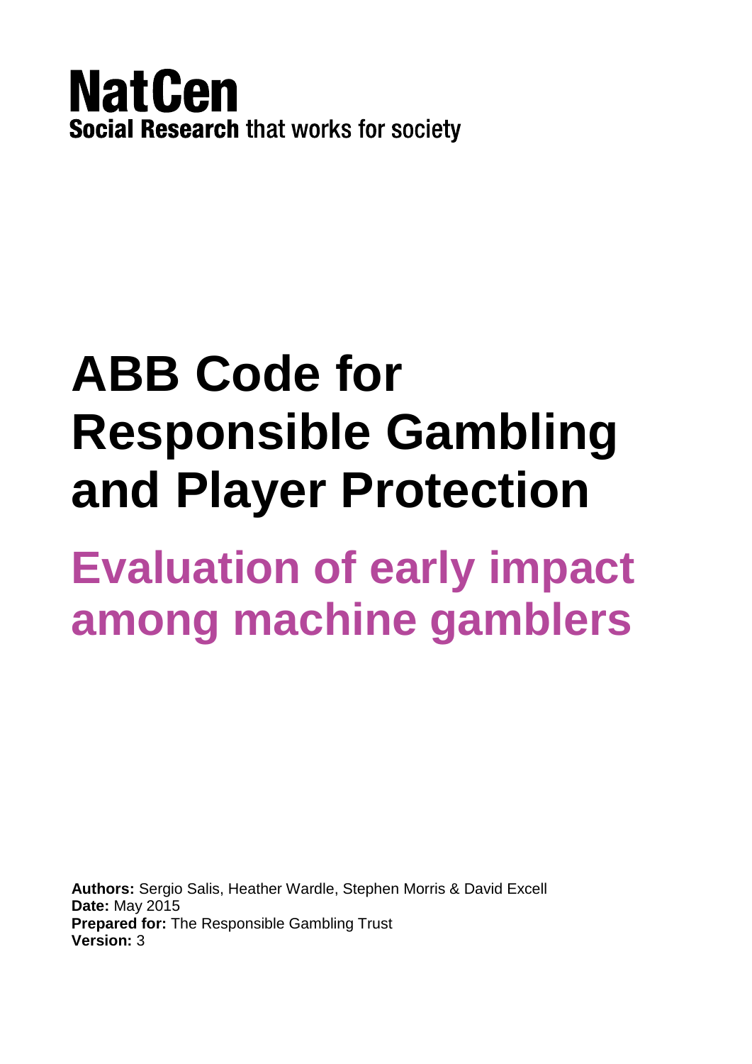**NatCen**
**Social Research** that works for society

# ABB Code for Responsible Gambling and Player Protection

## Evaluation of early impact among machine gamblers

**Authors:** Sergio Salis, Heather Wardle, Stephen Morris & David Excell
**Date:** May 2015
**Prepared for:** The Responsible Gambling Trust
**Version:** 3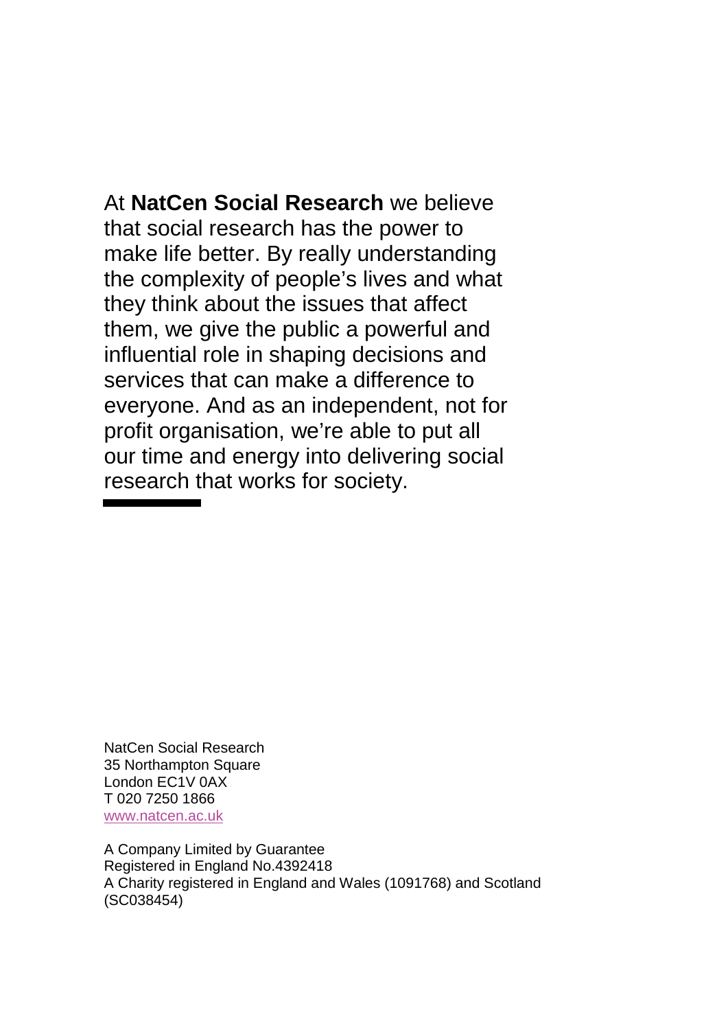At **NatCen Social Research** we believe that social research has the power to make life better. By really understanding the complexity of people's lives and what they think about the issues that affect them, we give the public a powerful and influential role in shaping decisions and services that can make a difference to everyone. And as an independent, not for profit organisation, we're able to put all our time and energy into delivering social research that works for society.

NatCen Social Research
35 Northampton Square
London EC1V 0AX
T 020 7250 1866
www.natcen.ac.uk

A Company Limited by Guarantee
Registered in England No.4392418
A Charity registered in England and Wales (1091768) and Scotland (SC038454)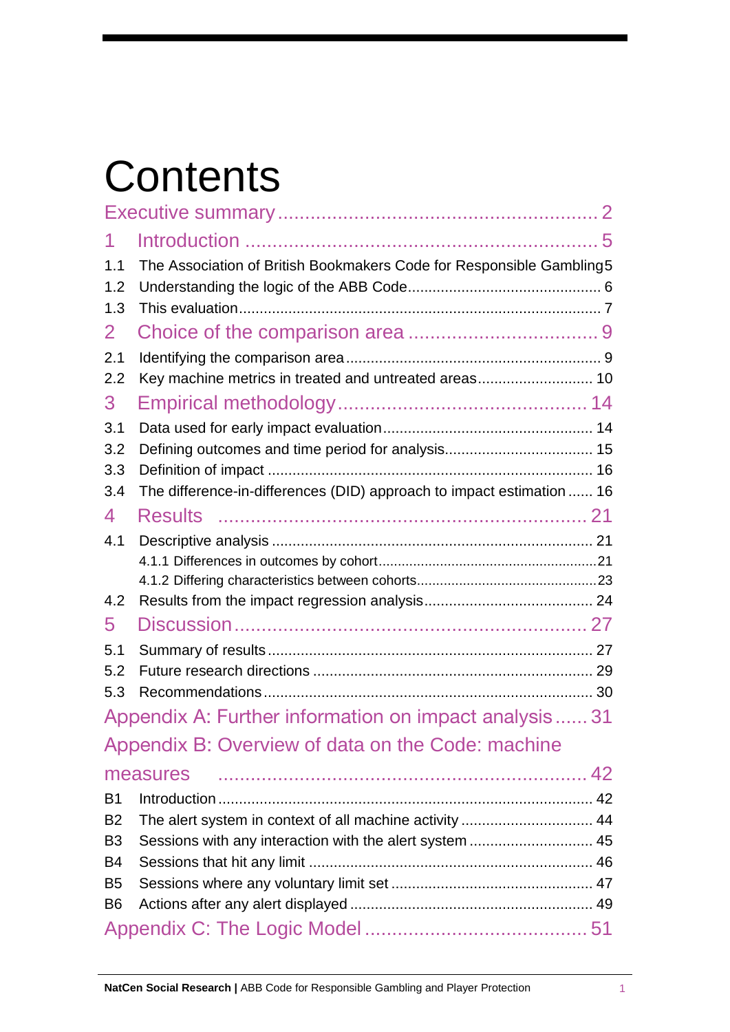# Contents

Executive summary ........................................................ 2

1 Introduction ................................................................ 5

1.1 The Association of British Bookmakers Code for Responsible Gambling 5

1.2 Understanding the logic of the ABB Code .............................................. 6

1.3 This evaluation ............................................................................... 7

2 Choice of the comparison area .................................. 9

2.1 Identifying the comparison area ............................................................ 9

2.2 Key machine metrics in treated and untreated areas ........................... 10

3 Empirical methodology ............................................. 14

3.1 Data used for early impact evaluation .................................................. 14

3.2 Defining outcomes and time period for analysis ................................... 15

3.3 Definition of impact ............................................................................. 16

3.4 The difference-in-differences (DID) approach to impact estimation ...... 16

4 Results .................................................................... 21

4.1 Descriptive analysis ............................................................................ 21

4.1.1 Differences in outcomes by cohort ........................................................ 21

4.1.2 Differing characteristics between cohorts ............................................. 23

4.2 Results from the impact regression analysis ........................................ 24

5 Discussion ................................................................ 27

5.1 Summary of results .............................................................................. 27

5.2 Future research directions ................................................................... 29

5.3 Recommendations ............................................................................... 30

Appendix A: Further information on impact analysis ...... 31

Appendix B: Overview of data on the Code: machine measures ...... 42

B1 Introduction ......................................................................................... 42

B2 The alert system in context of all machine activity ............................... 44

B3 Sessions with any interaction with the alert system ............................. 45

B4 Sessions that hit any limit .................................................................... 46

B5 Sessions where any voluntary limit set ................................................ 47

B6 Actions after any alert displayed .......................................................... 49

Appendix C: The Logic Model ......................................... 51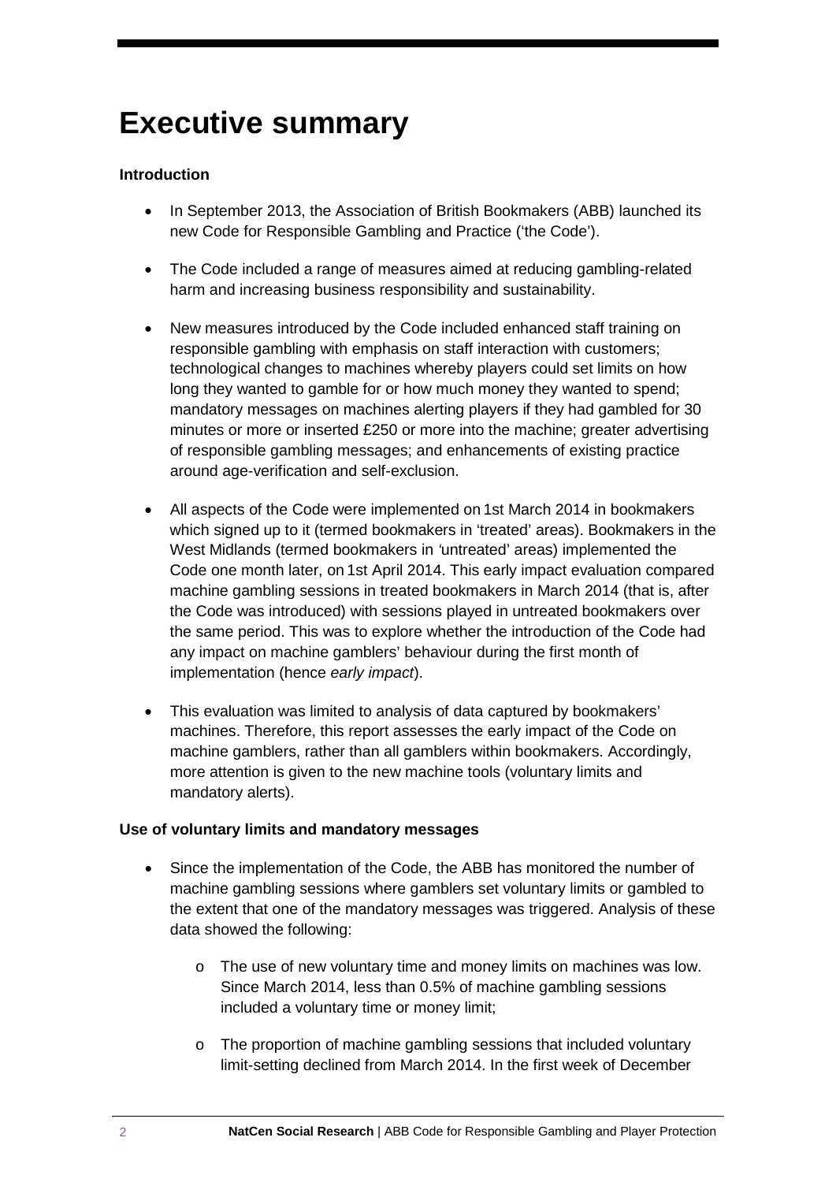# Executive summary

**Introduction**

- In September 2013, the Association of British Bookmakers (ABB) launched its new Code for Responsible Gambling and Practice ('the Code').
- The Code included a range of measures aimed at reducing gambling-related harm and increasing business responsibility and sustainability.
- New measures introduced by the Code included enhanced staff training on responsible gambling with emphasis on staff interaction with customers; technological changes to machines whereby players could set limits on how long they wanted to gamble for or how much money they wanted to spend; mandatory messages on machines alerting players if they had gambled for 30 minutes or more or inserted £250 or more into the machine; greater advertising of responsible gambling messages; and enhancements of existing practice around age-verification and self-exclusion.
- All aspects of the Code were implemented on 1st March 2014 in bookmakers which signed up to it (termed bookmakers in 'treated' areas). Bookmakers in the West Midlands (termed bookmakers in 'untreated' areas) implemented the Code one month later, on 1st April 2014. This early impact evaluation compared machine gambling sessions in treated bookmakers in March 2014 (that is, after the Code was introduced) with sessions played in untreated bookmakers over the same period. This was to explore whether the introduction of the Code had any impact on machine gamblers' behaviour during the first month of implementation (hence *early impact*).
- This evaluation was limited to analysis of data captured by bookmakers' machines. Therefore, this report assesses the early impact of the Code on machine gamblers, rather than all gamblers within bookmakers. Accordingly, more attention is given to the new machine tools (voluntary limits and mandatory alerts).

**Use of voluntary limits and mandatory messages**

- Since the implementation of the Code, the ABB has monitored the number of machine gambling sessions where gamblers set voluntary limits or gambled to the extent that one of the mandatory messages was triggered. Analysis of these data showed the following:
    - The use of new voluntary time and money limits on machines was low. Since March 2014, less than 0.5% of machine gambling sessions included a voluntary time or money limit;
    - The proportion of machine gambling sessions that included voluntary limit-setting declined from March 2014. In the first week of December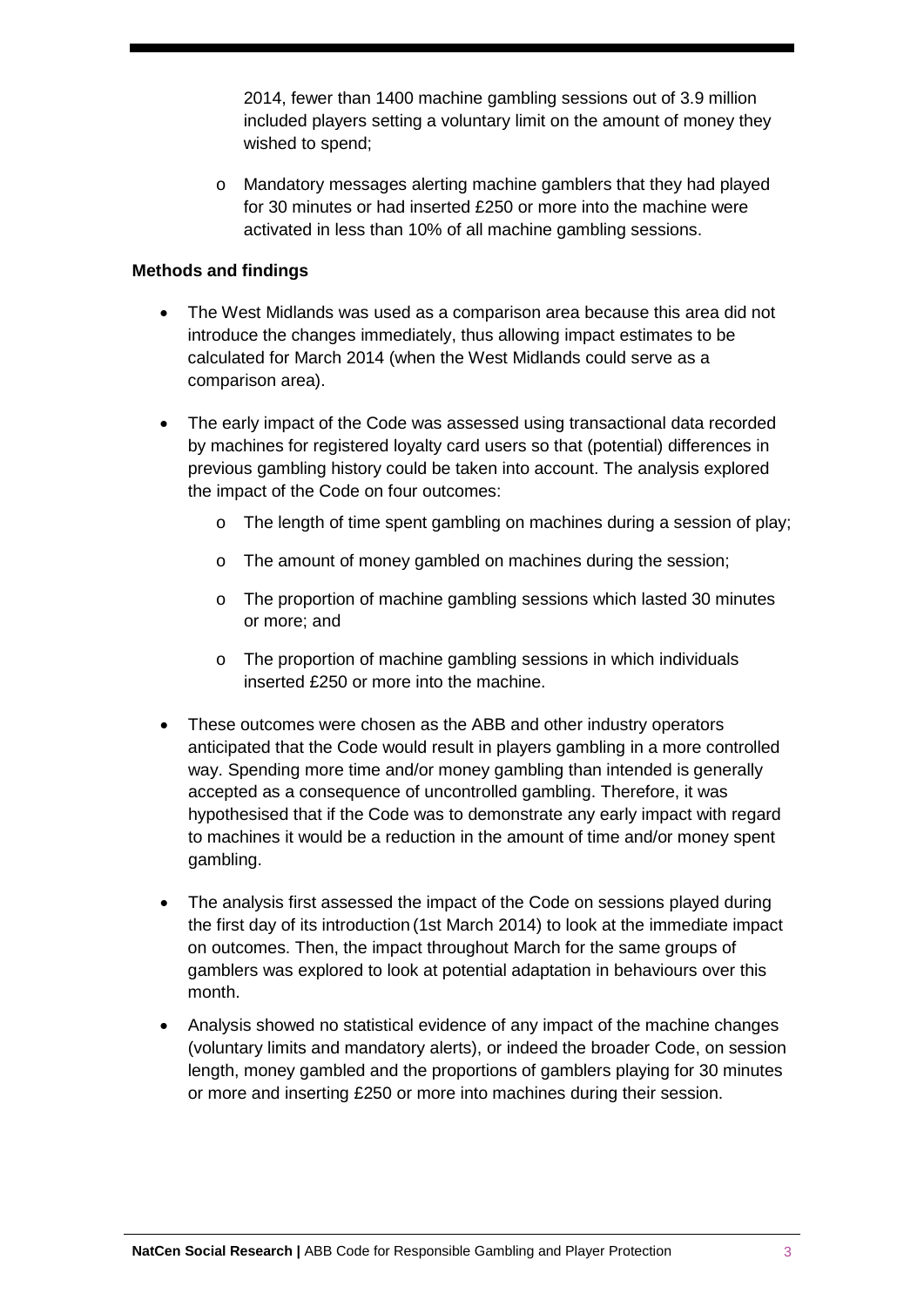2014, fewer than 1400 machine gambling sessions out of 3.9 million included players setting a voluntary limit on the amount of money they wished to spend;

  - Mandatory messages alerting machine gamblers that they had played for 30 minutes or had inserted £250 or more into the machine were activated in less than 10% of all machine gambling sessions.

**Methods and findings**

- The West Midlands was used as a comparison area because this area did not introduce the changes immediately, thus allowing impact estimates to be calculated for March 2014 (when the West Midlands could serve as a comparison area).
- The early impact of the Code was assessed using transactional data recorded by machines for registered loyalty card users so that (potential) differences in previous gambling history could be taken into account. The analysis explored the impact of the Code on four outcomes:
  - The length of time spent gambling on machines during a session of play;
  - The amount of money gambled on machines during the session;
  - The proportion of machine gambling sessions which lasted 30 minutes or more; and
  - The proportion of machine gambling sessions in which individuals inserted £250 or more into the machine.
- These outcomes were chosen as the ABB and other industry operators anticipated that the Code would result in players gambling in a more controlled way. Spending more time and/or money gambling than intended is generally accepted as a consequence of uncontrolled gambling. Therefore, it was hypothesised that if the Code was to demonstrate any early impact with regard to machines it would be a reduction in the amount of time and/or money spent gambling.
- The analysis first assessed the impact of the Code on sessions played during the first day of its introduction (1st March 2014) to look at the immediate impact on outcomes. Then, the impact throughout March for the same groups of gamblers was explored to look at potential adaptation in behaviours over this month.
- Analysis showed no statistical evidence of any impact of the machine changes (voluntary limits and mandatory alerts), or indeed the broader Code, on session length, money gambled and the proportions of gamblers playing for 30 minutes or more and inserting £250 or more into machines during their session.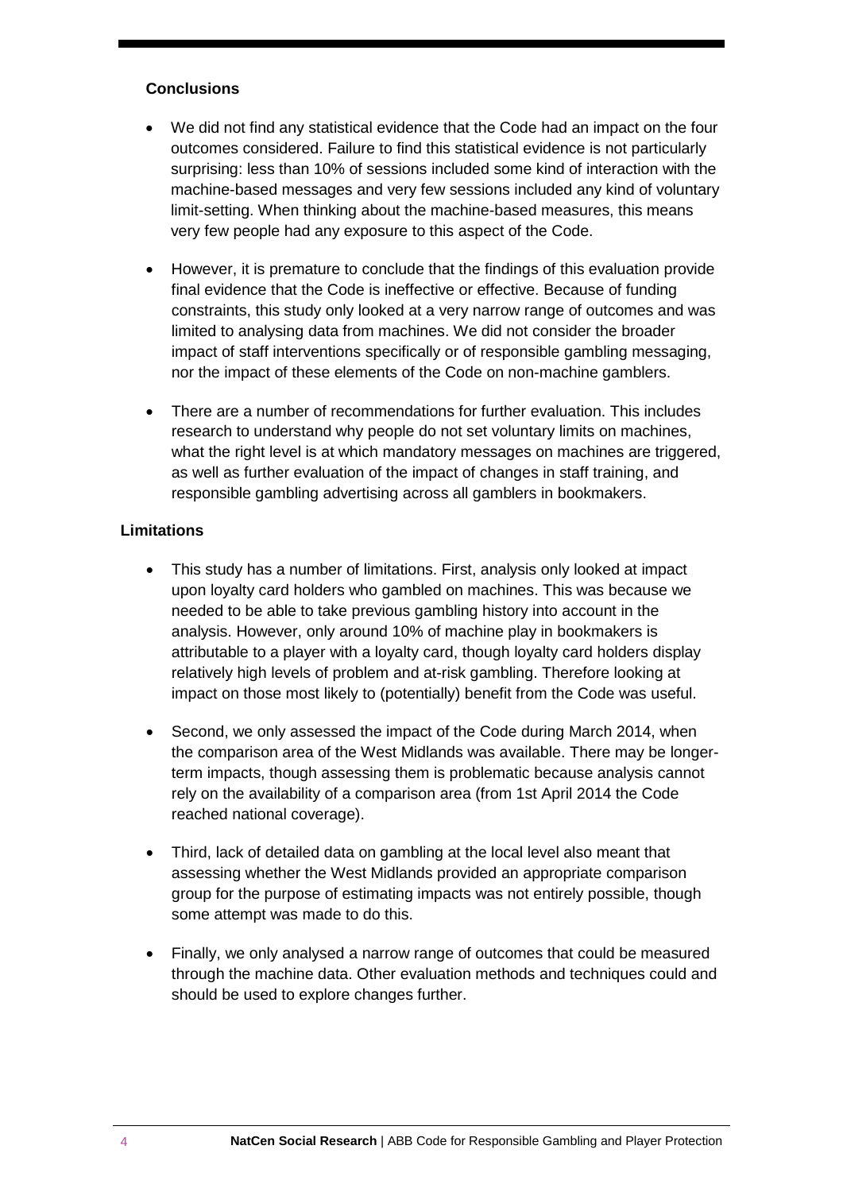### Conclusions

- We did not find any statistical evidence that the Code had an impact on the four outcomes considered. Failure to find this statistical evidence is not particularly surprising: less than 10% of sessions included some kind of interaction with the machine-based messages and very few sessions included any kind of voluntary limit-setting. When thinking about the machine-based measures, this means very few people had any exposure to this aspect of the Code.
- However, it is premature to conclude that the findings of this evaluation provide final evidence that the Code is ineffective or effective. Because of funding constraints, this study only looked at a very narrow range of outcomes and was limited to analysing data from machines. We did not consider the broader impact of staff interventions specifically or of responsible gambling messaging, nor the impact of these elements of the Code on non-machine gamblers.
- There are a number of recommendations for further evaluation. This includes research to understand why people do not set voluntary limits on machines, what the right level is at which mandatory messages on machines are triggered, as well as further evaluation of the impact of changes in staff training, and responsible gambling advertising across all gamblers in bookmakers.

### Limitations

- This study has a number of limitations. First, analysis only looked at impact upon loyalty card holders who gambled on machines. This was because we needed to be able to take previous gambling history into account in the analysis. However, only around 10% of machine play in bookmakers is attributable to a player with a loyalty card, though loyalty card holders display relatively high levels of problem and at-risk gambling. Therefore looking at impact on those most likely to (potentially) benefit from the Code was useful.
- Second, we only assessed the impact of the Code during March 2014, when the comparison area of the West Midlands was available. There may be longer-term impacts, though assessing them is problematic because analysis cannot rely on the availability of a comparison area (from 1st April 2014 the Code reached national coverage).
- Third, lack of detailed data on gambling at the local level also meant that assessing whether the West Midlands provided an appropriate comparison group for the purpose of estimating impacts was not entirely possible, though some attempt was made to do this.
- Finally, we only analysed a narrow range of outcomes that could be measured through the machine data. Other evaluation methods and techniques could and should be used to explore changes further.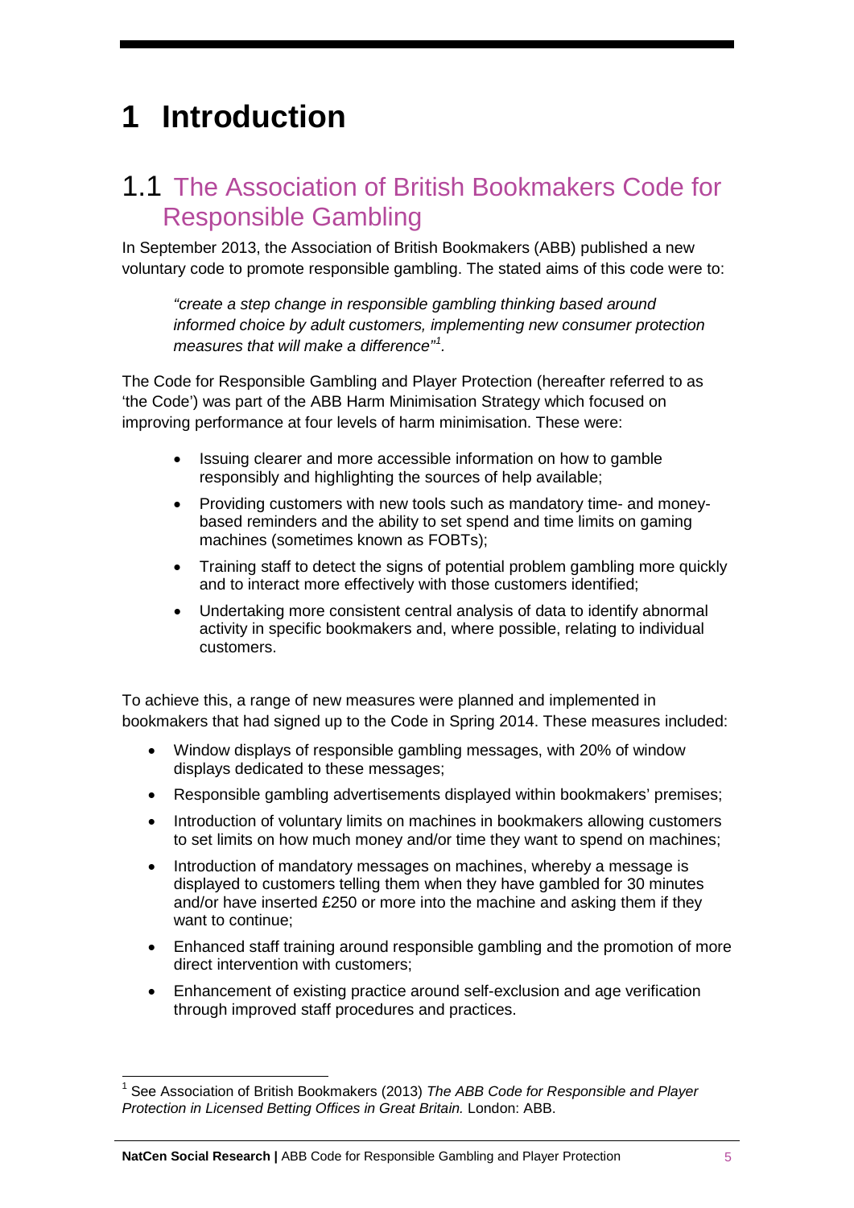# 1 Introduction

## 1.1 The Association of British Bookmakers Code for Responsible Gambling

In September 2013, the Association of British Bookmakers (ABB) published a new voluntary code to promote responsible gambling. The stated aims of this code were to:

> *"create a step change in responsible gambling thinking based around informed choice by adult customers, implementing new consumer protection measures that will make a difference"*[1].

The Code for Responsible Gambling and Player Protection (hereafter referred to as 'the Code') was part of the ABB Harm Minimisation Strategy which focused on improving performance at four levels of harm minimisation. These were:

- Issuing clearer and more accessible information on how to gamble responsibly and highlighting the sources of help available;
- Providing customers with new tools such as mandatory time- and money-based reminders and the ability to set spend and time limits on gaming machines (sometimes known as FOBTs);
- Training staff to detect the signs of potential problem gambling more quickly and to interact more effectively with those customers identified;
- Undertaking more consistent central analysis of data to identify abnormal activity in specific bookmakers and, where possible, relating to individual customers.

To achieve this, a range of new measures were planned and implemented in bookmakers that had signed up to the Code in Spring 2014. These measures included:

- Window displays of responsible gambling messages, with 20% of window displays dedicated to these messages;
- Responsible gambling advertisements displayed within bookmakers' premises;
- Introduction of voluntary limits on machines in bookmakers allowing customers to set limits on how much money and/or time they want to spend on machines;
- Introduction of mandatory messages on machines, whereby a message is displayed to customers telling them when they have gambled for 30 minutes and/or have inserted £250 or more into the machine and asking them if they want to continue;
- Enhanced staff training around responsible gambling and the promotion of more direct intervention with customers;
- Enhancement of existing practice around self-exclusion and age verification through improved staff procedures and practices.

[1] See Association of British Bookmakers (2013) *The ABB Code for Responsible and Player Protection in Licensed Betting Offices in Great Britain.* London: ABB.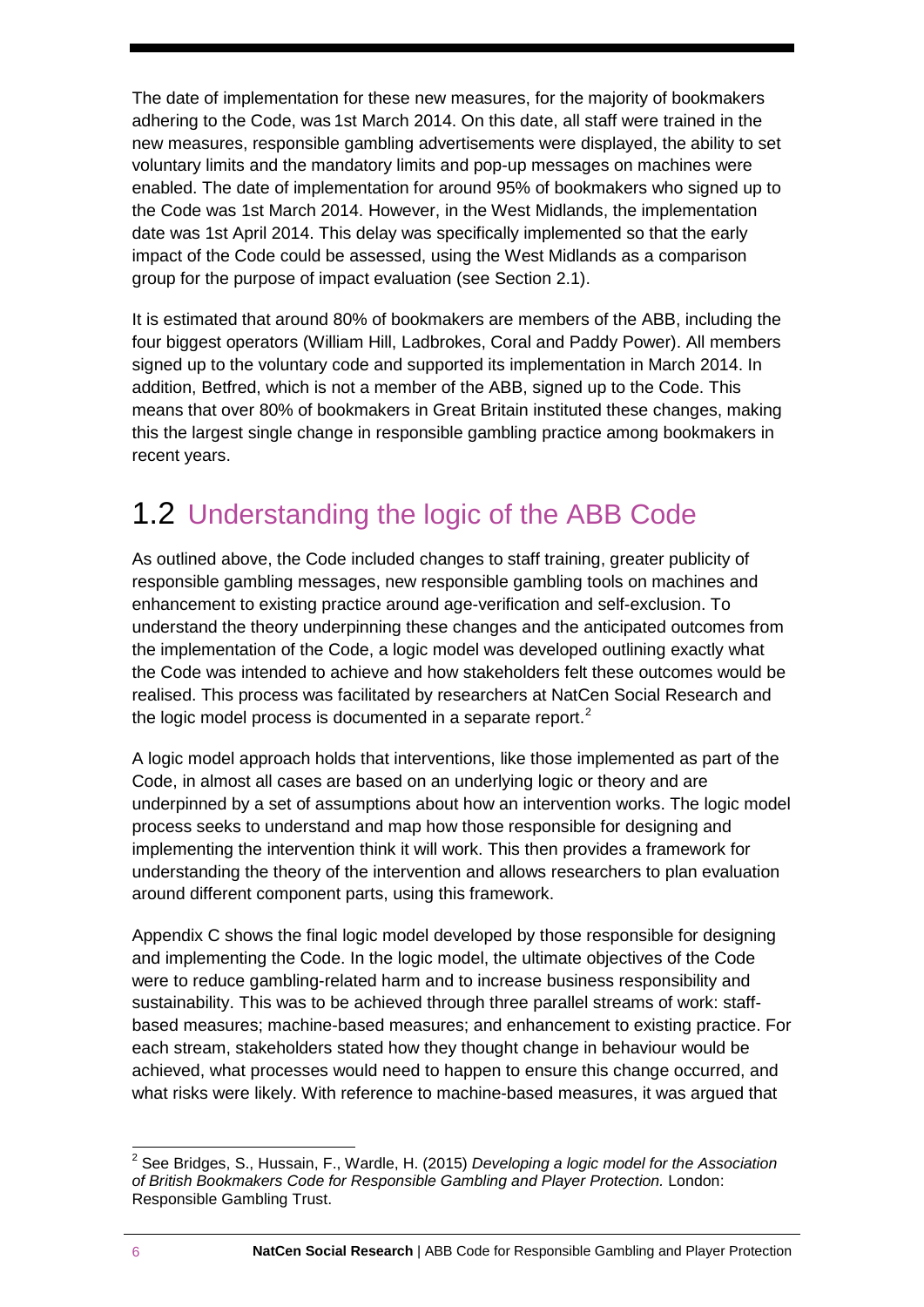The date of implementation for these new measures, for the majority of bookmakers adhering to the Code, was 1st March 2014. On this date, all staff were trained in the new measures, responsible gambling advertisements were displayed, the ability to set voluntary limits and the mandatory limits and pop-up messages on machines were enabled. The date of implementation for around 95% of bookmakers who signed up to the Code was 1st March 2014. However, in the West Midlands, the implementation date was 1st April 2014. This delay was specifically implemented so that the early impact of the Code could be assessed, using the West Midlands as a comparison group for the purpose of impact evaluation (see Section 2.1).

It is estimated that around 80% of bookmakers are members of the ABB, including the four biggest operators (William Hill, Ladbrokes, Coral and Paddy Power). All members signed up to the voluntary code and supported its implementation in March 2014. In addition, Betfred, which is not a member of the ABB, signed up to the Code. This means that over 80% of bookmakers in Great Britain instituted these changes, making this the largest single change in responsible gambling practice among bookmakers in recent years.

## 1.2 Understanding the logic of the ABB Code

As outlined above, the Code included changes to staff training, greater publicity of responsible gambling messages, new responsible gambling tools on machines and enhancement to existing practice around age-verification and self-exclusion. To understand the theory underpinning these changes and the anticipated outcomes from the implementation of the Code, a logic model was developed outlining exactly what the Code was intended to achieve and how stakeholders felt these outcomes would be realised. This process was facilitated by researchers at NatCen Social Research and the logic model process is documented in a separate report.[2]

A logic model approach holds that interventions, like those implemented as part of the Code, in almost all cases are based on an underlying logic or theory and are underpinned by a set of assumptions about how an intervention works. The logic model process seeks to understand and map how those responsible for designing and implementing the intervention think it will work. This then provides a framework for understanding the theory of the intervention and allows researchers to plan evaluation around different component parts, using this framework.

Appendix C shows the final logic model developed by those responsible for designing and implementing the Code. In the logic model, the ultimate objectives of the Code were to reduce gambling-related harm and to increase business responsibility and sustainability. This was to be achieved through three parallel streams of work: staff-based measures; machine-based measures; and enhancement to existing practice. For each stream, stakeholders stated how they thought change in behaviour would be achieved, what processes would need to happen to ensure this change occurred, and what risks were likely. With reference to machine-based measures, it was argued that

---

[2] See Bridges, S., Hussain, F., Wardle, H. (2015) *Developing a logic model for the Association of British Bookmakers Code for Responsible Gambling and Player Protection.* London: Responsible Gambling Trust.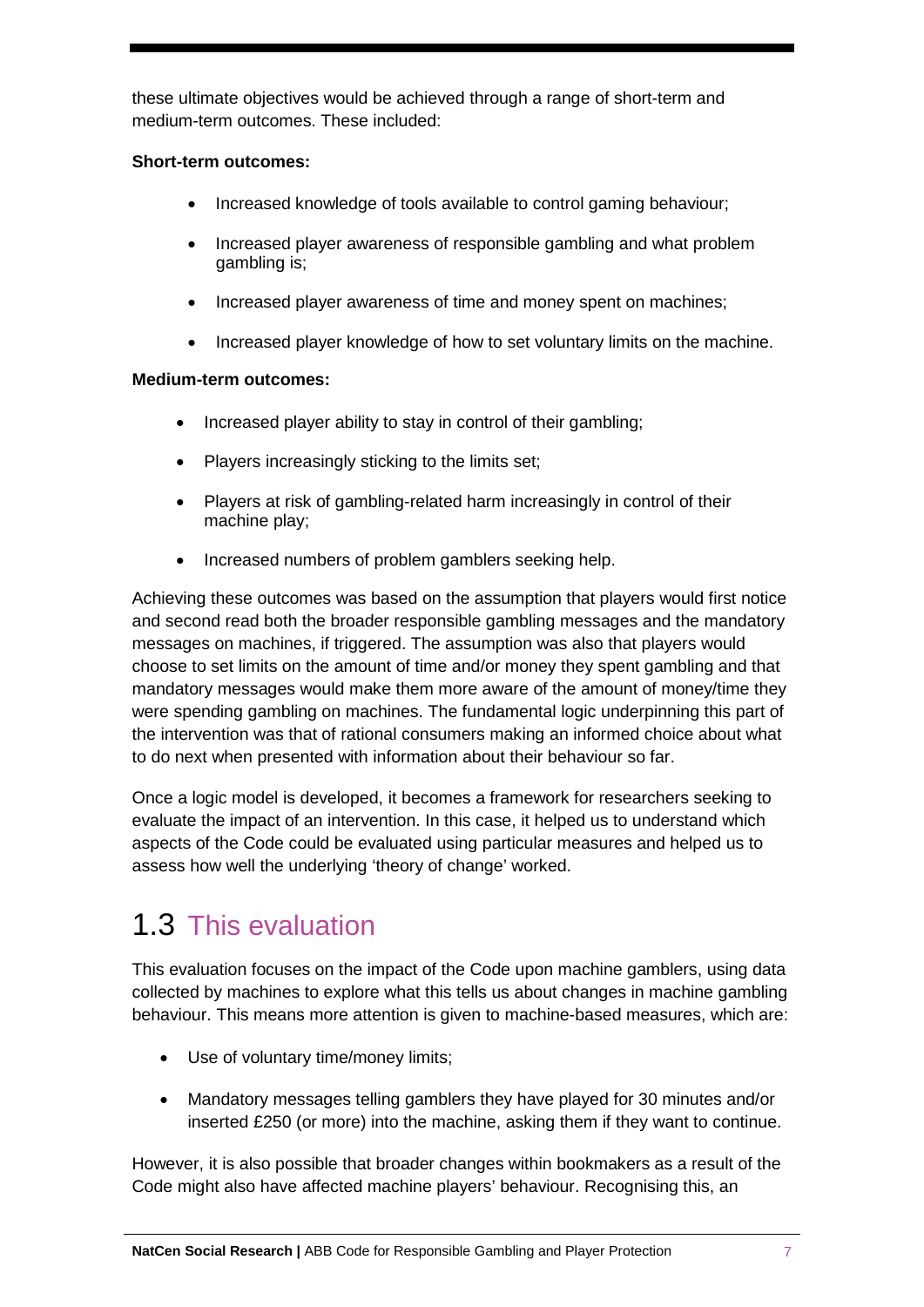these ultimate objectives would be achieved through a range of short-term and medium-term outcomes. These included:

**Short-term outcomes:**

- Increased knowledge of tools available to control gaming behaviour;
- Increased player awareness of responsible gambling and what problem gambling is;
- Increased player awareness of time and money spent on machines;
- Increased player knowledge of how to set voluntary limits on the machine.

**Medium-term outcomes:**

- Increased player ability to stay in control of their gambling;
- Players increasingly sticking to the limits set;
- Players at risk of gambling-related harm increasingly in control of their machine play;
- Increased numbers of problem gamblers seeking help.

Achieving these outcomes was based on the assumption that players would first notice and second read both the broader responsible gambling messages and the mandatory messages on machines, if triggered. The assumption was also that players would choose to set limits on the amount of time and/or money they spent gambling and that mandatory messages would make them more aware of the amount of money/time they were spending gambling on machines. The fundamental logic underpinning this part of the intervention was that of rational consumers making an informed choice about what to do next when presented with information about their behaviour so far.

Once a logic model is developed, it becomes a framework for researchers seeking to evaluate the impact of an intervention. In this case, it helped us to understand which aspects of the Code could be evaluated using particular measures and helped us to assess how well the underlying 'theory of change' worked.

## 1.3 This evaluation

This evaluation focuses on the impact of the Code upon machine gamblers, using data collected by machines to explore what this tells us about changes in machine gambling behaviour. This means more attention is given to machine-based measures, which are:

- Use of voluntary time/money limits;
- Mandatory messages telling gamblers they have played for 30 minutes and/or inserted £250 (or more) into the machine, asking them if they want to continue.

However, it is also possible that broader changes within bookmakers as a result of the Code might also have affected machine players' behaviour. Recognising this, an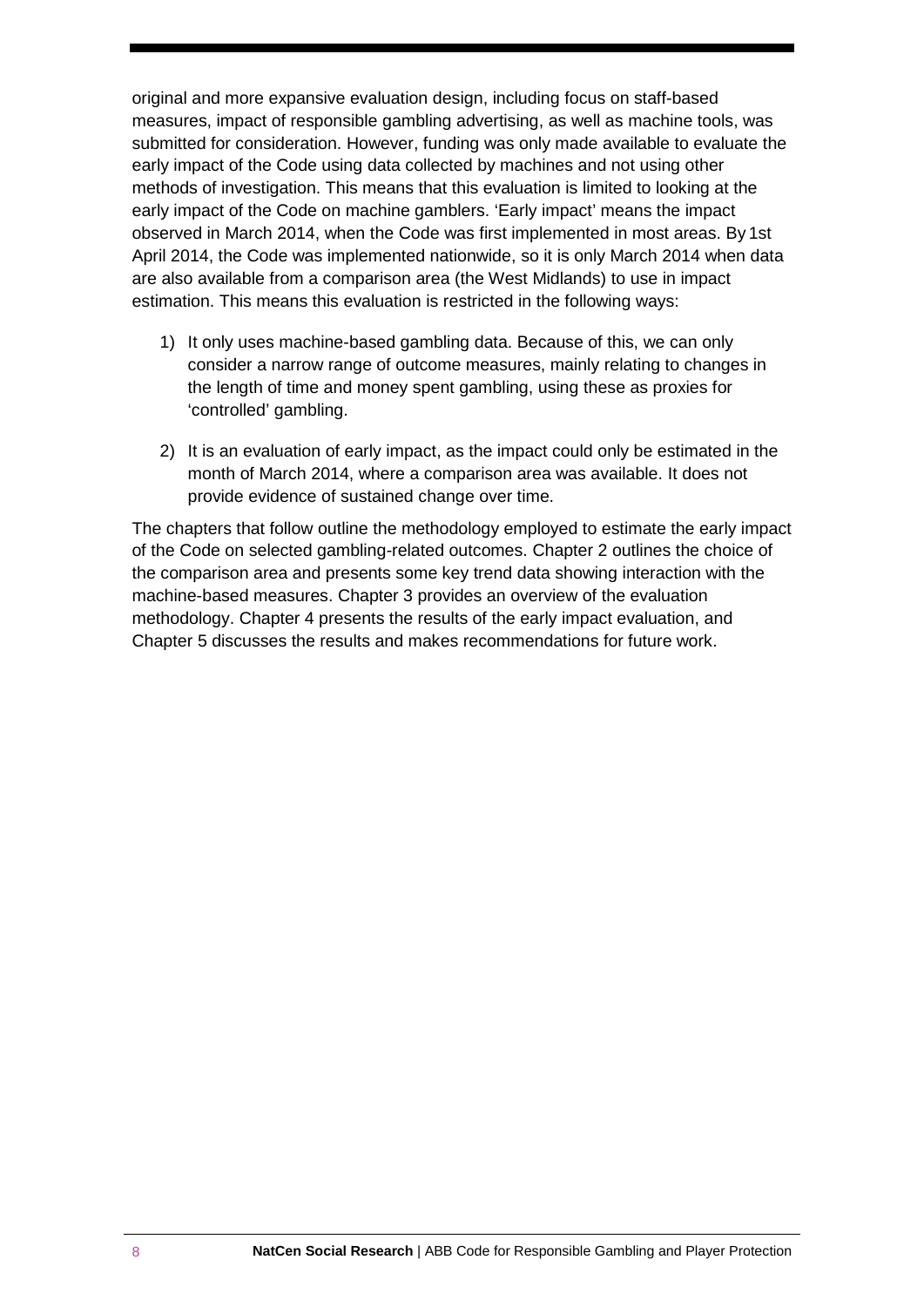original and more expansive evaluation design, including focus on staff-based measures, impact of responsible gambling advertising, as well as machine tools, was submitted for consideration. However, funding was only made available to evaluate the early impact of the Code using data collected by machines and not using other methods of investigation. This means that this evaluation is limited to looking at the early impact of the Code on machine gamblers. 'Early impact' means the impact observed in March 2014, when the Code was first implemented in most areas. By 1st April 2014, the Code was implemented nationwide, so it is only March 2014 when data are also available from a comparison area (the West Midlands) to use in impact estimation. This means this evaluation is restricted in the following ways:

1) It only uses machine-based gambling data. Because of this, we can only consider a narrow range of outcome measures, mainly relating to changes in the length of time and money spent gambling, using these as proxies for 'controlled' gambling.

2) It is an evaluation of early impact, as the impact could only be estimated in the month of March 2014, where a comparison area was available. It does not provide evidence of sustained change over time.

The chapters that follow outline the methodology employed to estimate the early impact of the Code on selected gambling-related outcomes. Chapter 2 outlines the choice of the comparison area and presents some key trend data showing interaction with the machine-based measures. Chapter 3 provides an overview of the evaluation methodology. Chapter 4 presents the results of the early impact evaluation, and Chapter 5 discusses the results and makes recommendations for future work.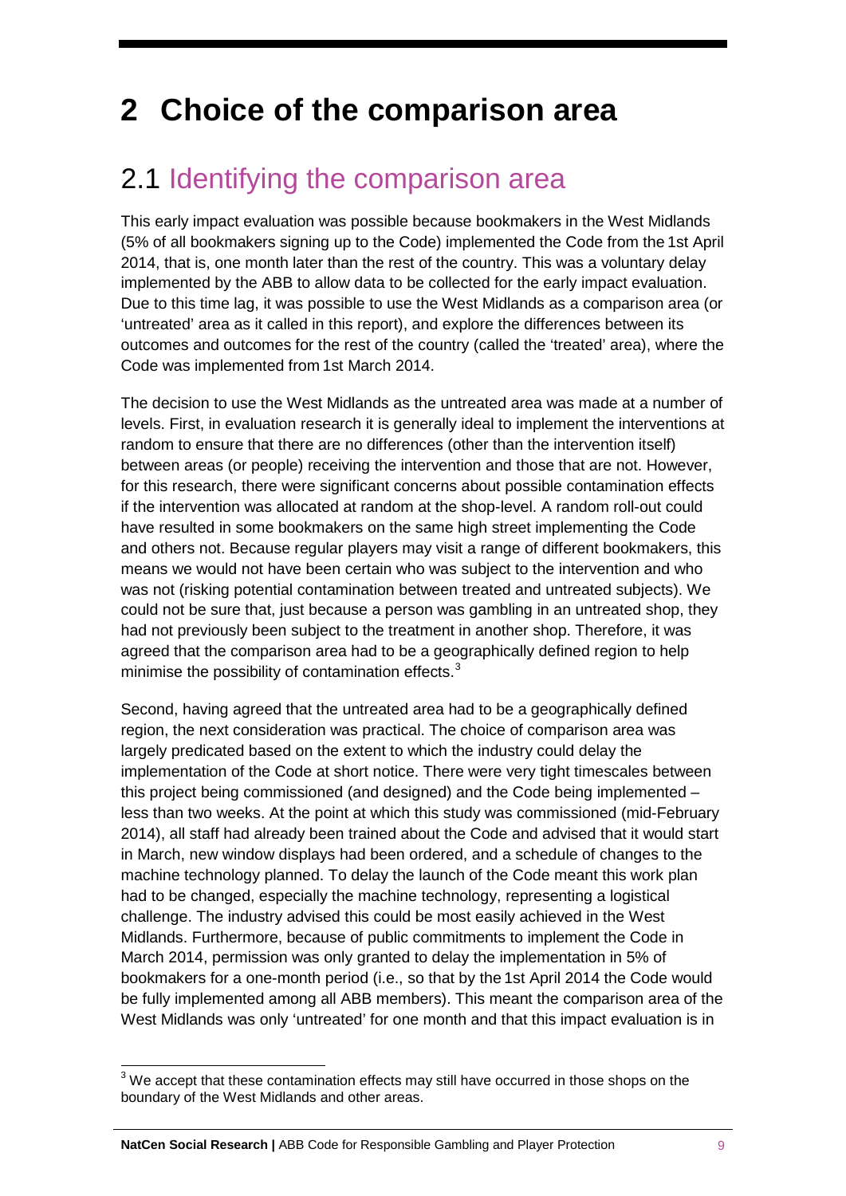# 2 Choice of the comparison area

## 2.1 Identifying the comparison area

This early impact evaluation was possible because bookmakers in the West Midlands (5% of all bookmakers signing up to the Code) implemented the Code from the 1st April 2014, that is, one month later than the rest of the country. This was a voluntary delay implemented by the ABB to allow data to be collected for the early impact evaluation. Due to this time lag, it was possible to use the West Midlands as a comparison area (or 'untreated' area as it called in this report), and explore the differences between its outcomes and outcomes for the rest of the country (called the 'treated' area), where the Code was implemented from 1st March 2014.

The decision to use the West Midlands as the untreated area was made at a number of levels. First, in evaluation research it is generally ideal to implement the interventions at random to ensure that there are no differences (other than the intervention itself) between areas (or people) receiving the intervention and those that are not. However, for this research, there were significant concerns about possible contamination effects if the intervention was allocated at random at the shop-level. A random roll-out could have resulted in some bookmakers on the same high street implementing the Code and others not. Because regular players may visit a range of different bookmakers, this means we would not have been certain who was subject to the intervention and who was not (risking potential contamination between treated and untreated subjects). We could not be sure that, just because a person was gambling in an untreated shop, they had not previously been subject to the treatment in another shop. Therefore, it was agreed that the comparison area had to be a geographically defined region to help minimise the possibility of contamination effects.[3]

Second, having agreed that the untreated area had to be a geographically defined region, the next consideration was practical. The choice of comparison area was largely predicated based on the extent to which the industry could delay the implementation of the Code at short notice. There were very tight timescales between this project being commissioned (and designed) and the Code being implemented – less than two weeks. At the point at which this study was commissioned (mid-February 2014), all staff had already been trained about the Code and advised that it would start in March, new window displays had been ordered, and a schedule of changes to the machine technology planned. To delay the launch of the Code meant this work plan had to be changed, especially the machine technology, representing a logistical challenge. The industry advised this could be most easily achieved in the West Midlands. Furthermore, because of public commitments to implement the Code in March 2014, permission was only granted to delay the implementation in 5% of bookmakers for a one-month period (i.e., so that by the 1st April 2014 the Code would be fully implemented among all ABB members). This meant the comparison area of the West Midlands was only 'untreated' for one month and that this impact evaluation is in

[3] We accept that these contamination effects may still have occurred in those shops on the boundary of the West Midlands and other areas.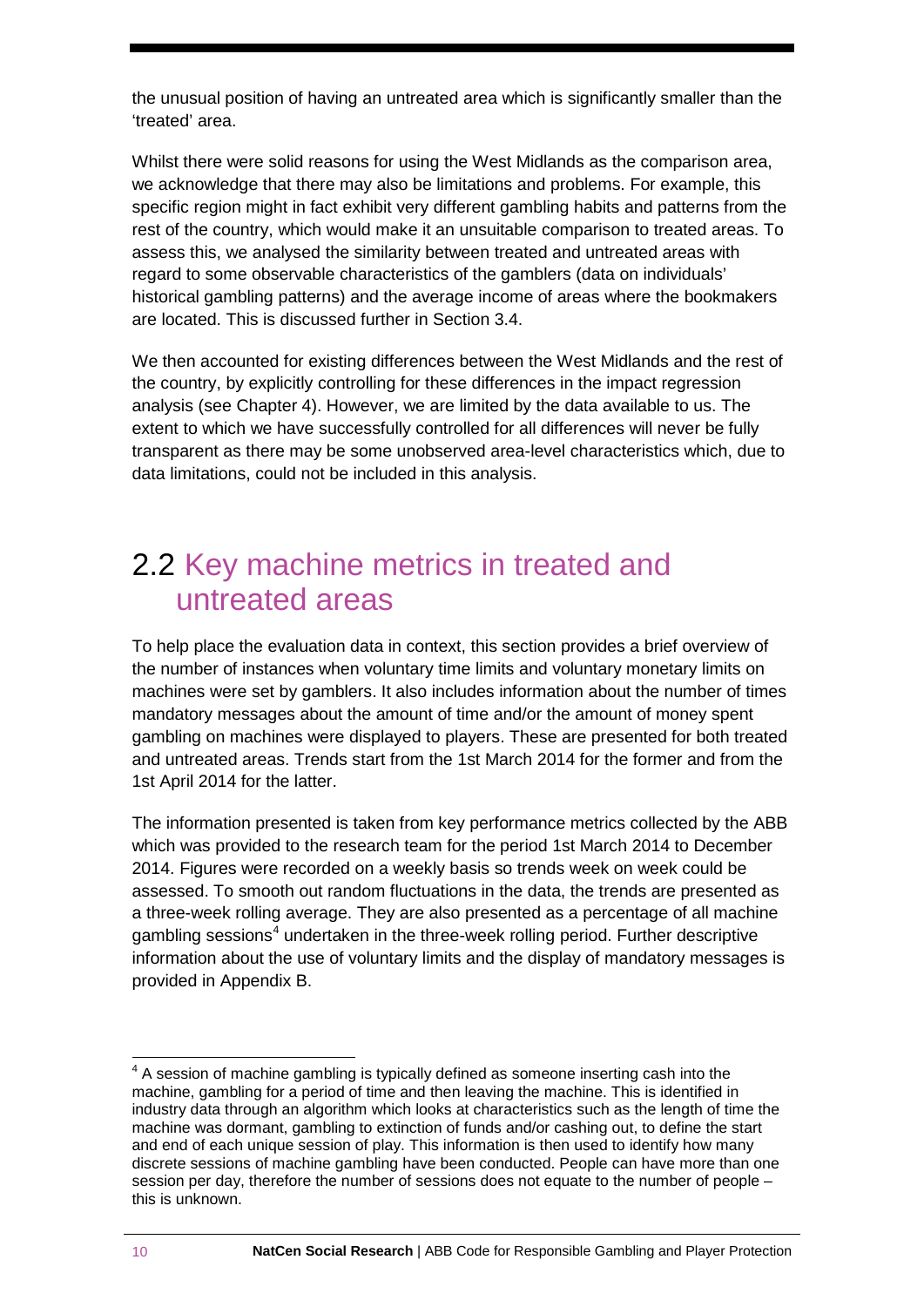the unusual position of having an untreated area which is significantly smaller than the 'treated' area.

Whilst there were solid reasons for using the West Midlands as the comparison area, we acknowledge that there may also be limitations and problems. For example, this specific region might in fact exhibit very different gambling habits and patterns from the rest of the country, which would make it an unsuitable comparison to treated areas. To assess this, we analysed the similarity between treated and untreated areas with regard to some observable characteristics of the gamblers (data on individuals' historical gambling patterns) and the average income of areas where the bookmakers are located. This is discussed further in Section 3.4.

We then accounted for existing differences between the West Midlands and the rest of the country, by explicitly controlling for these differences in the impact regression analysis (see Chapter 4). However, we are limited by the data available to us. The extent to which we have successfully controlled for all differences will never be fully transparent as there may be some unobserved area-level characteristics which, due to data limitations, could not be included in this analysis.

## 2.2 Key machine metrics in treated and untreated areas

To help place the evaluation data in context, this section provides a brief overview of the number of instances when voluntary time limits and voluntary monetary limits on machines were set by gamblers. It also includes information about the number of times mandatory messages about the amount of time and/or the amount of money spent gambling on machines were displayed to players. These are presented for both treated and untreated areas. Trends start from the 1st March 2014 for the former and from the 1st April 2014 for the latter.

The information presented is taken from key performance metrics collected by the ABB which was provided to the research team for the period 1st March 2014 to December 2014. Figures were recorded on a weekly basis so trends week on week could be assessed. To smooth out random fluctuations in the data, the trends are presented as a three-week rolling average. They are also presented as a percentage of all machine gambling sessions[4] undertaken in the three-week rolling period. Further descriptive information about the use of voluntary limits and the display of mandatory messages is provided in Appendix B.

---

[4] A session of machine gambling is typically defined as someone inserting cash into the machine, gambling for a period of time and then leaving the machine. This is identified in industry data through an algorithm which looks at characteristics such as the length of time the machine was dormant, gambling to extinction of funds and/or cashing out, to define the start and end of each unique session of play. This information is then used to identify how many discrete sessions of machine gambling have been conducted. People can have more than one session per day, therefore the number of sessions does not equate to the number of people – this is unknown.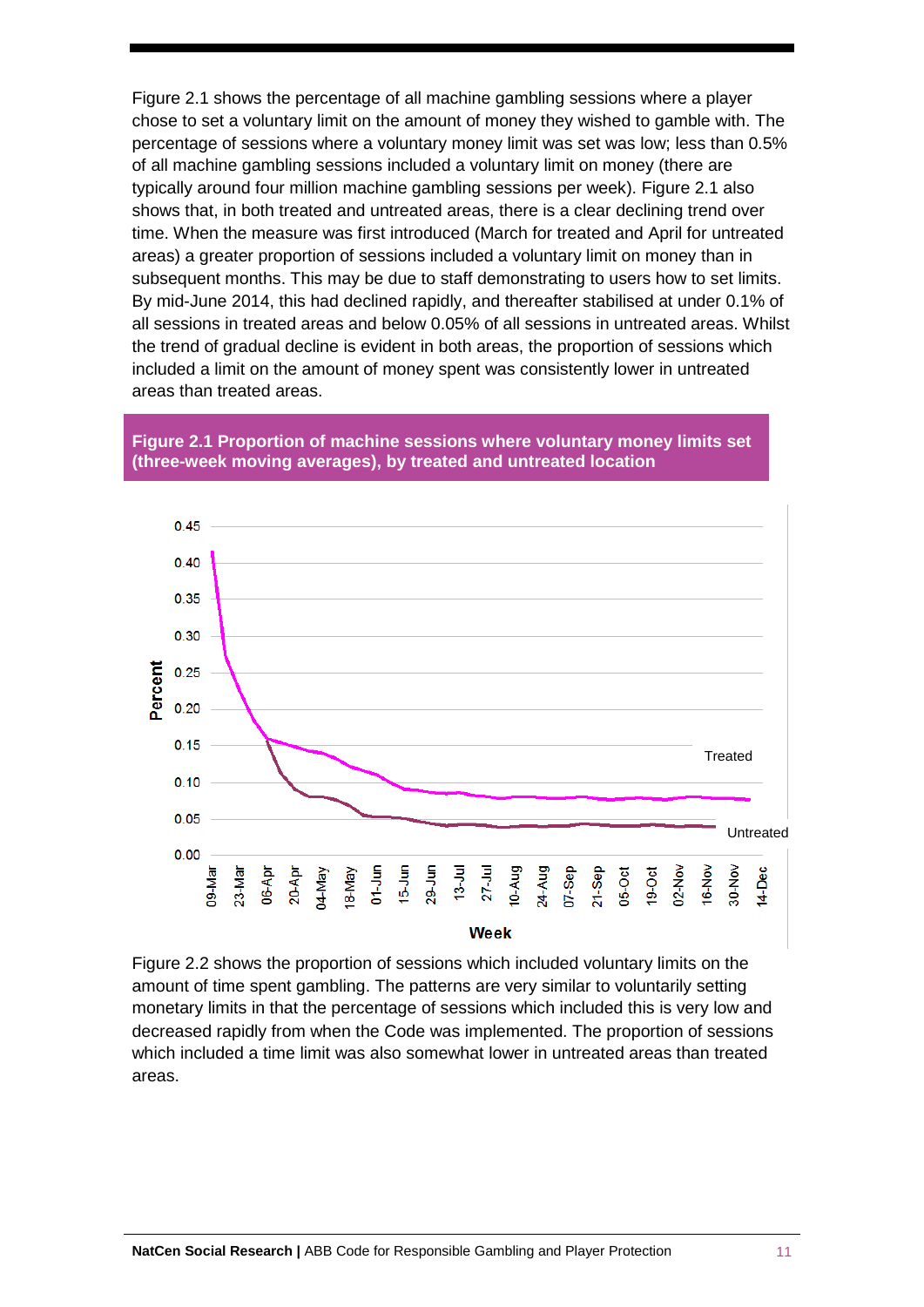Figure 2.1 shows the percentage of all machine gambling sessions where a player chose to set a voluntary limit on the amount of money they wished to gamble with. The percentage of sessions where a voluntary money limit was set was low; less than 0.5% of all machine gambling sessions included a voluntary limit on money (there are typically around four million machine gambling sessions per week). Figure 2.1 also shows that, in both treated and untreated areas, there is a clear declining trend over time. When the measure was first introduced (March for treated and April for untreated areas) a greater proportion of sessions included a voluntary limit on money than in subsequent months. This may be due to staff demonstrating to users how to set limits. By mid-June 2014, this had declined rapidly, and thereafter stabilised at under 0.1% of all sessions in treated areas and below 0.05% of all sessions in untreated areas. Whilst the trend of gradual decline is evident in both areas, the proportion of sessions which included a limit on the amount of money spent was consistently lower in untreated areas than treated areas.

**Figure 2.1 Proportion of machine sessions where voluntary money limits set (three-week moving averages), by treated and untreated location**

Figure 2.2 shows the proportion of sessions which included voluntary limits on the amount of time spent gambling. The patterns are very similar to voluntarily setting monetary limits in that the percentage of sessions which included this is very low and decreased rapidly from when the Code was implemented. The proportion of sessions which included a time limit was also somewhat lower in untreated areas than treated areas.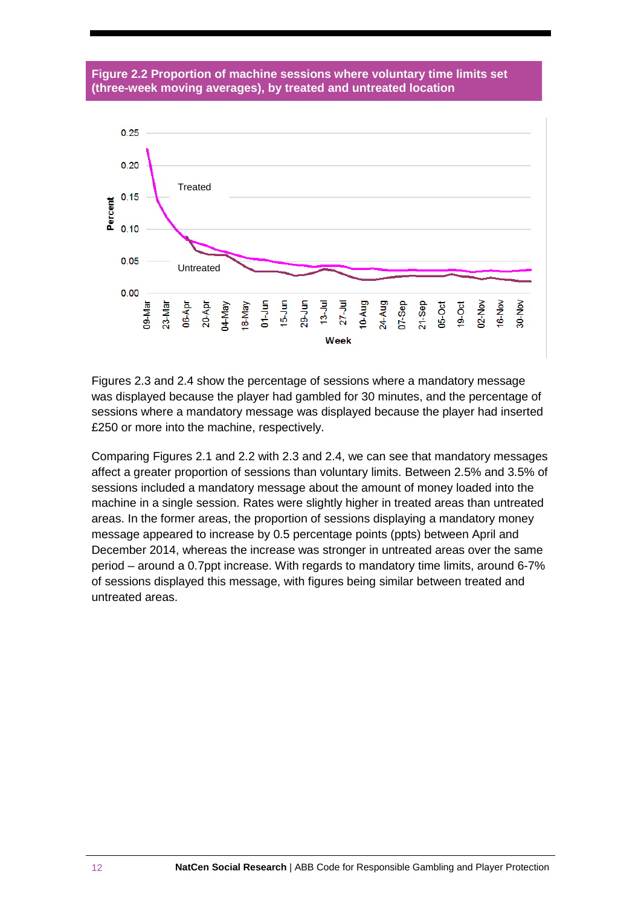**Figure 2.2 Proportion of machine sessions where voluntary time limits set (three-week moving averages), by treated and untreated location**

Figures 2.3 and 2.4 show the percentage of sessions where a mandatory message was displayed because the player had gambled for 30 minutes, and the percentage of sessions where a mandatory message was displayed because the player had inserted £250 or more into the machine, respectively.

Comparing Figures 2.1 and 2.2 with 2.3 and 2.4, we can see that mandatory messages affect a greater proportion of sessions than voluntary limits. Between 2.5% and 3.5% of sessions included a mandatory message about the amount of money loaded into the machine in a single session. Rates were slightly higher in treated areas than untreated areas. In the former areas, the proportion of sessions displaying a mandatory money message appeared to increase by 0.5 percentage points (ppts) between April and December 2014, whereas the increase was stronger in untreated areas over the same period – around a 0.7ppt increase. With regards to mandatory time limits, around 6-7% of sessions displayed this message, with figures being similar between treated and untreated areas.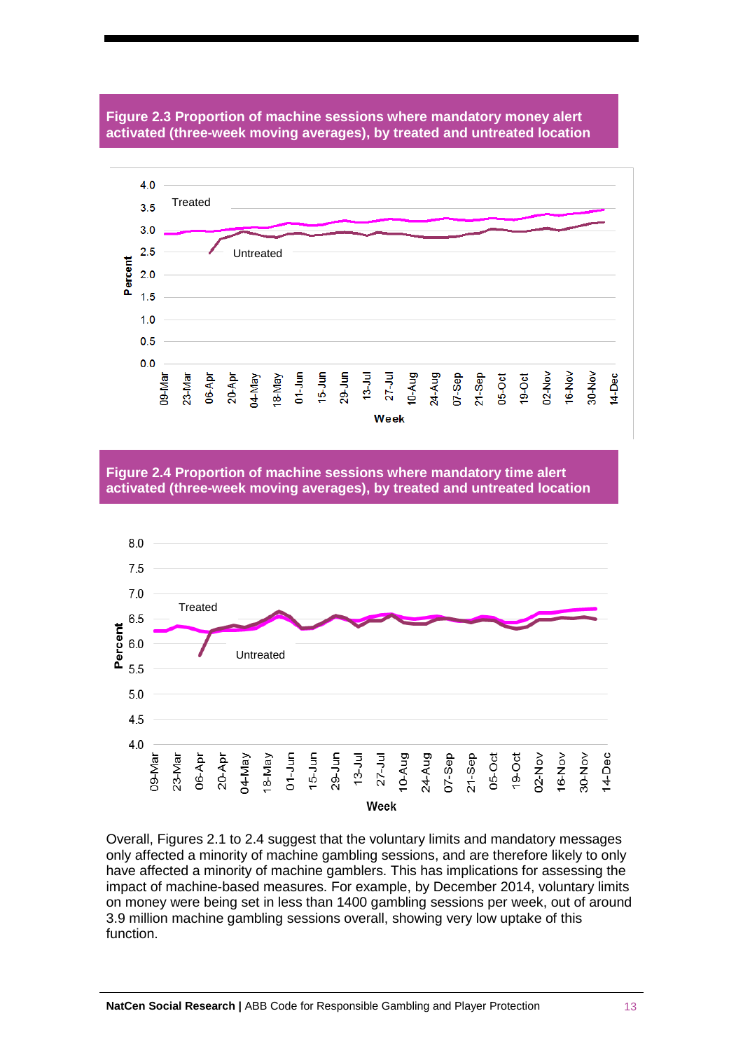**Figure 2.3 Proportion of machine sessions where mandatory money alert activated (three-week moving averages), by treated and untreated location**

**Figure 2.4 Proportion of machine sessions where mandatory time alert activated (three-week moving averages), by treated and untreated location**

Overall, Figures 2.1 to 2.4 suggest that the voluntary limits and mandatory messages only affected a minority of machine gambling sessions, and are therefore likely to only have affected a minority of machine gamblers. This has implications for assessing the impact of machine-based measures. For example, by December 2014, voluntary limits on money were being set in less than 1400 gambling sessions per week, out of around 3.9 million machine gambling sessions overall, showing very low uptake of this function.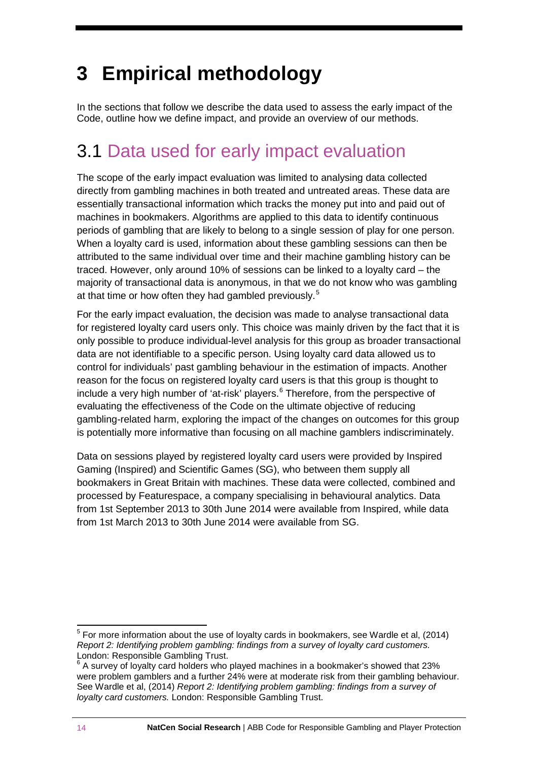# 3 Empirical methodology

In the sections that follow we describe the data used to assess the early impact of the Code, outline how we define impact, and provide an overview of our methods.

## 3.1 Data used for early impact evaluation

The scope of the early impact evaluation was limited to analysing data collected directly from gambling machines in both treated and untreated areas. These data are essentially transactional information which tracks the money put into and paid out of machines in bookmakers. Algorithms are applied to this data to identify continuous periods of gambling that are likely to belong to a single session of play for one person. When a loyalty card is used, information about these gambling sessions can then be attributed to the same individual over time and their machine gambling history can be traced. However, only around 10% of sessions can be linked to a loyalty card – the majority of transactional data is anonymous, in that we do not know who was gambling at that time or how often they had gambled previously.[5]

For the early impact evaluation, the decision was made to analyse transactional data for registered loyalty card users only. This choice was mainly driven by the fact that it is only possible to produce individual-level analysis for this group as broader transactional data are not identifiable to a specific person. Using loyalty card data allowed us to control for individuals' past gambling behaviour in the estimation of impacts. Another reason for the focus on registered loyalty card users is that this group is thought to include a very high number of 'at-risk' players.[6] Therefore, from the perspective of evaluating the effectiveness of the Code on the ultimate objective of reducing gambling-related harm, exploring the impact of the changes on outcomes for this group is potentially more informative than focusing on all machine gamblers indiscriminately.

Data on sessions played by registered loyalty card users were provided by Inspired Gaming (Inspired) and Scientific Games (SG), who between them supply all bookmakers in Great Britain with machines. These data were collected, combined and processed by Featurespace, a company specialising in behavioural analytics. Data from 1st September 2013 to 30th June 2014 were available from Inspired, while data from 1st March 2013 to 30th June 2014 were available from SG.

---

[5] For more information about the use of loyalty cards in bookmakers, see Wardle et al, (2014) *Report 2: Identifying problem gambling: findings from a survey of loyalty card customers.* London: Responsible Gambling Trust.

[6] A survey of loyalty card holders who played machines in a bookmaker's showed that 23% were problem gamblers and a further 24% were at moderate risk from their gambling behaviour. See Wardle et al, (2014) *Report 2: Identifying problem gambling: findings from a survey of loyalty card customers.* London: Responsible Gambling Trust.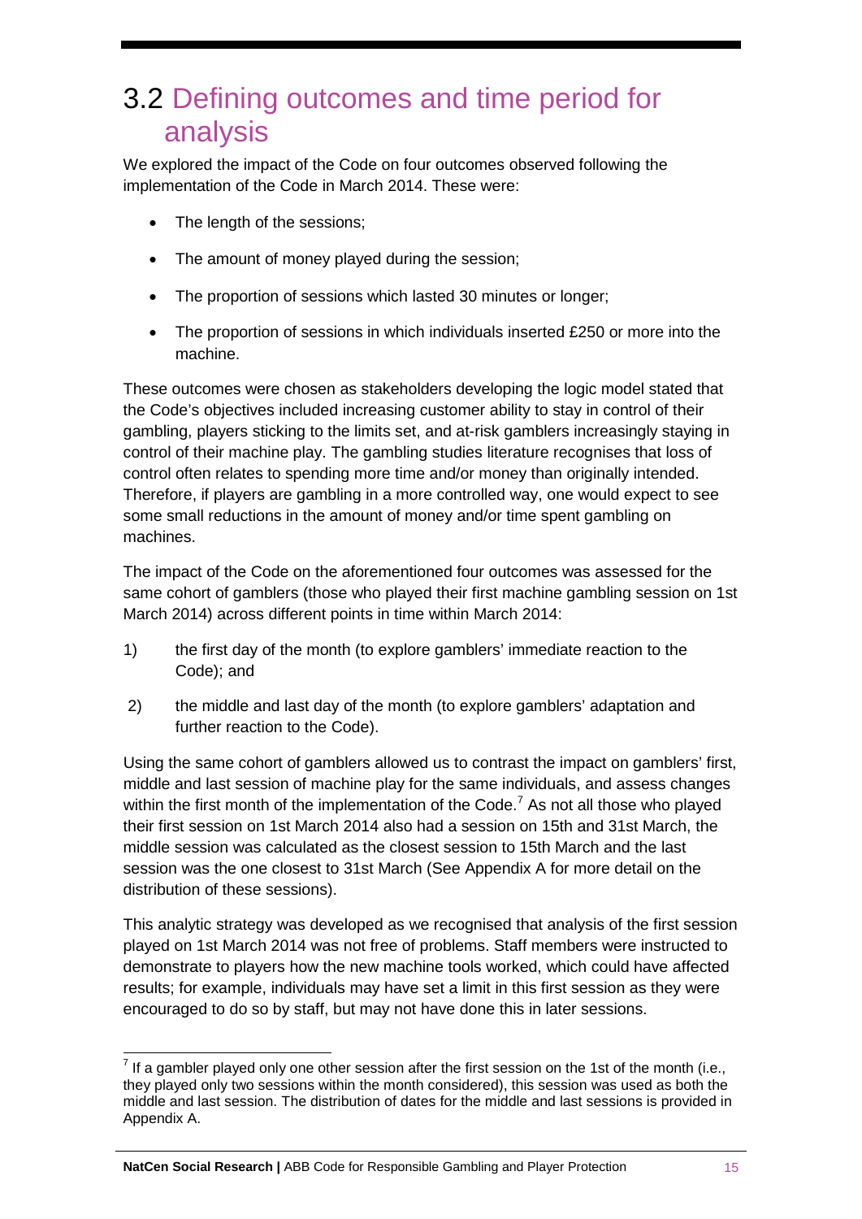## 3.2 Defining outcomes and time period for analysis

We explored the impact of the Code on four outcomes observed following the implementation of the Code in March 2014. These were:

- The length of the sessions;
- The amount of money played during the session;
- The proportion of sessions which lasted 30 minutes or longer;
- The proportion of sessions in which individuals inserted £250 or more into the machine.

These outcomes were chosen as stakeholders developing the logic model stated that the Code's objectives included increasing customer ability to stay in control of their gambling, players sticking to the limits set, and at-risk gamblers increasingly staying in control of their machine play. The gambling studies literature recognises that loss of control often relates to spending more time and/or money than originally intended. Therefore, if players are gambling in a more controlled way, one would expect to see some small reductions in the amount of money and/or time spent gambling on machines.

The impact of the Code on the aforementioned four outcomes was assessed for the same cohort of gamblers (those who played their first machine gambling session on 1st March 2014) across different points in time within March 2014:

1) the first day of the month (to explore gamblers' immediate reaction to the Code); and
2) the middle and last day of the month (to explore gamblers' adaptation and further reaction to the Code).

Using the same cohort of gamblers allowed us to contrast the impact on gamblers' first, middle and last session of machine play for the same individuals, and assess changes within the first month of the implementation of the Code.[7] As not all those who played their first session on 1st March 2014 also had a session on 15th and 31st March, the middle session was calculated as the closest session to 15th March and the last session was the one closest to 31st March (See Appendix A for more detail on the distribution of these sessions).

This analytic strategy was developed as we recognised that analysis of the first session played on 1st March 2014 was not free of problems. Staff members were instructed to demonstrate to players how the new machine tools worked, which could have affected results; for example, individuals may have set a limit in this first session as they were encouraged to do so by staff, but may not have done this in later sessions.

[7] If a gambler played only one other session after the first session on the 1st of the month (i.e., they played only two sessions within the month considered), this session was used as both the middle and last session. The distribution of dates for the middle and last sessions is provided in Appendix A.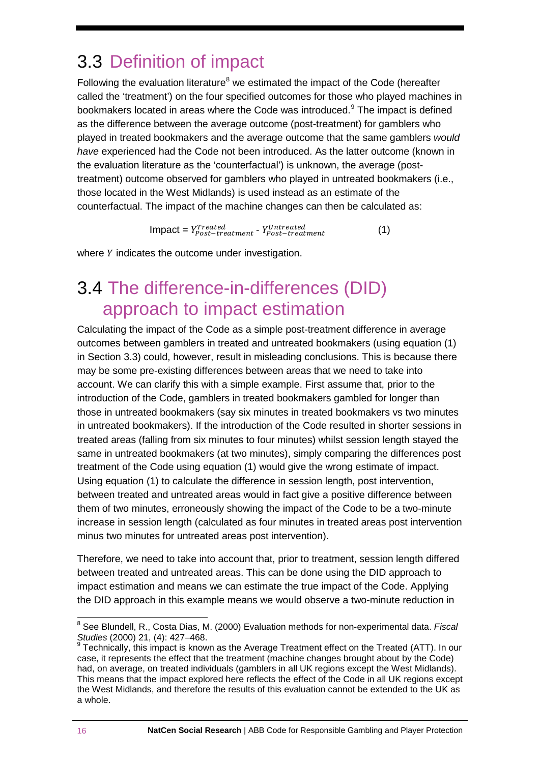## 3.3 Definition of impact

Following the evaluation literature[8] we estimated the impact of the Code (hereafter called the 'treatment') on the four specified outcomes for those who played machines in bookmakers located in areas where the Code was introduced.[9] The impact is defined as the difference between the average outcome (post-treatment) for gamblers who played in treated bookmakers and the average outcome that the same gamblers *would have* experienced had the Code not been introduced. As the latter outcome (known in the evaluation literature as the 'counterfactual') is unknown, the average (post-treatment) outcome observed for gamblers who played in untreated bookmakers (i.e., those located in the West Midlands) is used instead as an estimate of the counterfactual. The impact of the machine changes can then be calculated as:

$$\text{Impact} = Y^{Treated}_{Post-treatment} - Y^{Untreated}_{Post-treatment} \qquad (1)$$

where $Y$ indicates the outcome under investigation.

## 3.4 The difference-in-differences (DID) approach to impact estimation

Calculating the impact of the Code as a simple post-treatment difference in average outcomes between gamblers in treated and untreated bookmakers (using equation (1) in Section 3.3) could, however, result in misleading conclusions. This is because there may be some pre-existing differences between areas that we need to take into account. We can clarify this with a simple example. First assume that, prior to the introduction of the Code, gamblers in treated bookmakers gambled for longer than those in untreated bookmakers (say six minutes in treated bookmakers vs two minutes in untreated bookmakers). If the introduction of the Code resulted in shorter sessions in treated areas (falling from six minutes to four minutes) whilst session length stayed the same in untreated bookmakers (at two minutes), simply comparing the differences post treatment of the Code using equation (1) would give the wrong estimate of impact. Using equation (1) to calculate the difference in session length, post intervention, between treated and untreated areas would in fact give a positive difference between them of two minutes, erroneously showing the impact of the Code to be a two-minute increase in session length (calculated as four minutes in treated areas post intervention minus two minutes for untreated areas post intervention).

Therefore, we need to take into account that, prior to treatment, session length differed between treated and untreated areas. This can be done using the DID approach to impact estimation and means we can estimate the true impact of the Code. Applying the DID approach in this example means we would observe a two-minute reduction in

---

[8] See Blundell, R., Costa Dias, M. (2000) Evaluation methods for non-experimental data. *Fiscal Studies* (2000) 21, (4): 427–468.

[9] Technically, this impact is known as the Average Treatment effect on the Treated (ATT). In our case, it represents the effect that the treatment (machine changes brought about by the Code) had, on average, on treated individuals (gamblers in all UK regions except the West Midlands). This means that the impact explored here reflects the effect of the Code in all UK regions except the West Midlands, and therefore the results of this evaluation cannot be extended to the UK as a whole.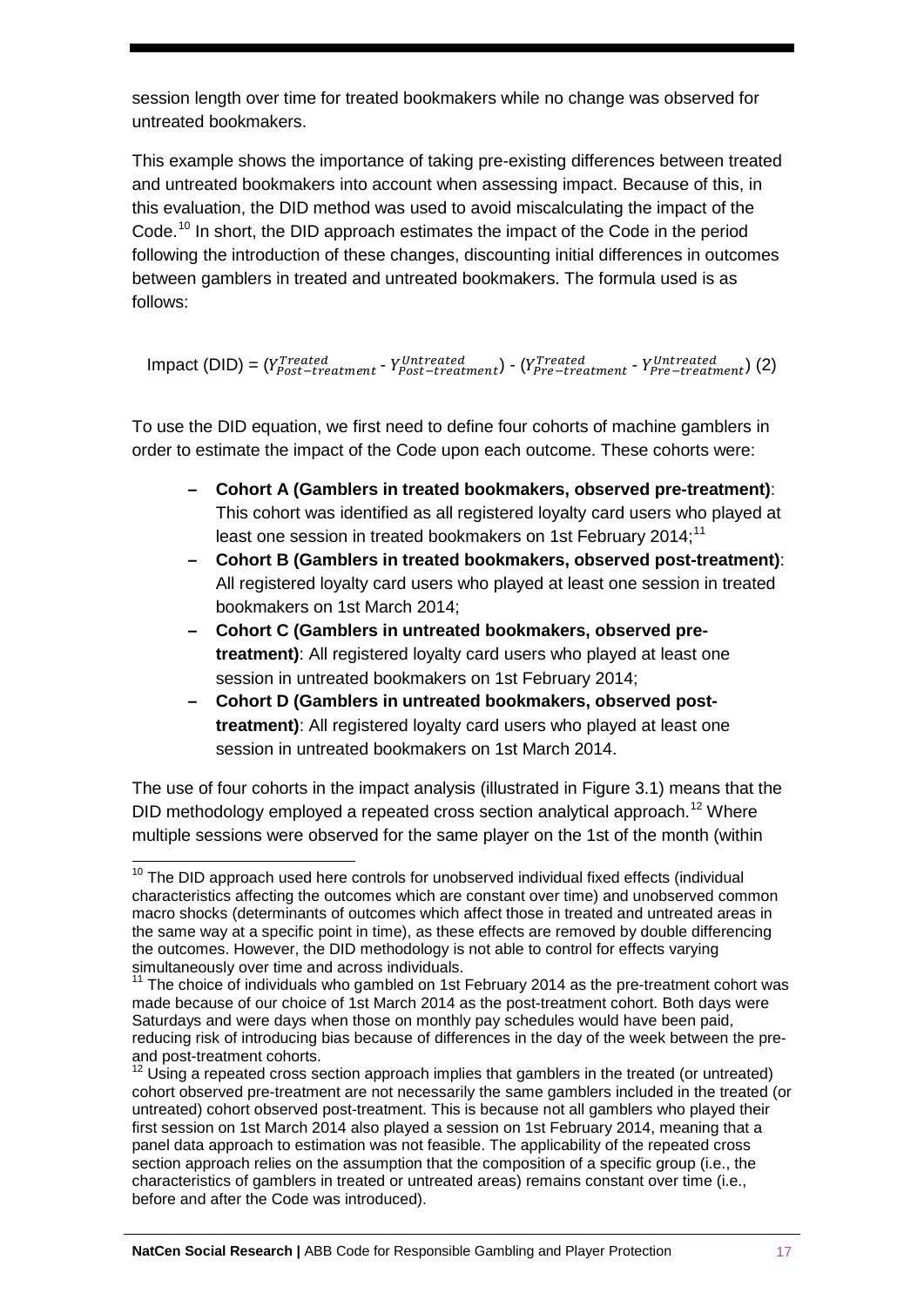session length over time for treated bookmakers while no change was observed for untreated bookmakers.

This example shows the importance of taking pre-existing differences between treated and untreated bookmakers into account when assessing impact. Because of this, in this evaluation, the DID method was used to avoid miscalculating the impact of the Code.[10] In short, the DID approach estimates the impact of the Code in the period following the introduction of these changes, discounting initial differences in outcomes between gamblers in treated and untreated bookmakers. The formula used is as follows:

$$\text{Impact (DID)} = (Y^{Treated}_{Post-treatment} - Y^{Untreated}_{Post-treatment}) - (Y^{Treated}_{Pre-treatment} - Y^{Untreated}_{Pre-treatment}) \quad (2)$$

To use the DID equation, we first need to define four cohorts of machine gamblers in order to estimate the impact of the Code upon each outcome. These cohorts were:

- **Cohort A (Gamblers in treated bookmakers, observed pre-treatment)**: This cohort was identified as all registered loyalty card users who played at least one session in treated bookmakers on 1st February 2014;[11]
- **Cohort B (Gamblers in treated bookmakers, observed post-treatment)**: All registered loyalty card users who played at least one session in treated bookmakers on 1st March 2014;
- **Cohort C (Gamblers in untreated bookmakers, observed pre-treatment)**: All registered loyalty card users who played at least one session in untreated bookmakers on 1st February 2014;
- **Cohort D (Gamblers in untreated bookmakers, observed post-treatment)**: All registered loyalty card users who played at least one session in untreated bookmakers on 1st March 2014.

The use of four cohorts in the impact analysis (illustrated in Figure 3.1) means that the DID methodology employed a repeated cross section analytical approach.[12] Where multiple sessions were observed for the same player on the 1st of the month (within

---

[10] The DID approach used here controls for unobserved individual fixed effects (individual characteristics affecting the outcomes which are constant over time) and unobserved common macro shocks (determinants of outcomes which affect those in treated and untreated areas in the same way at a specific point in time), as these effects are removed by double differencing the outcomes. However, the DID methodology is not able to control for effects varying simultaneously over time and across individuals.

[11] The choice of individuals who gambled on 1st February 2014 as the pre-treatment cohort was made because of our choice of 1st March 2014 as the post-treatment cohort. Both days were Saturdays and were days when those on monthly pay schedules would have been paid, reducing risk of introducing bias because of differences in the day of the week between the pre- and post-treatment cohorts.

[12] Using a repeated cross section approach implies that gamblers in the treated (or untreated) cohort observed pre-treatment are not necessarily the same gamblers included in the treated (or untreated) cohort observed post-treatment. This is because not all gamblers who played their first session on 1st March 2014 also played a session on 1st February 2014, meaning that a panel data approach to estimation was not feasible. The applicability of the repeated cross section approach relies on the assumption that the composition of a specific group (i.e., the characteristics of gamblers in treated or untreated areas) remains constant over time (i.e., before and after the Code was introduced).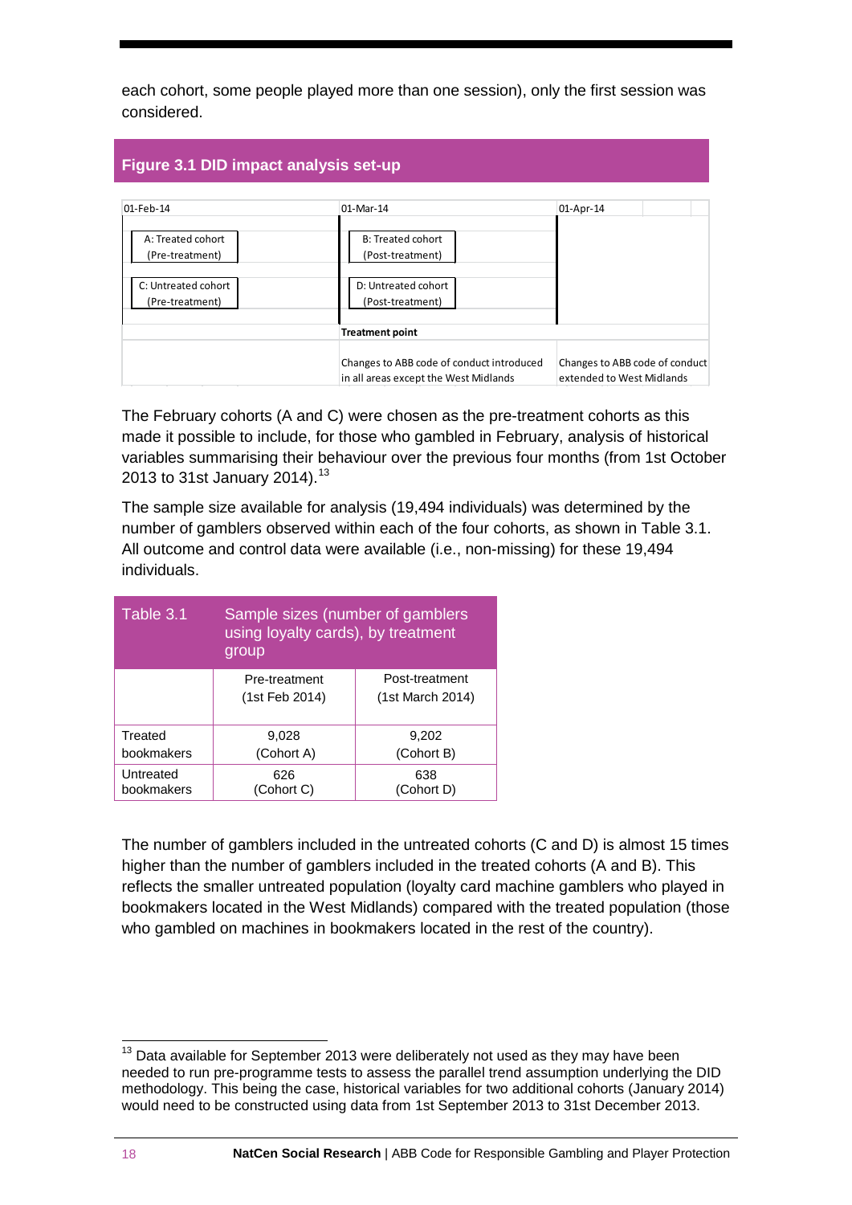each cohort, some people played more than one session), only the first session was considered.

**Figure 3.1 DID impact analysis set-up**

| 01-Feb-14 | 01-Mar-14 | 01-Apr-14 |
|---|---|---|
| A: Treated cohort (Pre-treatment) | B: Treated cohort (Post-treatment) | |
| C: Untreated cohort (Pre-treatment) | D: Untreated cohort (Post-treatment) | |
| | **Treatment point** | |
| | Changes to ABB code of conduct introduced in all areas except the West Midlands | Changes to ABB code of conduct extended to West Midlands |

The February cohorts (A and C) were chosen as the pre-treatment cohorts as this made it possible to include, for those who gambled in February, analysis of historical variables summarising their behaviour over the previous four months (from 1st October 2013 to 31st January 2014).[13]

The sample size available for analysis (19,494 individuals) was determined by the number of gamblers observed within each of the four cohorts, as shown in Table 3.1. All outcome and control data were available (i.e., non-missing) for these 19,494 individuals.

**Table 3.1 Sample sizes (number of gamblers using loyalty cards), by treatment group**

| | Pre-treatment (1st Feb 2014) | Post-treatment (1st March 2014) |
|---|---|---|
| Treated bookmakers | 9,028 (Cohort A) | 9,202 (Cohort B) |
| Untreated bookmakers | 626 (Cohort C) | 638 (Cohort D) |

The number of gamblers included in the untreated cohorts (C and D) is almost 15 times higher than the number of gamblers included in the treated cohorts (A and B). This reflects the smaller untreated population (loyalty card machine gamblers who played in bookmakers located in the West Midlands) compared with the treated population (those who gambled on machines in bookmakers located in the rest of the country).

[13] Data available for September 2013 were deliberately not used as they may have been needed to run pre-programme tests to assess the parallel trend assumption underlying the DID methodology. This being the case, historical variables for two additional cohorts (January 2014) would need to be constructed using data from 1st September 2013 to 31st December 2013.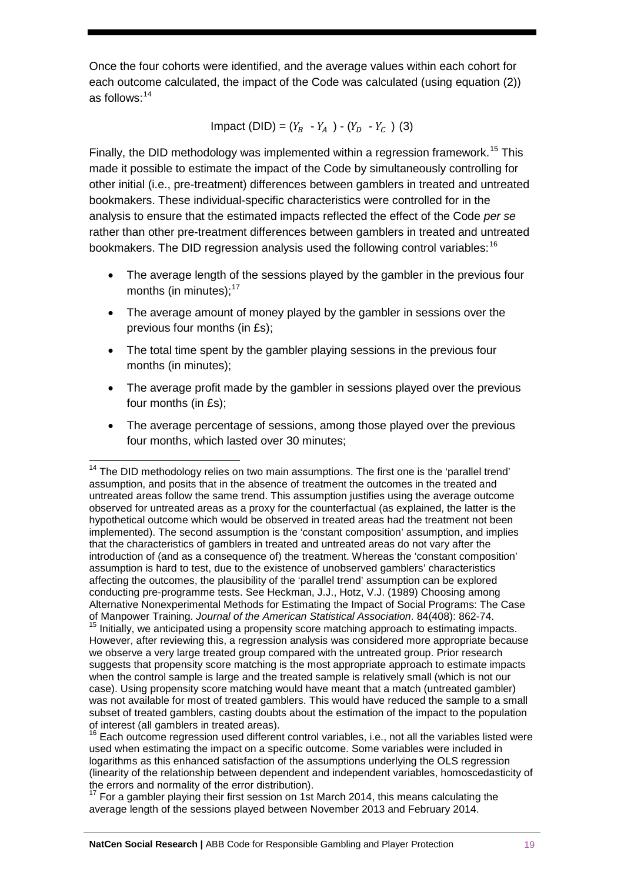Once the four cohorts were identified, and the average values within each cohort for each outcome calculated, the impact of the Code was calculated (using equation (2)) as follows:[14]

$$\text{Impact (DID)} = (Y_B - Y_A) - (Y_D - Y_C) \quad (3)$$

Finally, the DID methodology was implemented within a regression framework.[15] This made it possible to estimate the impact of the Code by simultaneously controlling for other initial (i.e., pre-treatment) differences between gamblers in treated and untreated bookmakers. These individual-specific characteristics were controlled for in the analysis to ensure that the estimated impacts reflected the effect of the Code *per se* rather than other pre-treatment differences between gamblers in treated and untreated bookmakers. The DID regression analysis used the following control variables:[16]

- The average length of the sessions played by the gambler in the previous four months (in minutes);[17]
- The average amount of money played by the gambler in sessions over the previous four months (in £s);
- The total time spent by the gambler playing sessions in the previous four months (in minutes);
- The average profit made by the gambler in sessions played over the previous four months (in £s);
- The average percentage of sessions, among those played over the previous four months, which lasted over 30 minutes;

---

[14] The DID methodology relies on two main assumptions. The first one is the 'parallel trend' assumption, and posits that in the absence of treatment the outcomes in the treated and untreated areas follow the same trend. This assumption justifies using the average outcome observed for untreated areas as a proxy for the counterfactual (as explained, the latter is the hypothetical outcome which would be observed in treated areas had the treatment not been implemented). The second assumption is the 'constant composition' assumption, and implies that the characteristics of gamblers in treated and untreated areas do not vary after the introduction of (and as a consequence of) the treatment. Whereas the 'constant composition' assumption is hard to test, due to the existence of unobserved gamblers' characteristics affecting the outcomes, the plausibility of the 'parallel trend' assumption can be explored conducting pre-programme tests. See Heckman, J.J., Hotz, V.J. (1989) Choosing among Alternative Nonexperimental Methods for Estimating the Impact of Social Programs: The Case of Manpower Training. *Journal of the American Statistical Association*. 84(408): 862-74.

[15] Initially, we anticipated using a propensity score matching approach to estimating impacts. However, after reviewing this, a regression analysis was considered more appropriate because we observe a very large treated group compared with the untreated group. Prior research suggests that propensity score matching is the most appropriate approach to estimate impacts when the control sample is large and the treated sample is relatively small (which is not our case). Using propensity score matching would have meant that a match (untreated gambler) was not available for most of treated gamblers. This would have reduced the sample to a small subset of treated gamblers, casting doubts about the estimation of the impact to the population of interest (all gamblers in treated areas).

[16] Each outcome regression used different control variables, i.e., not all the variables listed were used when estimating the impact on a specific outcome. Some variables were included in logarithms as this enhanced satisfaction of the assumptions underlying the OLS regression (linearity of the relationship between dependent and independent variables, homoscedasticity of the errors and normality of the error distribution).

[17] For a gambler playing their first session on 1st March 2014, this means calculating the average length of the sessions played between November 2013 and February 2014.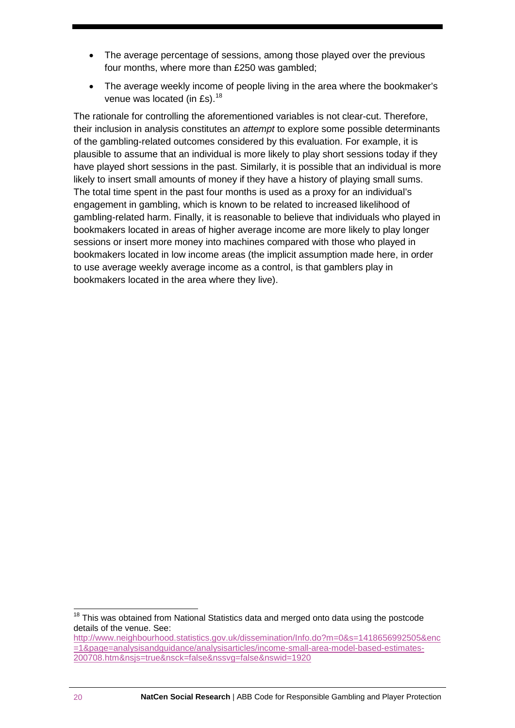- The average percentage of sessions, among those played over the previous four months, where more than £250 was gambled;
- The average weekly income of people living in the area where the bookmaker's venue was located (in £s).[18]

The rationale for controlling the aforementioned variables is not clear-cut. Therefore, their inclusion in analysis constitutes an *attempt* to explore some possible determinants of the gambling-related outcomes considered by this evaluation. For example, it is plausible to assume that an individual is more likely to play short sessions today if they have played short sessions in the past. Similarly, it is possible that an individual is more likely to insert small amounts of money if they have a history of playing small sums. The total time spent in the past four months is used as a proxy for an individual's engagement in gambling, which is known to be related to increased likelihood of gambling-related harm. Finally, it is reasonable to believe that individuals who played in bookmakers located in areas of higher average income are more likely to play longer sessions or insert more money into machines compared with those who played in bookmakers located in low income areas (the implicit assumption made here, in order to use average weekly average income as a control, is that gamblers play in bookmakers located in the area where they live).

[18] This was obtained from National Statistics data and merged onto data using the postcode details of the venue. See: http://www.neighbourhood.statistics.gov.uk/dissemination/Info.do?m=0&s=1418656992505&enc=1&page=analysisandguidance/analysisarticles/income-small-area-model-based-estimates-200708.htm&nsjs=true&nsck=false&nssvg=false&nswid=1920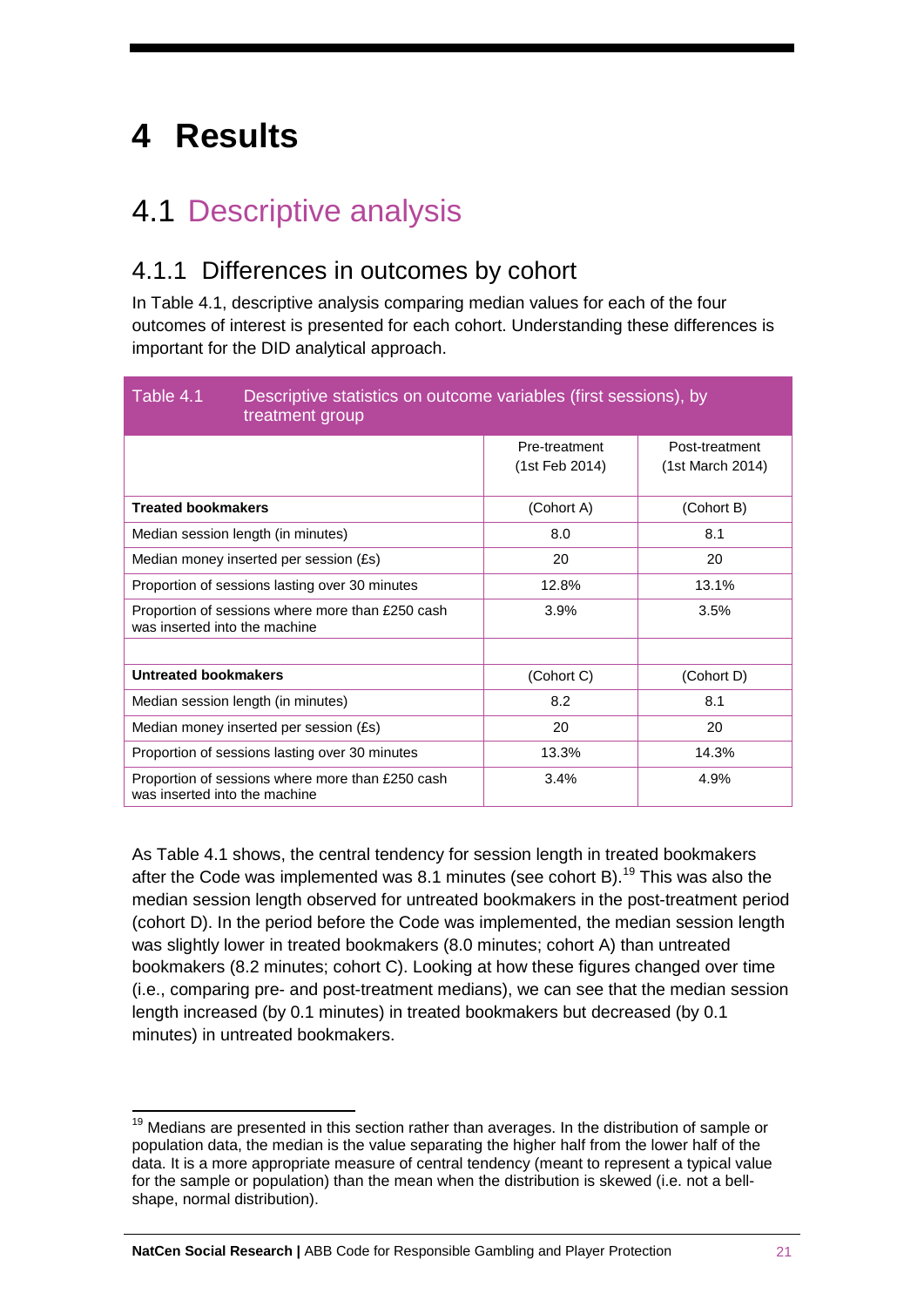# 4 Results

## 4.1 Descriptive analysis

### 4.1.1 Differences in outcomes by cohort

In Table 4.1, descriptive analysis comparing median values for each of the four outcomes of interest is presented for each cohort. Understanding these differences is important for the DID analytical approach.

Table 4.1 Descriptive statistics on outcome variables (first sessions), by treatment group

| | Pre-treatment (1st Feb 2014) | Post-treatment (1st March 2014) |
|---|---|---|
| **Treated bookmakers** | (Cohort A) | (Cohort B) |
| Median session length (in minutes) | 8.0 | 8.1 |
| Median money inserted per session (£s) | 20 | 20 |
| Proportion of sessions lasting over 30 minutes | 12.8% | 13.1% |
| Proportion of sessions where more than £250 cash was inserted into the machine | 3.9% | 3.5% |
| | | |
| **Untreated bookmakers** | (Cohort C) | (Cohort D) |
| Median session length (in minutes) | 8.2 | 8.1 |
| Median money inserted per session (£s) | 20 | 20 |
| Proportion of sessions lasting over 30 minutes | 13.3% | 14.3% |
| Proportion of sessions where more than £250 cash was inserted into the machine | 3.4% | 4.9% |

As Table 4.1 shows, the central tendency for session length in treated bookmakers after the Code was implemented was 8.1 minutes (see cohort B).[19] This was also the median session length observed for untreated bookmakers in the post-treatment period (cohort D). In the period before the Code was implemented, the median session length was slightly lower in treated bookmakers (8.0 minutes; cohort A) than untreated bookmakers (8.2 minutes; cohort C). Looking at how these figures changed over time (i.e., comparing pre- and post-treatment medians), we can see that the median session length increased (by 0.1 minutes) in treated bookmakers but decreased (by 0.1 minutes) in untreated bookmakers.

[19] Medians are presented in this section rather than averages. In the distribution of sample or population data, the median is the value separating the higher half from the lower half of the data. It is a more appropriate measure of central tendency (meant to represent a typical value for the sample or population) than the mean when the distribution is skewed (i.e. not a bell-shape, normal distribution).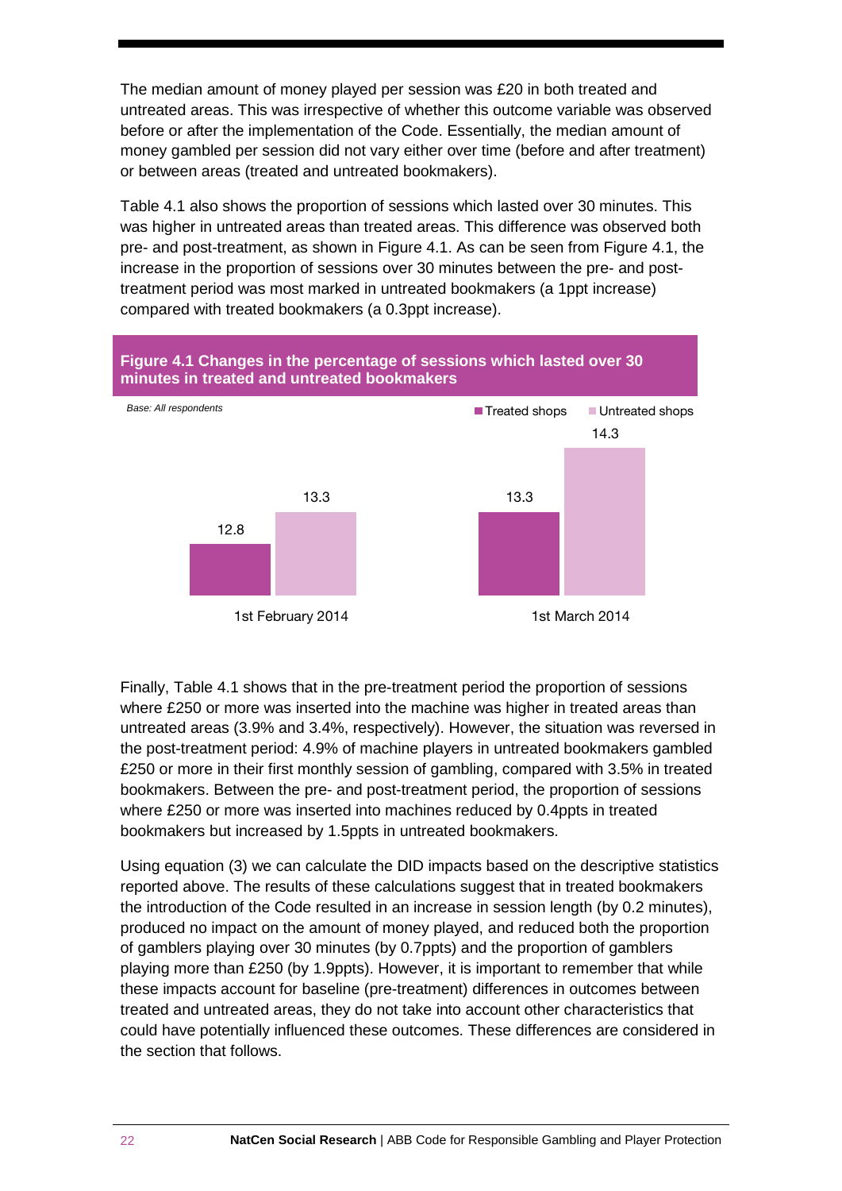The median amount of money played per session was £20 in both treated and untreated areas. This was irrespective of whether this outcome variable was observed before or after the implementation of the Code. Essentially, the median amount of money gambled per session did not vary either over time (before and after treatment) or between areas (treated and untreated bookmakers).

Table 4.1 also shows the proportion of sessions which lasted over 30 minutes. This was higher in untreated areas than treated areas. This difference was observed both pre- and post-treatment, as shown in Figure 4.1. As can be seen from Figure 4.1, the increase in the proportion of sessions over 30 minutes between the pre- and post-treatment period was most marked in untreated bookmakers (a 1ppt increase) compared with treated bookmakers (a 0.3ppt increase).

**Figure 4.1 Changes in the percentage of sessions which lasted over 30 minutes in treated and untreated bookmakers**

*Base: All respondents*

| | Treated shops | Untreated shops |
|---|---|---|
| 1st February 2014 | 12.8 | 13.3 |
| 1st March 2014 | 13.3 | 14.3 |

Finally, Table 4.1 shows that in the pre-treatment period the proportion of sessions where £250 or more was inserted into the machine was higher in treated areas than untreated areas (3.9% and 3.4%, respectively). However, the situation was reversed in the post-treatment period: 4.9% of machine players in untreated bookmakers gambled £250 or more in their first monthly session of gambling, compared with 3.5% in treated bookmakers. Between the pre- and post-treatment period, the proportion of sessions where £250 or more was inserted into machines reduced by 0.4ppts in treated bookmakers but increased by 1.5ppts in untreated bookmakers.

Using equation (3) we can calculate the DID impacts based on the descriptive statistics reported above. The results of these calculations suggest that in treated bookmakers the introduction of the Code resulted in an increase in session length (by 0.2 minutes), produced no impact on the amount of money played, and reduced both the proportion of gamblers playing over 30 minutes (by 0.7ppts) and the proportion of gamblers playing more than £250 (by 1.9ppts). However, it is important to remember that while these impacts account for baseline (pre-treatment) differences in outcomes between treated and untreated areas, they do not take into account other characteristics that could have potentially influenced these outcomes. These differences are considered in the section that follows.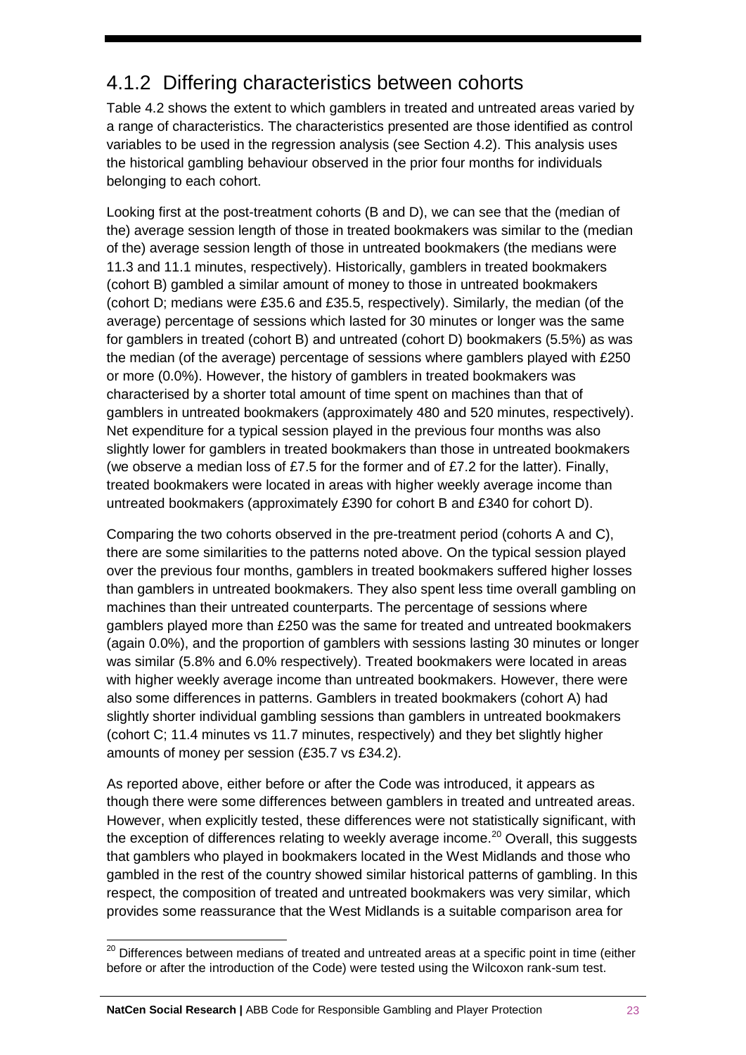## 4.1.2 Differing characteristics between cohorts

Table 4.2 shows the extent to which gamblers in treated and untreated areas varied by a range of characteristics. The characteristics presented are those identified as control variables to be used in the regression analysis (see Section 4.2). This analysis uses the historical gambling behaviour observed in the prior four months for individuals belonging to each cohort.

Looking first at the post-treatment cohorts (B and D), we can see that the (median of the) average session length of those in treated bookmakers was similar to the (median of the) average session length of those in untreated bookmakers (the medians were 11.3 and 11.1 minutes, respectively). Historically, gamblers in treated bookmakers (cohort B) gambled a similar amount of money to those in untreated bookmakers (cohort D; medians were £35.6 and £35.5, respectively). Similarly, the median (of the average) percentage of sessions which lasted for 30 minutes or longer was the same for gamblers in treated (cohort B) and untreated (cohort D) bookmakers (5.5%) as was the median (of the average) percentage of sessions where gamblers played with £250 or more (0.0%). However, the history of gamblers in treated bookmakers was characterised by a shorter total amount of time spent on machines than that of gamblers in untreated bookmakers (approximately 480 and 520 minutes, respectively). Net expenditure for a typical session played in the previous four months was also slightly lower for gamblers in treated bookmakers than those in untreated bookmakers (we observe a median loss of £7.5 for the former and of £7.2 for the latter). Finally, treated bookmakers were located in areas with higher weekly average income than untreated bookmakers (approximately £390 for cohort B and £340 for cohort D).

Comparing the two cohorts observed in the pre-treatment period (cohorts A and C), there are some similarities to the patterns noted above. On the typical session played over the previous four months, gamblers in treated bookmakers suffered higher losses than gamblers in untreated bookmakers. They also spent less time overall gambling on machines than their untreated counterparts. The percentage of sessions where gamblers played more than £250 was the same for treated and untreated bookmakers (again 0.0%), and the proportion of gamblers with sessions lasting 30 minutes or longer was similar (5.8% and 6.0% respectively). Treated bookmakers were located in areas with higher weekly average income than untreated bookmakers. However, there were also some differences in patterns. Gamblers in treated bookmakers (cohort A) had slightly shorter individual gambling sessions than gamblers in untreated bookmakers (cohort C; 11.4 minutes vs 11.7 minutes, respectively) and they bet slightly higher amounts of money per session (£35.7 vs £34.2).

As reported above, either before or after the Code was introduced, it appears as though there were some differences between gamblers in treated and untreated areas. However, when explicitly tested, these differences were not statistically significant, with the exception of differences relating to weekly average income.[20] Overall, this suggests that gamblers who played in bookmakers located in the West Midlands and those who gambled in the rest of the country showed similar historical patterns of gambling. In this respect, the composition of treated and untreated bookmakers was very similar, which provides some reassurance that the West Midlands is a suitable comparison area for

[20] Differences between medians of treated and untreated areas at a specific point in time (either before or after the introduction of the Code) were tested using the Wilcoxon rank-sum test.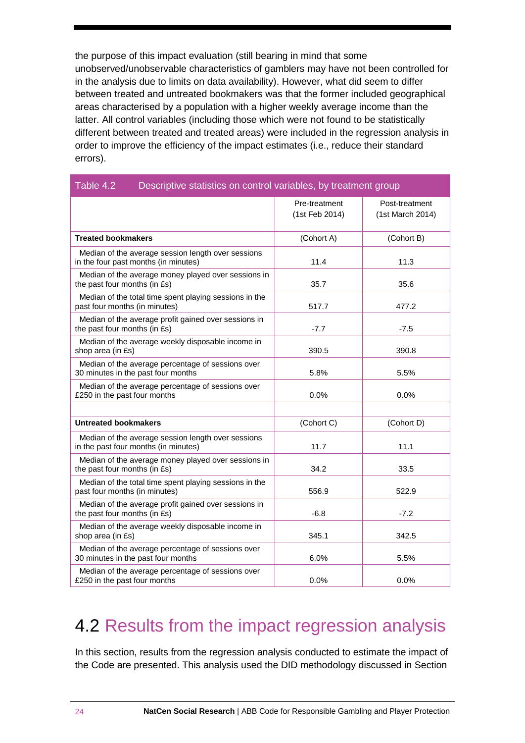the purpose of this impact evaluation (still bearing in mind that some unobserved/unobservable characteristics of gamblers may have not been controlled for in the analysis due to limits on data availability). However, what did seem to differ between treated and untreated bookmakers was that the former included geographical areas characterised by a population with a higher weekly average income than the latter. All control variables (including those which were not found to be statistically different between treated and treated areas) were included in the regression analysis in order to improve the efficiency of the impact estimates (i.e., reduce their standard errors).

Table 4.2 Descriptive statistics on control variables, by treatment group

| | Pre-treatment (1st Feb 2014) | Post-treatment (1st March 2014) |
|---|---|---|
| **Treated bookmakers** | (Cohort A) | (Cohort B) |
| Median of the average session length over sessions in the four past months (in minutes) | 11.4 | 11.3 |
| Median of the average money played over sessions in the past four months (in £s) | 35.7 | 35.6 |
| Median of the total time spent playing sessions in the past four months (in minutes) | 517.7 | 477.2 |
| Median of the average profit gained over sessions in the past four months (in £s) | -7.7 | -7.5 |
| Median of the average weekly disposable income in shop area (in £s) | 390.5 | 390.8 |
| Median of the average percentage of sessions over 30 minutes in the past four months | 5.8% | 5.5% |
| Median of the average percentage of sessions over £250 in the past four months | 0.0% | 0.0% |
| | | |
| **Untreated bookmakers** | (Cohort C) | (Cohort D) |
| Median of the average session length over sessions in the past four months (in minutes) | 11.7 | 11.1 |
| Median of the average money played over sessions in the past four months (in £s) | 34.2 | 33.5 |
| Median of the total time spent playing sessions in the past four months (in minutes) | 556.9 | 522.9 |
| Median of the average profit gained over sessions in the past four months (in £s) | -6.8 | -7.2 |
| Median of the average weekly disposable income in shop area (in £s) | 345.1 | 342.5 |
| Median of the average percentage of sessions over 30 minutes in the past four months | 6.0% | 5.5% |
| Median of the average percentage of sessions over £250 in the past four months | 0.0% | 0.0% |

## 4.2 Results from the impact regression analysis

In this section, results from the regression analysis conducted to estimate the impact of the Code are presented. This analysis used the DID methodology discussed in Section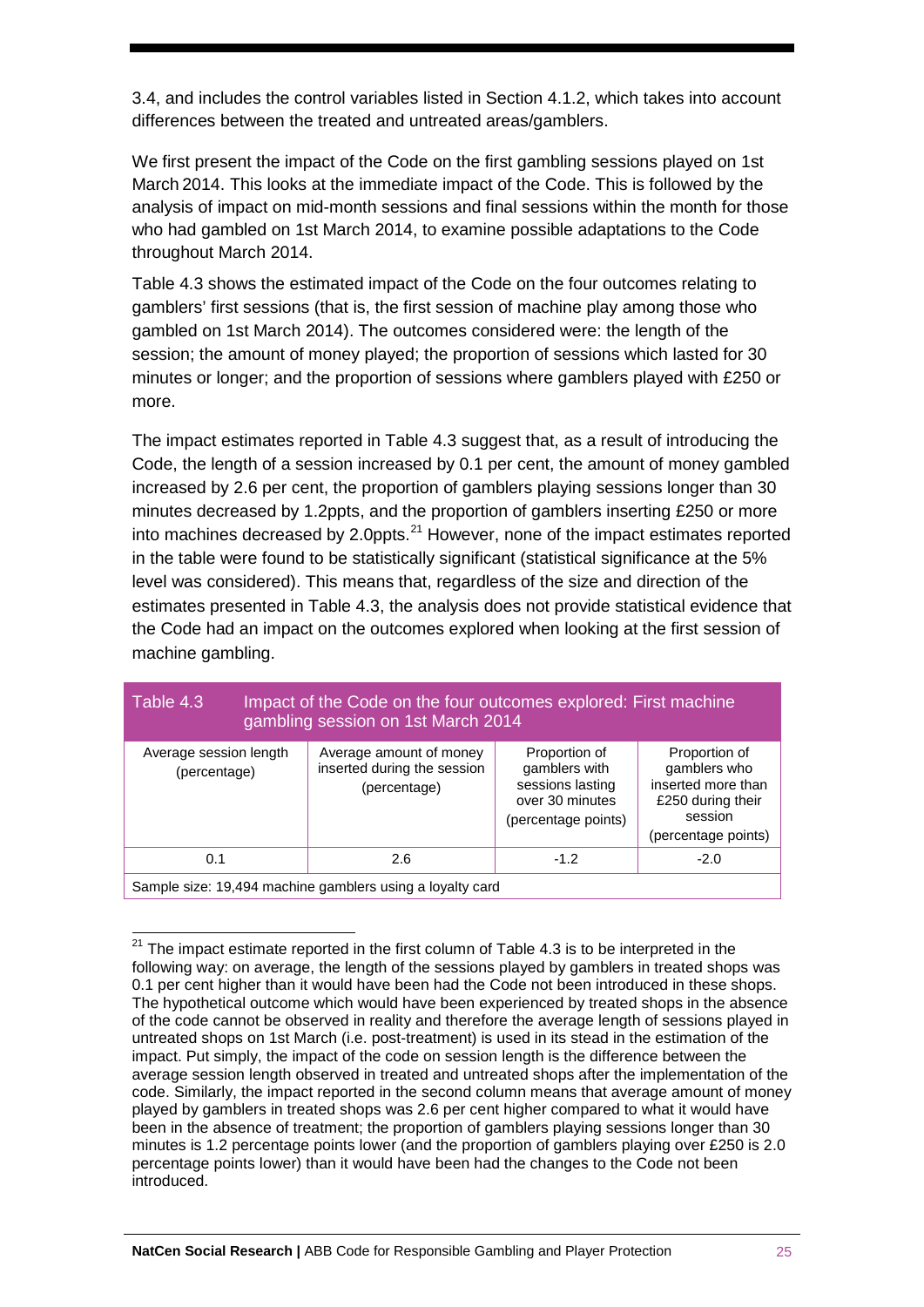3.4, and includes the control variables listed in Section 4.1.2, which takes into account differences between the treated and untreated areas/gamblers.

We first present the impact of the Code on the first gambling sessions played on 1st March 2014. This looks at the immediate impact of the Code. This is followed by the analysis of impact on mid-month sessions and final sessions within the month for those who had gambled on 1st March 2014, to examine possible adaptations to the Code throughout March 2014.

Table 4.3 shows the estimated impact of the Code on the four outcomes relating to gamblers' first sessions (that is, the first session of machine play among those who gambled on 1st March 2014). The outcomes considered were: the length of the session; the amount of money played; the proportion of sessions which lasted for 30 minutes or longer; and the proportion of sessions where gamblers played with £250 or more.

The impact estimates reported in Table 4.3 suggest that, as a result of introducing the Code, the length of a session increased by 0.1 per cent, the amount of money gambled increased by 2.6 per cent, the proportion of gamblers playing sessions longer than 30 minutes decreased by 1.2ppts, and the proportion of gamblers inserting £250 or more into machines decreased by 2.0ppts.[21] However, none of the impact estimates reported in the table were found to be statistically significant (statistical significance at the 5% level was considered). This means that, regardless of the size and direction of the estimates presented in Table 4.3, the analysis does not provide statistical evidence that the Code had an impact on the outcomes explored when looking at the first session of machine gambling.

**Table 4.3 Impact of the Code on the four outcomes explored: First machine gambling session on 1st March 2014**

| Average session length (percentage) | Average amount of money inserted during the session (percentage) | Proportion of gamblers with sessions lasting over 30 minutes (percentage points) | Proportion of gamblers who inserted more than £250 during their session (percentage points) |
|---|---|---|---|
| 0.1 | 2.6 | -1.2 | -2.0 |
| Sample size: 19,494 machine gamblers using a loyalty card | | | |

[21] The impact estimate reported in the first column of Table 4.3 is to be interpreted in the following way: on average, the length of the sessions played by gamblers in treated shops was 0.1 per cent higher than it would have been had the Code not been introduced in these shops. The hypothetical outcome which would have been experienced by treated shops in the absence of the code cannot be observed in reality and therefore the average length of sessions played in untreated shops on 1st March (i.e. post-treatment) is used in its stead in the estimation of the impact. Put simply, the impact of the code on session length is the difference between the average session length observed in treated and untreated shops after the implementation of the code. Similarly, the impact reported in the second column means that average amount of money played by gamblers in treated shops was 2.6 per cent higher compared to what it would have been in the absence of treatment; the proportion of gamblers playing sessions longer than 30 minutes is 1.2 percentage points lower (and the proportion of gamblers playing over £250 is 2.0 percentage points lower) than it would have been had the changes to the Code not been introduced.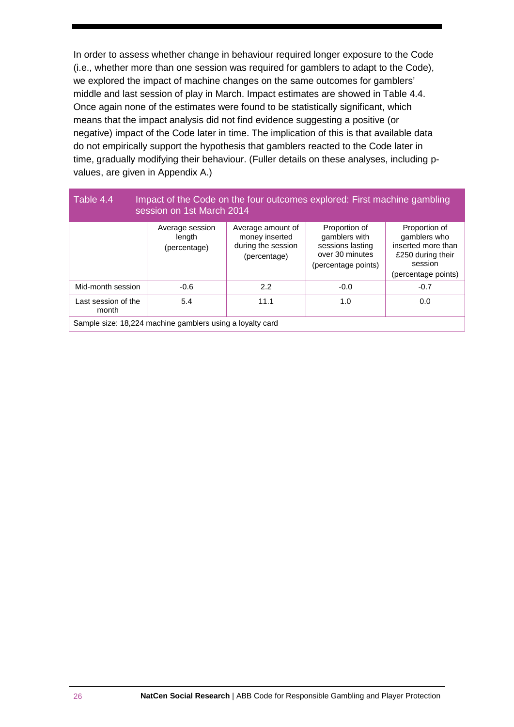In order to assess whether change in behaviour required longer exposure to the Code (i.e., whether more than one session was required for gamblers to adapt to the Code), we explored the impact of machine changes on the same outcomes for gamblers' middle and last session of play in March. Impact estimates are showed in Table 4.4. Once again none of the estimates were found to be statistically significant, which means that the impact analysis did not find evidence suggesting a positive (or negative) impact of the Code later in time. The implication of this is that available data do not empirically support the hypothesis that gamblers reacted to the Code later in time, gradually modifying their behaviour. (Fuller details on these analyses, including p-values, are given in Appendix A.)

**Table 4.4 Impact of the Code on the four outcomes explored: First machine gambling session on 1st March 2014**

| | Average session length (percentage) | Average amount of money inserted during the session (percentage) | Proportion of gamblers with sessions lasting over 30 minutes (percentage points) | Proportion of gamblers who inserted more than £250 during their session (percentage points) |
|---|---|---|---|---|
| Mid-month session | -0.6 | 2.2 | -0.0 | -0.7 |
| Last session of the month | 5.4 | 11.1 | 1.0 | 0.0 |

Sample size: 18,224 machine gamblers using a loyalty card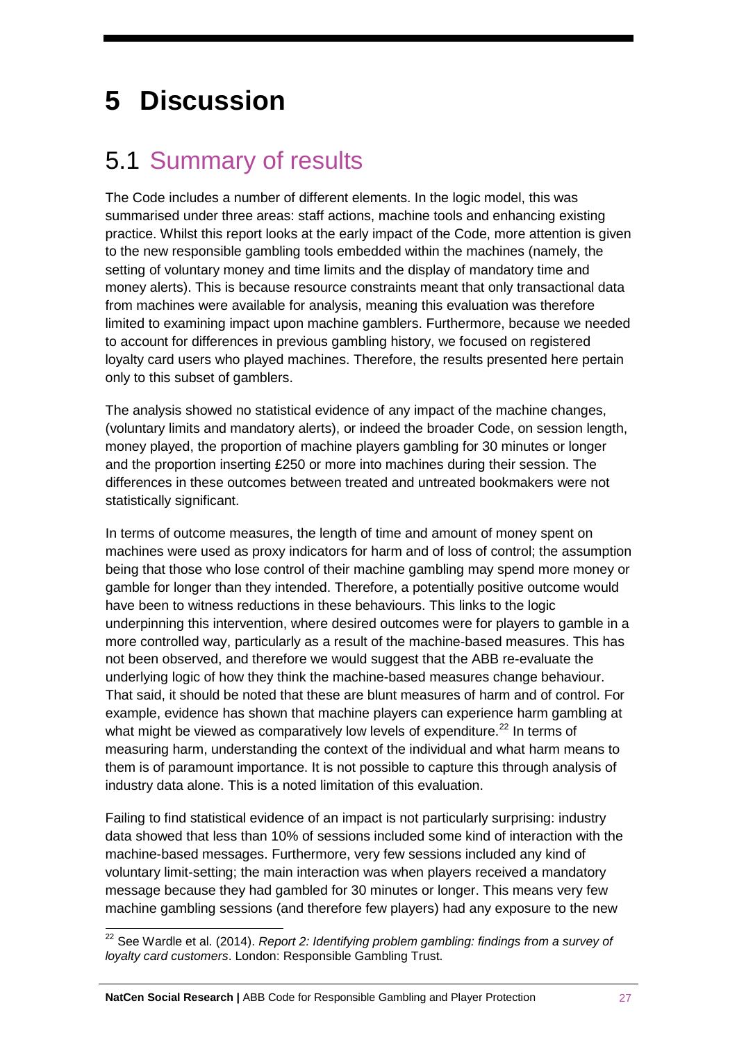# 5 Discussion

## 5.1 Summary of results

The Code includes a number of different elements. In the logic model, this was summarised under three areas: staff actions, machine tools and enhancing existing practice. Whilst this report looks at the early impact of the Code, more attention is given to the new responsible gambling tools embedded within the machines (namely, the setting of voluntary money and time limits and the display of mandatory time and money alerts). This is because resource constraints meant that only transactional data from machines were available for analysis, meaning this evaluation was therefore limited to examining impact upon machine gamblers. Furthermore, because we needed to account for differences in previous gambling history, we focused on registered loyalty card users who played machines. Therefore, the results presented here pertain only to this subset of gamblers.

The analysis showed no statistical evidence of any impact of the machine changes, (voluntary limits and mandatory alerts), or indeed the broader Code, on session length, money played, the proportion of machine players gambling for 30 minutes or longer and the proportion inserting £250 or more into machines during their session. The differences in these outcomes between treated and untreated bookmakers were not statistically significant.

In terms of outcome measures, the length of time and amount of money spent on machines were used as proxy indicators for harm and of loss of control; the assumption being that those who lose control of their machine gambling may spend more money or gamble for longer than they intended. Therefore, a potentially positive outcome would have been to witness reductions in these behaviours. This links to the logic underpinning this intervention, where desired outcomes were for players to gamble in a more controlled way, particularly as a result of the machine-based measures. This has not been observed, and therefore we would suggest that the ABB re-evaluate the underlying logic of how they think the machine-based measures change behaviour. That said, it should be noted that these are blunt measures of harm and of control. For example, evidence has shown that machine players can experience harm gambling at what might be viewed as comparatively low levels of expenditure.[22] In terms of measuring harm, understanding the context of the individual and what harm means to them is of paramount importance. It is not possible to capture this through analysis of industry data alone. This is a noted limitation of this evaluation.

Failing to find statistical evidence of an impact is not particularly surprising: industry data showed that less than 10% of sessions included some kind of interaction with the machine-based messages. Furthermore, very few sessions included any kind of voluntary limit-setting; the main interaction was when players received a mandatory message because they had gambled for 30 minutes or longer. This means very few machine gambling sessions (and therefore few players) had any exposure to the new

[22] See Wardle et al. (2014). *Report 2: Identifying problem gambling: findings from a survey of loyalty card customers*. London: Responsible Gambling Trust.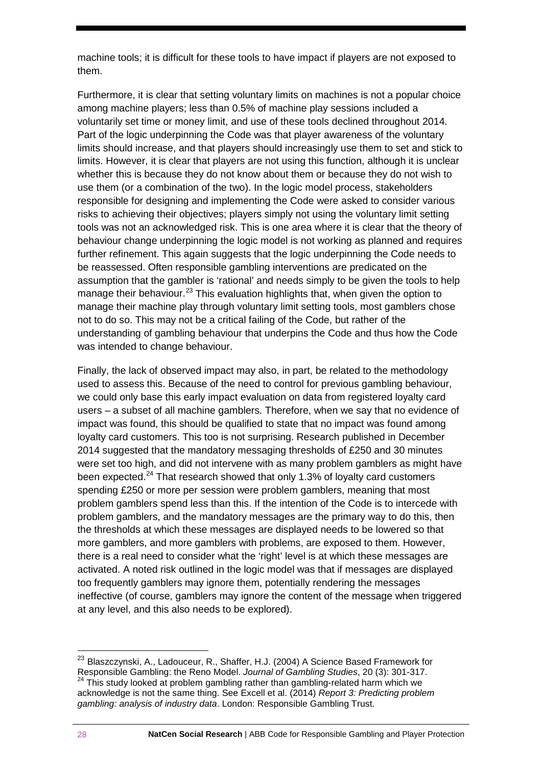machine tools; it is difficult for these tools to have impact if players are not exposed to them.

Furthermore, it is clear that setting voluntary limits on machines is not a popular choice among machine players; less than 0.5% of machine play sessions included a voluntarily set time or money limit, and use of these tools declined throughout 2014. Part of the logic underpinning the Code was that player awareness of the voluntary limits should increase, and that players should increasingly use them to set and stick to limits. However, it is clear that players are not using this function, although it is unclear whether this is because they do not know about them or because they do not wish to use them (or a combination of the two). In the logic model process, stakeholders responsible for designing and implementing the Code were asked to consider various risks to achieving their objectives; players simply not using the voluntary limit setting tools was not an acknowledged risk. This is one area where it is clear that the theory of behaviour change underpinning the logic model is not working as planned and requires further refinement. This again suggests that the logic underpinning the Code needs to be reassessed. Often responsible gambling interventions are predicated on the assumption that the gambler is 'rational' and needs simply to be given the tools to help manage their behaviour.[23] This evaluation highlights that, when given the option to manage their machine play through voluntary limit setting tools, most gamblers chose not to do so. This may not be a critical failing of the Code, but rather of the understanding of gambling behaviour that underpins the Code and thus how the Code was intended to change behaviour.

Finally, the lack of observed impact may also, in part, be related to the methodology used to assess this. Because of the need to control for previous gambling behaviour, we could only base this early impact evaluation on data from registered loyalty card users – a subset of all machine gamblers. Therefore, when we say that no evidence of impact was found, this should be qualified to state that no impact was found among loyalty card customers. This too is not surprising. Research published in December 2014 suggested that the mandatory messaging thresholds of £250 and 30 minutes were set too high, and did not intervene with as many problem gamblers as might have been expected.[24] That research showed that only 1.3% of loyalty card customers spending £250 or more per session were problem gamblers, meaning that most problem gamblers spend less than this. If the intention of the Code is to intercede with problem gamblers, and the mandatory messages are the primary way to do this, then the thresholds at which these messages are displayed needs to be lowered so that more gamblers, and more gamblers with problems, are exposed to them. However, there is a real need to consider what the 'right' level is at which these messages are activated. A noted risk outlined in the logic model was that if messages are displayed too frequently gamblers may ignore them, potentially rendering the messages ineffective (of course, gamblers may ignore the content of the message when triggered at any level, and this also needs to be explored).

---

[23] Blaszczynski, A., Ladouceur, R., Shaffer, H.J. (2004) A Science Based Framework for Responsible Gambling: the Reno Model. *Journal of Gambling Studies*, 20 (3): 301-317.

[24] This study looked at problem gambling rather than gambling-related harm which we acknowledge is not the same thing. See Excell et al. (2014) *Report 3: Predicting problem gambling: analysis of industry data*. London: Responsible Gambling Trust.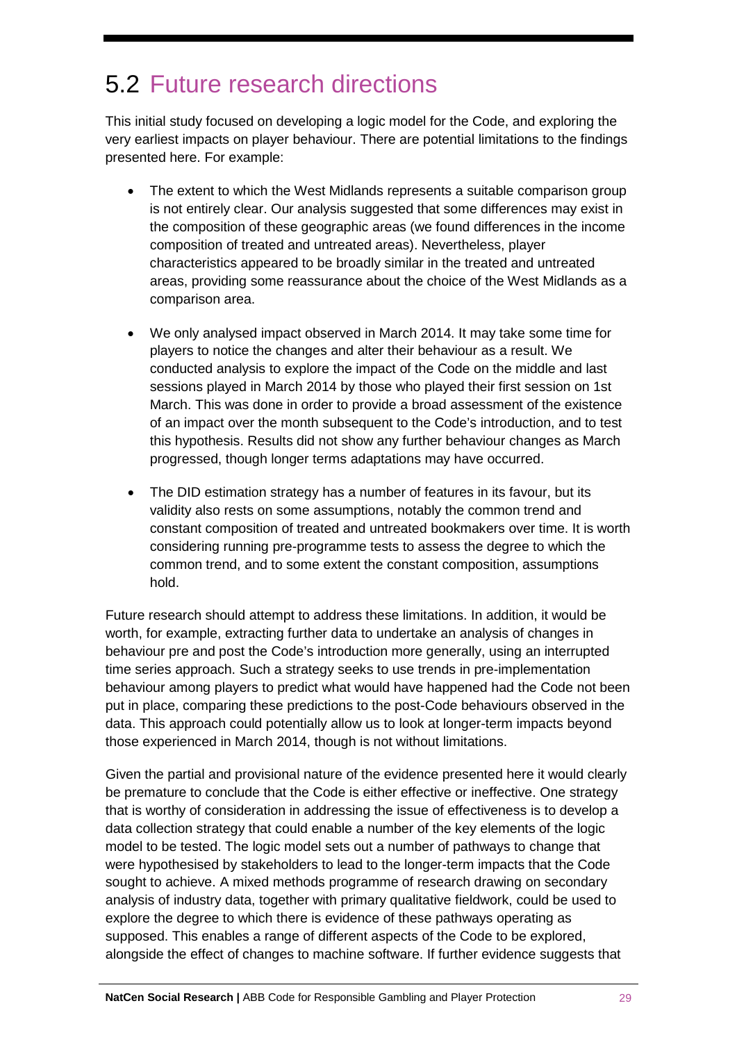## 5.2 Future research directions

This initial study focused on developing a logic model for the Code, and exploring the very earliest impacts on player behaviour. There are potential limitations to the findings presented here. For example:

- The extent to which the West Midlands represents a suitable comparison group is not entirely clear. Our analysis suggested that some differences may exist in the composition of these geographic areas (we found differences in the income composition of treated and untreated areas). Nevertheless, player characteristics appeared to be broadly similar in the treated and untreated areas, providing some reassurance about the choice of the West Midlands as a comparison area.

- We only analysed impact observed in March 2014. It may take some time for players to notice the changes and alter their behaviour as a result. We conducted analysis to explore the impact of the Code on the middle and last sessions played in March 2014 by those who played their first session on 1st March. This was done in order to provide a broad assessment of the existence of an impact over the month subsequent to the Code's introduction, and to test this hypothesis. Results did not show any further behaviour changes as March progressed, though longer terms adaptations may have occurred.

- The DID estimation strategy has a number of features in its favour, but its validity also rests on some assumptions, notably the common trend and constant composition of treated and untreated bookmakers over time. It is worth considering running pre-programme tests to assess the degree to which the common trend, and to some extent the constant composition, assumptions hold.

Future research should attempt to address these limitations. In addition, it would be worth, for example, extracting further data to undertake an analysis of changes in behaviour pre and post the Code's introduction more generally, using an interrupted time series approach. Such a strategy seeks to use trends in pre-implementation behaviour among players to predict what would have happened had the Code not been put in place, comparing these predictions to the post-Code behaviours observed in the data. This approach could potentially allow us to look at longer-term impacts beyond those experienced in March 2014, though is not without limitations.

Given the partial and provisional nature of the evidence presented here it would clearly be premature to conclude that the Code is either effective or ineffective. One strategy that is worthy of consideration in addressing the issue of effectiveness is to develop a data collection strategy that could enable a number of the key elements of the logic model to be tested. The logic model sets out a number of pathways to change that were hypothesised by stakeholders to lead to the longer-term impacts that the Code sought to achieve. A mixed methods programme of research drawing on secondary analysis of industry data, together with primary qualitative fieldwork, could be used to explore the degree to which there is evidence of these pathways operating as supposed. This enables a range of different aspects of the Code to be explored, alongside the effect of changes to machine software. If further evidence suggests that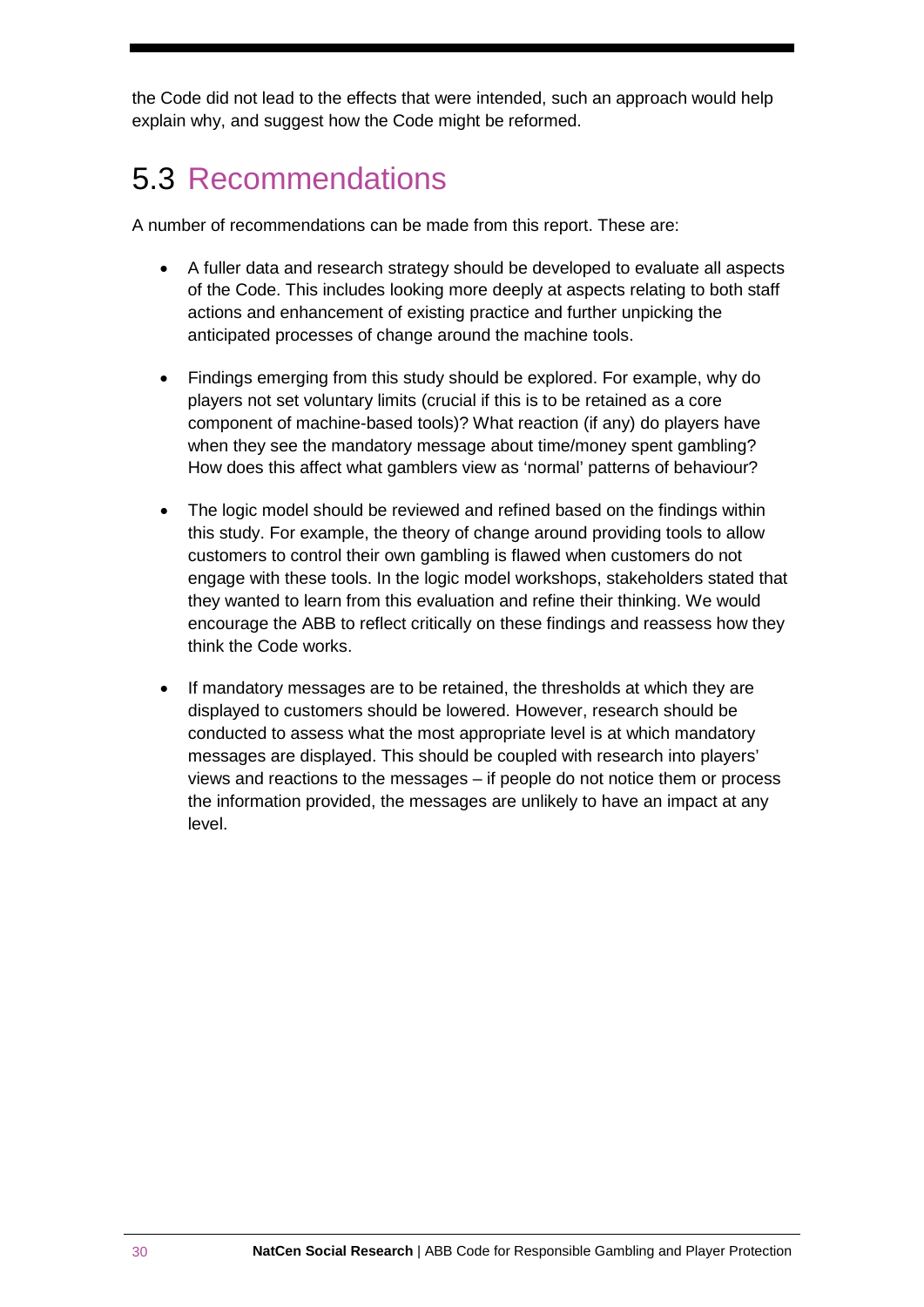the Code did not lead to the effects that were intended, such an approach would help explain why, and suggest how the Code might be reformed.

## 5.3 Recommendations

A number of recommendations can be made from this report. These are:

- A fuller data and research strategy should be developed to evaluate all aspects of the Code. This includes looking more deeply at aspects relating to both staff actions and enhancement of existing practice and further unpicking the anticipated processes of change around the machine tools.

- Findings emerging from this study should be explored. For example, why do players not set voluntary limits (crucial if this is to be retained as a core component of machine-based tools)? What reaction (if any) do players have when they see the mandatory message about time/money spent gambling? How does this affect what gamblers view as 'normal' patterns of behaviour?

- The logic model should be reviewed and refined based on the findings within this study. For example, the theory of change around providing tools to allow customers to control their own gambling is flawed when customers do not engage with these tools. In the logic model workshops, stakeholders stated that they wanted to learn from this evaluation and refine their thinking. We would encourage the ABB to reflect critically on these findings and reassess how they think the Code works.

- If mandatory messages are to be retained, the thresholds at which they are displayed to customers should be lowered. However, research should be conducted to assess what the most appropriate level is at which mandatory messages are displayed. This should be coupled with research into players' views and reactions to the messages – if people do not notice them or process the information provided, the messages are unlikely to have an impact at any level.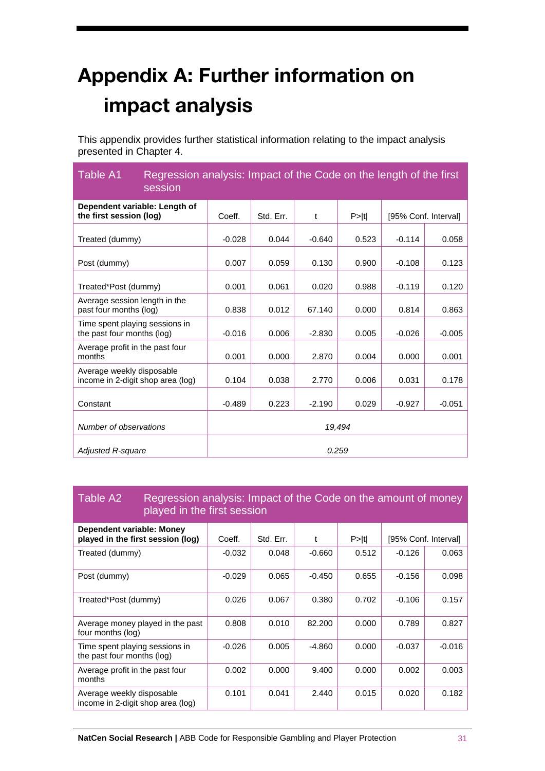# Appendix A: Further information on impact analysis

This appendix provides further statistical information relating to the impact analysis presented in Chapter 4.

**Table A1 Regression analysis: Impact of the Code on the length of the first session**

| **Dependent variable: Length of the first session (log)** | Coeff. | Std. Err. | t | P>\|t\| | [95% Conf. Interval] | |
|---|---|---|---|---|---|---|
| Treated (dummy) | -0.028 | 0.044 | -0.640 | 0.523 | -0.114 | 0.058 |
| Post (dummy) | 0.007 | 0.059 | 0.130 | 0.900 | -0.108 | 0.123 |
| Treated*Post (dummy) | 0.001 | 0.061 | 0.020 | 0.988 | -0.119 | 0.120 |
| Average session length in the past four months (log) | 0.838 | 0.012 | 67.140 | 0.000 | 0.814 | 0.863 |
| Time spent playing sessions in the past four months (log) | -0.016 | 0.006 | -2.830 | 0.005 | -0.026 | -0.005 |
| Average profit in the past four months | 0.001 | 0.000 | 2.870 | 0.004 | 0.000 | 0.001 |
| Average weekly disposable income in 2-digit shop area (log) | 0.104 | 0.038 | 2.770 | 0.006 | 0.031 | 0.178 |
| Constant | -0.489 | 0.223 | -2.190 | 0.029 | -0.927 | -0.051 |
| *Number of observations* | *19,494* | | | | | |
| *Adjusted R-square* | *0.259* | | | | | |

**Table A2 Regression analysis: Impact of the Code on the amount of money played in the first session**

| **Dependent variable: Money played in the first session (log)** | Coeff. | Std. Err. | t | P>\|t\| | [95% Conf. Interval] | |
|---|---|---|---|---|---|---|
| Treated (dummy) | -0.032 | 0.048 | -0.660 | 0.512 | -0.126 | 0.063 |
| Post (dummy) | -0.029 | 0.065 | -0.450 | 0.655 | -0.156 | 0.098 |
| Treated*Post (dummy) | 0.026 | 0.067 | 0.380 | 0.702 | -0.106 | 0.157 |
| Average money played in the past four months (log) | 0.808 | 0.010 | 82.200 | 0.000 | 0.789 | 0.827 |
| Time spent playing sessions in the past four months (log) | -0.026 | 0.005 | -4.860 | 0.000 | -0.037 | -0.016 |
| Average profit in the past four months | 0.002 | 0.000 | 9.400 | 0.000 | 0.002 | 0.003 |
| Average weekly disposable income in 2-digit shop area (log) | 0.101 | 0.041 | 2.440 | 0.015 | 0.020 | 0.182 |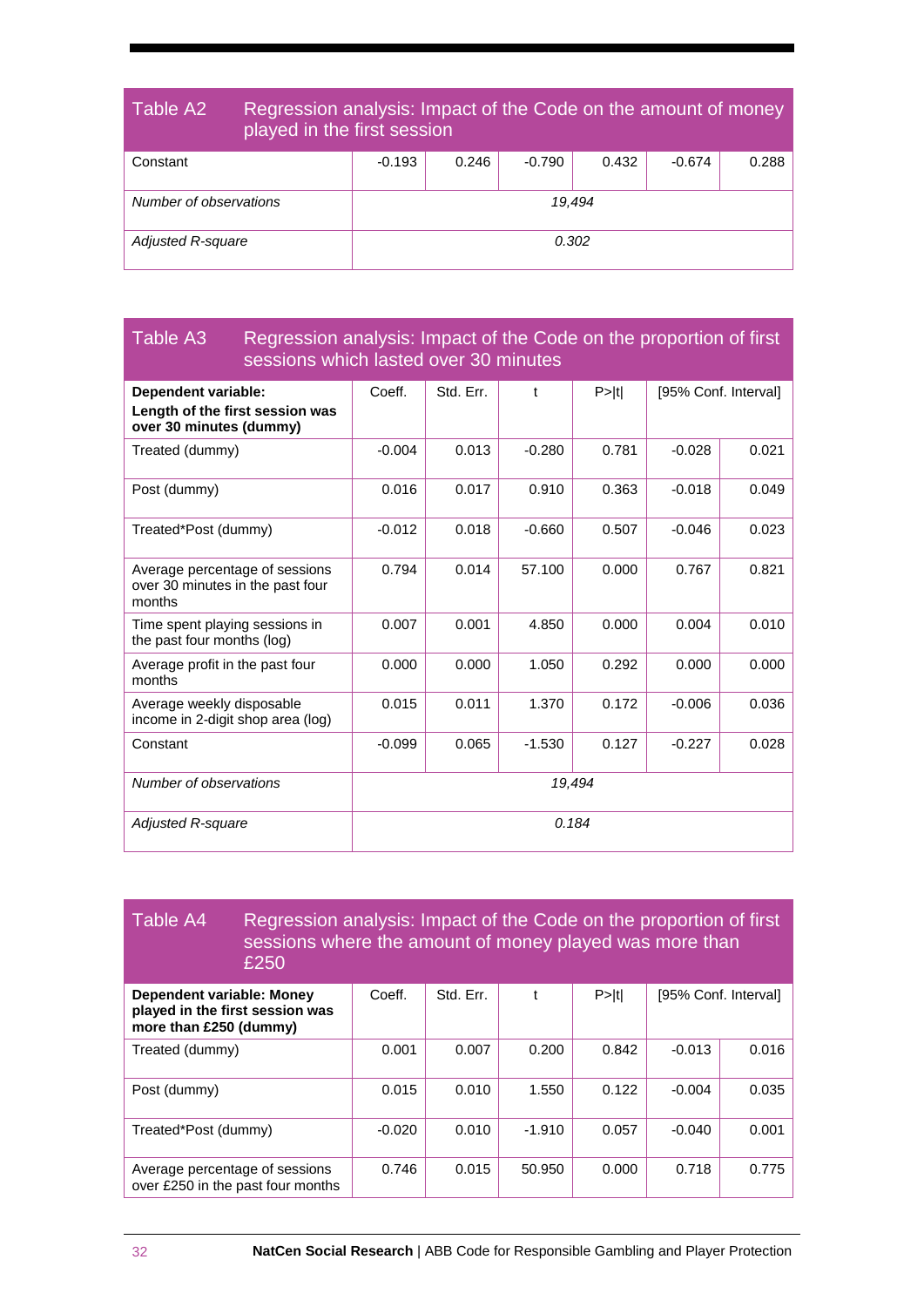**Table A2 Regression analysis: Impact of the Code on the amount of money played in the first session**

| | | | | | | |
|---|---|---|---|---|---|---|
| Constant | -0.193 | 0.246 | -0.790 | 0.432 | -0.674 | 0.288 |
| *Number of observations* | *19,494* | | | | | |
| *Adjusted R-square* | *0.302* | | | | | |

**Table A3 Regression analysis: Impact of the Code on the proportion of first sessions which lasted over 30 minutes**

| **Dependent variable: Length of the first session was over 30 minutes (dummy)** | Coeff. | Std. Err. | t | P>\|t\| | [95% Conf. Interval] | |
|---|---|---|---|---|---|---|
| Treated (dummy) | -0.004 | 0.013 | -0.280 | 0.781 | -0.028 | 0.021 |
| Post (dummy) | 0.016 | 0.017 | 0.910 | 0.363 | -0.018 | 0.049 |
| Treated*Post (dummy) | -0.012 | 0.018 | -0.660 | 0.507 | -0.046 | 0.023 |
| Average percentage of sessions over 30 minutes in the past four months | 0.794 | 0.014 | 57.100 | 0.000 | 0.767 | 0.821 |
| Time spent playing sessions in the past four months (log) | 0.007 | 0.001 | 4.850 | 0.000 | 0.004 | 0.010 |
| Average profit in the past four months | 0.000 | 0.000 | 1.050 | 0.292 | 0.000 | 0.000 |
| Average weekly disposable income in 2-digit shop area (log) | 0.015 | 0.011 | 1.370 | 0.172 | -0.006 | 0.036 |
| Constant | -0.099 | 0.065 | -1.530 | 0.127 | -0.227 | 0.028 |
| *Number of observations* | *19,494* | | | | | |
| *Adjusted R-square* | *0.184* | | | | | |

**Table A4 Regression analysis: Impact of the Code on the proportion of first sessions where the amount of money played was more than £250**

| **Dependent variable: Money played in the first session was more than £250 (dummy)** | Coeff. | Std. Err. | t | P>\|t\| | [95% Conf. Interval] | |
|---|---|---|---|---|---|---|
| Treated (dummy) | 0.001 | 0.007 | 0.200 | 0.842 | -0.013 | 0.016 |
| Post (dummy) | 0.015 | 0.010 | 1.550 | 0.122 | -0.004 | 0.035 |
| Treated*Post (dummy) | -0.020 | 0.010 | -1.910 | 0.057 | -0.040 | 0.001 |
| Average percentage of sessions over £250 in the past four months | 0.746 | 0.015 | 50.950 | 0.000 | 0.718 | 0.775 |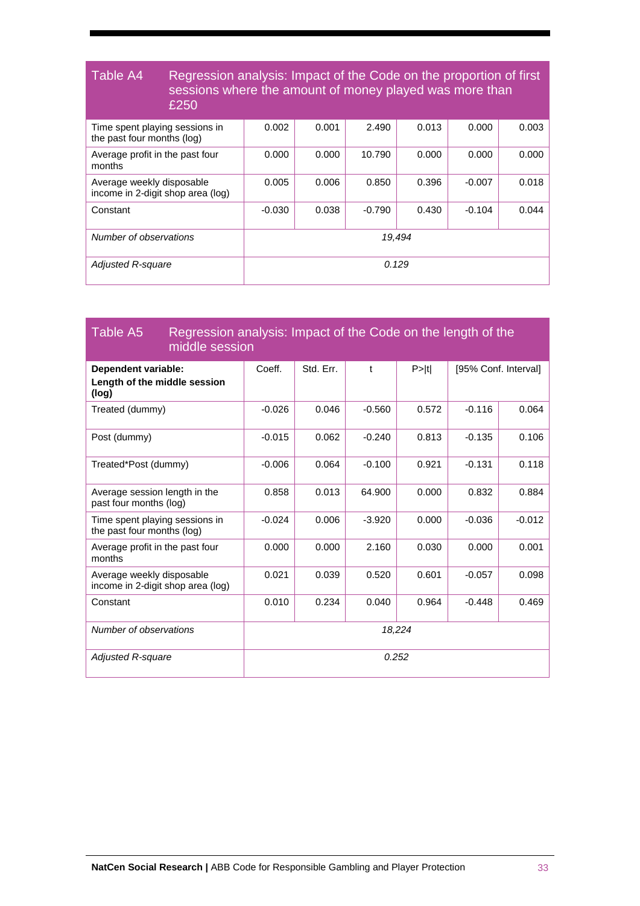**Table A4** Regression analysis: Impact of the Code on the proportion of first sessions where the amount of money played was more than £250

| | | | | | | |
|---|---|---|---|---|---|---|
| Time spent playing sessions in the past four months (log) | 0.002 | 0.001 | 2.490 | 0.013 | 0.000 | 0.003 |
| Average profit in the past four months | 0.000 | 0.000 | 10.790 | 0.000 | 0.000 | 0.000 |
| Average weekly disposable income in 2-digit shop area (log) | 0.005 | 0.006 | 0.850 | 0.396 | -0.007 | 0.018 |
| Constant | -0.030 | 0.038 | -0.790 | 0.430 | -0.104 | 0.044 |
| *Number of observations* | *19,494* | | | | | |
| *Adjusted R-square* | *0.129* | | | | | |

**Table A5** Regression analysis: Impact of the Code on the length of the middle session

| **Dependent variable: Length of the middle session (log)** | Coeff. | Std. Err. | t | P>\|t\| | [95% Conf. Interval] | |
|---|---|---|---|---|---|---|
| Treated (dummy) | -0.026 | 0.046 | -0.560 | 0.572 | -0.116 | 0.064 |
| Post (dummy) | -0.015 | 0.062 | -0.240 | 0.813 | -0.135 | 0.106 |
| Treated*Post (dummy) | -0.006 | 0.064 | -0.100 | 0.921 | -0.131 | 0.118 |
| Average session length in the past four months (log) | 0.858 | 0.013 | 64.900 | 0.000 | 0.832 | 0.884 |
| Time spent playing sessions in the past four months (log) | -0.024 | 0.006 | -3.920 | 0.000 | -0.036 | -0.012 |
| Average profit in the past four months | 0.000 | 0.000 | 2.160 | 0.030 | 0.000 | 0.001 |
| Average weekly disposable income in 2-digit shop area (log) | 0.021 | 0.039 | 0.520 | 0.601 | -0.057 | 0.098 |
| Constant | 0.010 | 0.234 | 0.040 | 0.964 | -0.448 | 0.469 |
| *Number of observations* | *18,224* | | | | | |
| *Adjusted R-square* | *0.252* | | | | | |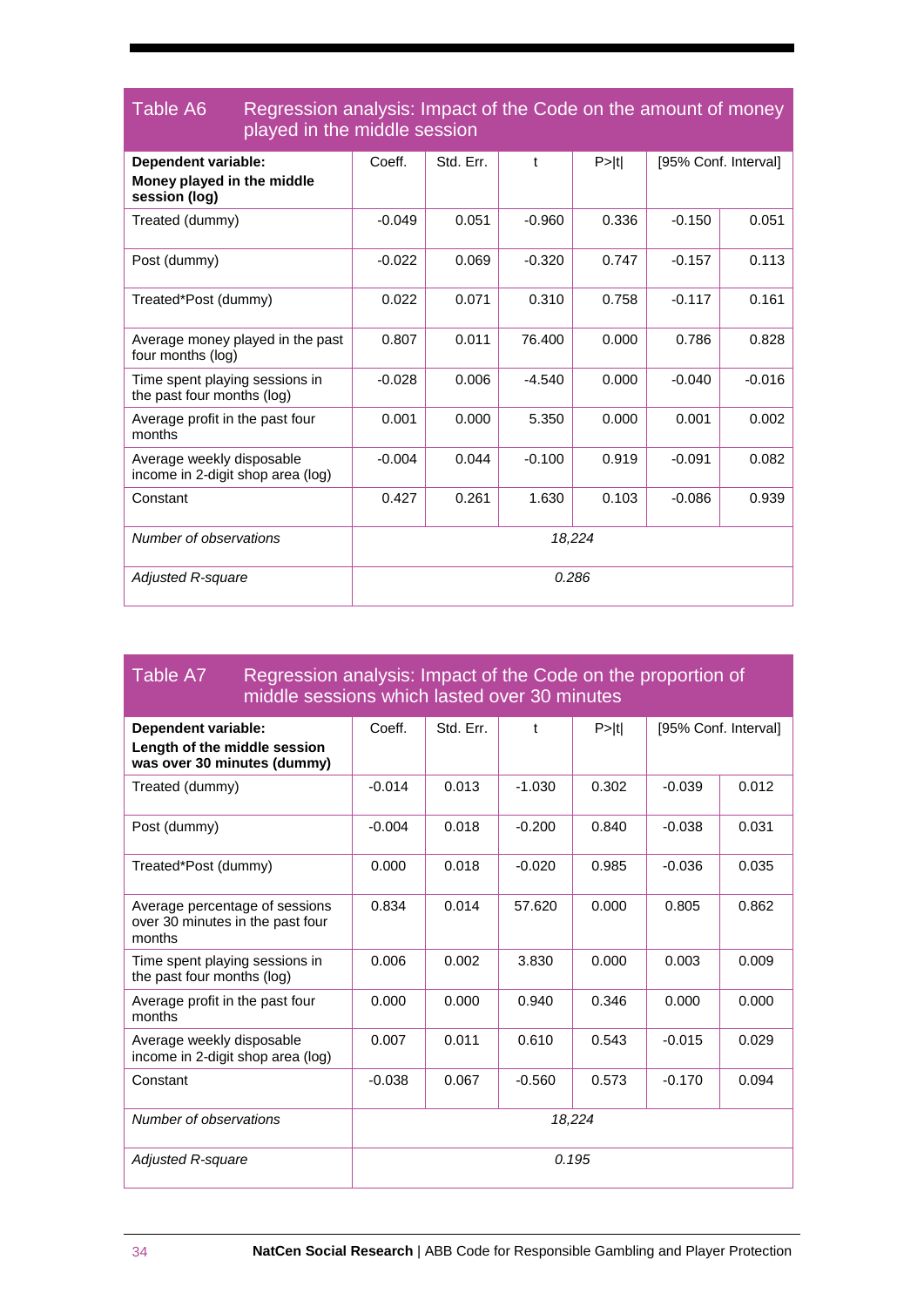## Table A6 Regression analysis: Impact of the Code on the amount of money played in the middle session

| **Dependent variable:** **Money played in the middle session (log)** | Coeff. | Std. Err. | t | P>\|t\| | [95% Conf. Interval] | |
|---|---|---|---|---|---|---|
| Treated (dummy) | -0.049 | 0.051 | -0.960 | 0.336 | -0.150 | 0.051 |
| Post (dummy) | -0.022 | 0.069 | -0.320 | 0.747 | -0.157 | 0.113 |
| Treated*Post (dummy) | 0.022 | 0.071 | 0.310 | 0.758 | -0.117 | 0.161 |
| Average money played in the past four months (log) | 0.807 | 0.011 | 76.400 | 0.000 | 0.786 | 0.828 |
| Time spent playing sessions in the past four months (log) | -0.028 | 0.006 | -4.540 | 0.000 | -0.040 | -0.016 |
| Average profit in the past four months | 0.001 | 0.000 | 5.350 | 0.000 | 0.001 | 0.002 |
| Average weekly disposable income in 2-digit shop area (log) | -0.004 | 0.044 | -0.100 | 0.919 | -0.091 | 0.082 |
| Constant | 0.427 | 0.261 | 1.630 | 0.103 | -0.086 | 0.939 |
| *Number of observations* | *18,224* | | | | | |
| *Adjusted R-square* | *0.286* | | | | | |

## Table A7 Regression analysis: Impact of the Code on the proportion of middle sessions which lasted over 30 minutes

| **Dependent variable:** **Length of the middle session was over 30 minutes (dummy)** | Coeff. | Std. Err. | t | P>\|t\| | [95% Conf. Interval] | |
|---|---|---|---|---|---|---|
| Treated (dummy) | -0.014 | 0.013 | -1.030 | 0.302 | -0.039 | 0.012 |
| Post (dummy) | -0.004 | 0.018 | -0.200 | 0.840 | -0.038 | 0.031 |
| Treated*Post (dummy) | 0.000 | 0.018 | -0.020 | 0.985 | -0.036 | 0.035 |
| Average percentage of sessions over 30 minutes in the past four months | 0.834 | 0.014 | 57.620 | 0.000 | 0.805 | 0.862 |
| Time spent playing sessions in the past four months (log) | 0.006 | 0.002 | 3.830 | 0.000 | 0.003 | 0.009 |
| Average profit in the past four months | 0.000 | 0.000 | 0.940 | 0.346 | 0.000 | 0.000 |
| Average weekly disposable income in 2-digit shop area (log) | 0.007 | 0.011 | 0.610 | 0.543 | -0.015 | 0.029 |
| Constant | -0.038 | 0.067 | -0.560 | 0.573 | -0.170 | 0.094 |
| *Number of observations* | *18,224* | | | | | |
| *Adjusted R-square* | *0.195* | | | | | |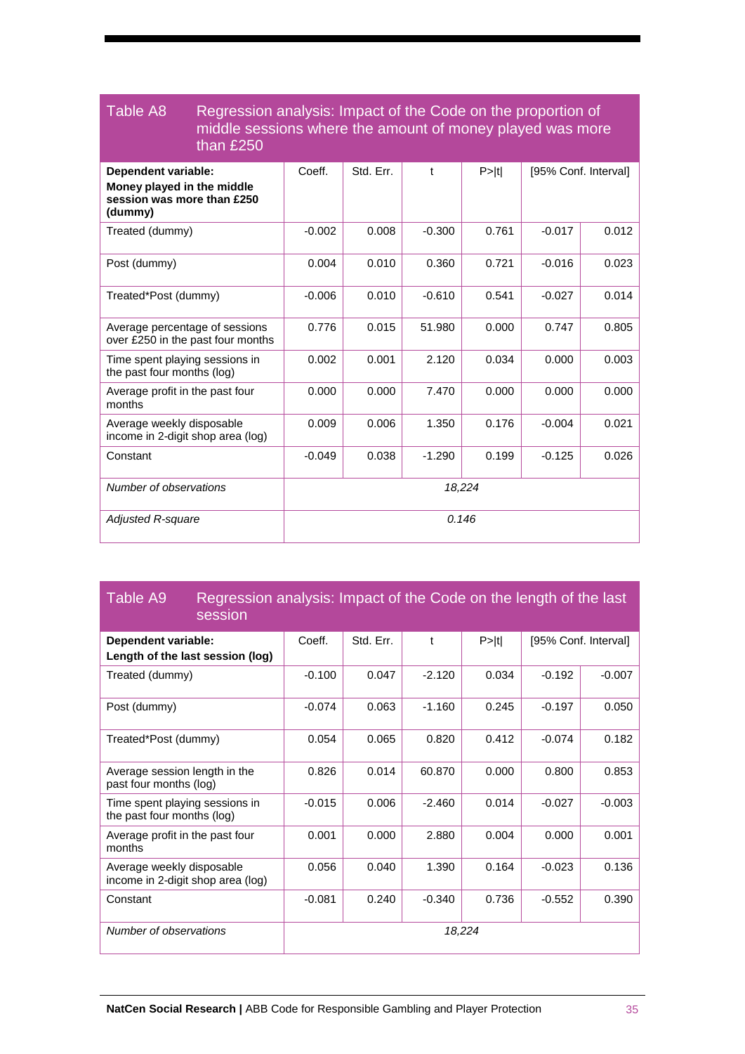### Table A8 Regression analysis: Impact of the Code on the proportion of middle sessions where the amount of money played was more than £250

| **Dependent variable: Money played in the middle session was more than £250 (dummy)** | Coeff. | Std. Err. | t | P>\|t\| | [95% Conf. Interval] | |
|---|---|---|---|---|---|---|
| Treated (dummy) | -0.002 | 0.008 | -0.300 | 0.761 | -0.017 | 0.012 |
| Post (dummy) | 0.004 | 0.010 | 0.360 | 0.721 | -0.016 | 0.023 |
| Treated*Post (dummy) | -0.006 | 0.010 | -0.610 | 0.541 | -0.027 | 0.014 |
| Average percentage of sessions over £250 in the past four months | 0.776 | 0.015 | 51.980 | 0.000 | 0.747 | 0.805 |
| Time spent playing sessions in the past four months (log) | 0.002 | 0.001 | 2.120 | 0.034 | 0.000 | 0.003 |
| Average profit in the past four months | 0.000 | 0.000 | 7.470 | 0.000 | 0.000 | 0.000 |
| Average weekly disposable income in 2-digit shop area (log) | 0.009 | 0.006 | 1.350 | 0.176 | -0.004 | 0.021 |
| Constant | -0.049 | 0.038 | -1.290 | 0.199 | -0.125 | 0.026 |
| *Number of observations* | *18,224* | | | | | |
| *Adjusted R-square* | *0.146* | | | | | |

### Table A9 Regression analysis: Impact of the Code on the length of the last session

| **Dependent variable: Length of the last session (log)** | Coeff. | Std. Err. | t | P>\|t\| | [95% Conf. Interval] | |
|---|---|---|---|---|---|---|
| Treated (dummy) | -0.100 | 0.047 | -2.120 | 0.034 | -0.192 | -0.007 |
| Post (dummy) | -0.074 | 0.063 | -1.160 | 0.245 | -0.197 | 0.050 |
| Treated*Post (dummy) | 0.054 | 0.065 | 0.820 | 0.412 | -0.074 | 0.182 |
| Average session length in the past four months (log) | 0.826 | 0.014 | 60.870 | 0.000 | 0.800 | 0.853 |
| Time spent playing sessions in the past four months (log) | -0.015 | 0.006 | -2.460 | 0.014 | -0.027 | -0.003 |
| Average profit in the past four months | 0.001 | 0.000 | 2.880 | 0.004 | 0.000 | 0.001 |
| Average weekly disposable income in 2-digit shop area (log) | 0.056 | 0.040 | 1.390 | 0.164 | -0.023 | 0.136 |
| Constant | -0.081 | 0.240 | -0.340 | 0.736 | -0.552 | 0.390 |
| *Number of observations* | *18,224* | | | | | |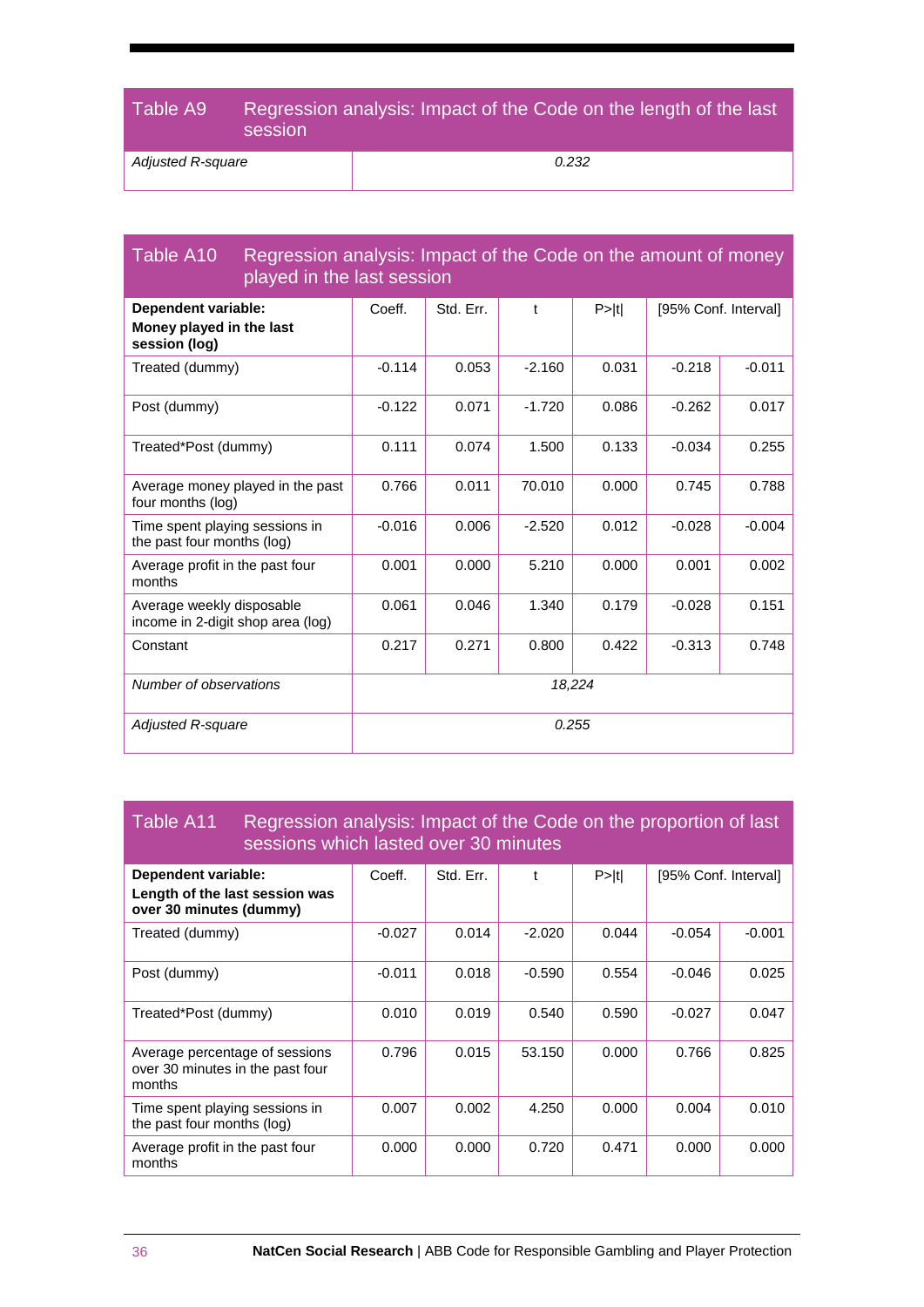**Table A9 Regression analysis: Impact of the Code on the length of the last session**

| | |
|---|---|
| *Adjusted R-square* | *0.232* |

**Table A10 Regression analysis: Impact of the Code on the amount of money played in the last session**

| **Dependent variable: Money played in the last session (log)** | Coeff. | Std. Err. | t | P>\|t\| | [95% Conf. Interval] | |
|---|---|---|---|---|---|---|
| Treated (dummy) | -0.114 | 0.053 | -2.160 | 0.031 | -0.218 | -0.011 |
| Post (dummy) | -0.122 | 0.071 | -1.720 | 0.086 | -0.262 | 0.017 |
| Treated*Post (dummy) | 0.111 | 0.074 | 1.500 | 0.133 | -0.034 | 0.255 |
| Average money played in the past four months (log) | 0.766 | 0.011 | 70.010 | 0.000 | 0.745 | 0.788 |
| Time spent playing sessions in the past four months (log) | -0.016 | 0.006 | -2.520 | 0.012 | -0.028 | -0.004 |
| Average profit in the past four months | 0.001 | 0.000 | 5.210 | 0.000 | 0.001 | 0.002 |
| Average weekly disposable income in 2-digit shop area (log) | 0.061 | 0.046 | 1.340 | 0.179 | -0.028 | 0.151 |
| Constant | 0.217 | 0.271 | 0.800 | 0.422 | -0.313 | 0.748 |
| *Number of observations* | *18,224* | | | | | |
| *Adjusted R-square* | *0.255* | | | | | |

**Table A11 Regression analysis: Impact of the Code on the proportion of last sessions which lasted over 30 minutes**

| **Dependent variable: Length of the last session was over 30 minutes (dummy)** | Coeff. | Std. Err. | t | P>\|t\| | [95% Conf. Interval] | |
|---|---|---|---|---|---|---|
| Treated (dummy) | -0.027 | 0.014 | -2.020 | 0.044 | -0.054 | -0.001 |
| Post (dummy) | -0.011 | 0.018 | -0.590 | 0.554 | -0.046 | 0.025 |
| Treated*Post (dummy) | 0.010 | 0.019 | 0.540 | 0.590 | -0.027 | 0.047 |
| Average percentage of sessions over 30 minutes in the past four months | 0.796 | 0.015 | 53.150 | 0.000 | 0.766 | 0.825 |
| Time spent playing sessions in the past four months (log) | 0.007 | 0.002 | 4.250 | 0.000 | 0.004 | 0.010 |
| Average profit in the past four months | 0.000 | 0.000 | 0.720 | 0.471 | 0.000 | 0.000 |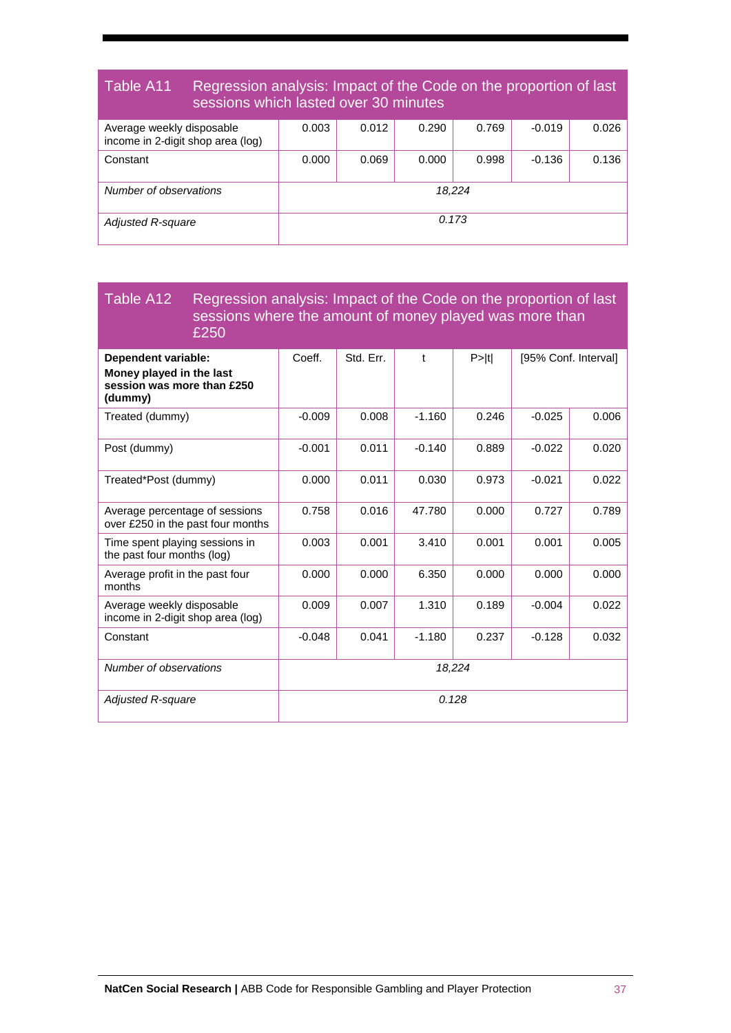## Table A11 Regression analysis: Impact of the Code on the proportion of last sessions which lasted over 30 minutes

| | | | | | | |
|---|---|---|---|---|---|---|
| Average weekly disposable income in 2-digit shop area (log) | 0.003 | 0.012 | 0.290 | 0.769 | -0.019 | 0.026 |
| Constant | 0.000 | 0.069 | 0.000 | 0.998 | -0.136 | 0.136 |
| *Number of observations* | *18,224* | | | | | |
| *Adjusted R-square* | *0.173* | | | | | |

## Table A12 Regression analysis: Impact of the Code on the proportion of last sessions where the amount of money played was more than £250

| **Dependent variable: Money played in the last session was more than £250 (dummy)** | Coeff. | Std. Err. | t | P>\|t\| | [95% Conf. Interval] | |
|---|---|---|---|---|---|---|
| Treated (dummy) | -0.009 | 0.008 | -1.160 | 0.246 | -0.025 | 0.006 |
| Post (dummy) | -0.001 | 0.011 | -0.140 | 0.889 | -0.022 | 0.020 |
| Treated*Post (dummy) | 0.000 | 0.011 | 0.030 | 0.973 | -0.021 | 0.022 |
| Average percentage of sessions over £250 in the past four months | 0.758 | 0.016 | 47.780 | 0.000 | 0.727 | 0.789 |
| Time spent playing sessions in the past four months (log) | 0.003 | 0.001 | 3.410 | 0.001 | 0.001 | 0.005 |
| Average profit in the past four months | 0.000 | 0.000 | 6.350 | 0.000 | 0.000 | 0.000 |
| Average weekly disposable income in 2-digit shop area (log) | 0.009 | 0.007 | 1.310 | 0.189 | -0.004 | 0.022 |
| Constant | -0.048 | 0.041 | -1.180 | 0.237 | -0.128 | 0.032 |
| *Number of observations* | *18,224* | | | | | |
| *Adjusted R-square* | *0.128* | | | | | |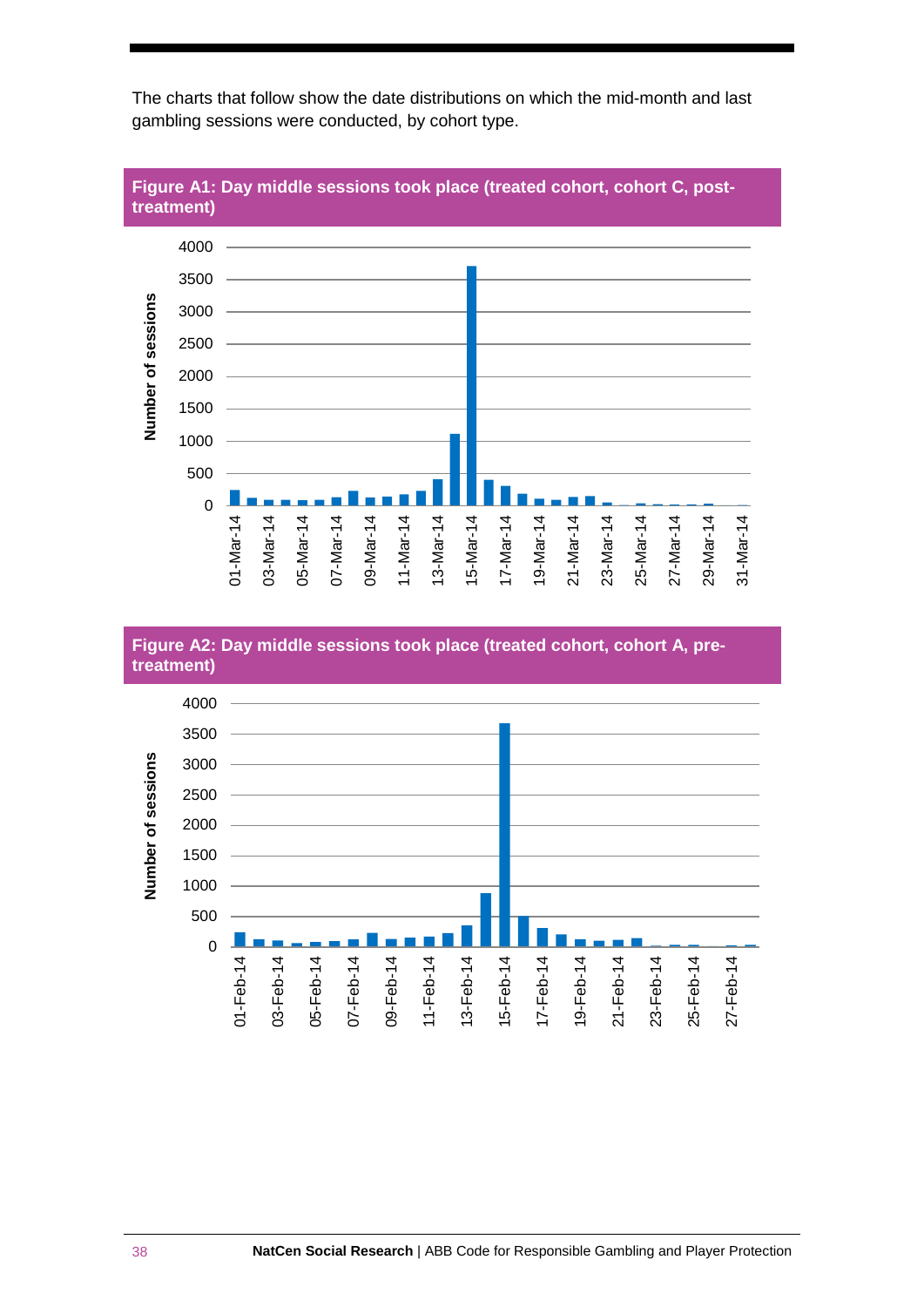The charts that follow show the date distributions on which the mid-month and last gambling sessions were conducted, by cohort type.

**Figure A1: Day middle sessions took place (treated cohort, cohort C, post-treatment)**

**Figure A2: Day middle sessions took place (treated cohort, cohort A, pre-treatment)**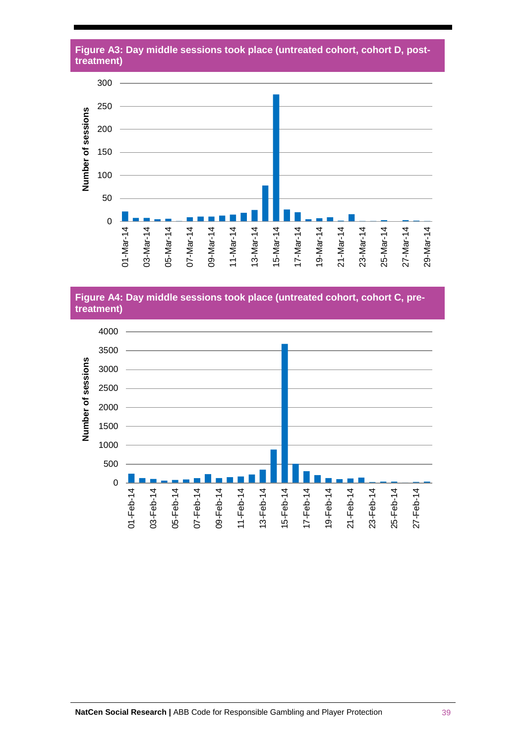**Figure A3: Day middle sessions took place (untreated cohort, cohort D, post-treatment)**

**Figure A4: Day middle sessions took place (untreated cohort, cohort C, pre-treatment)**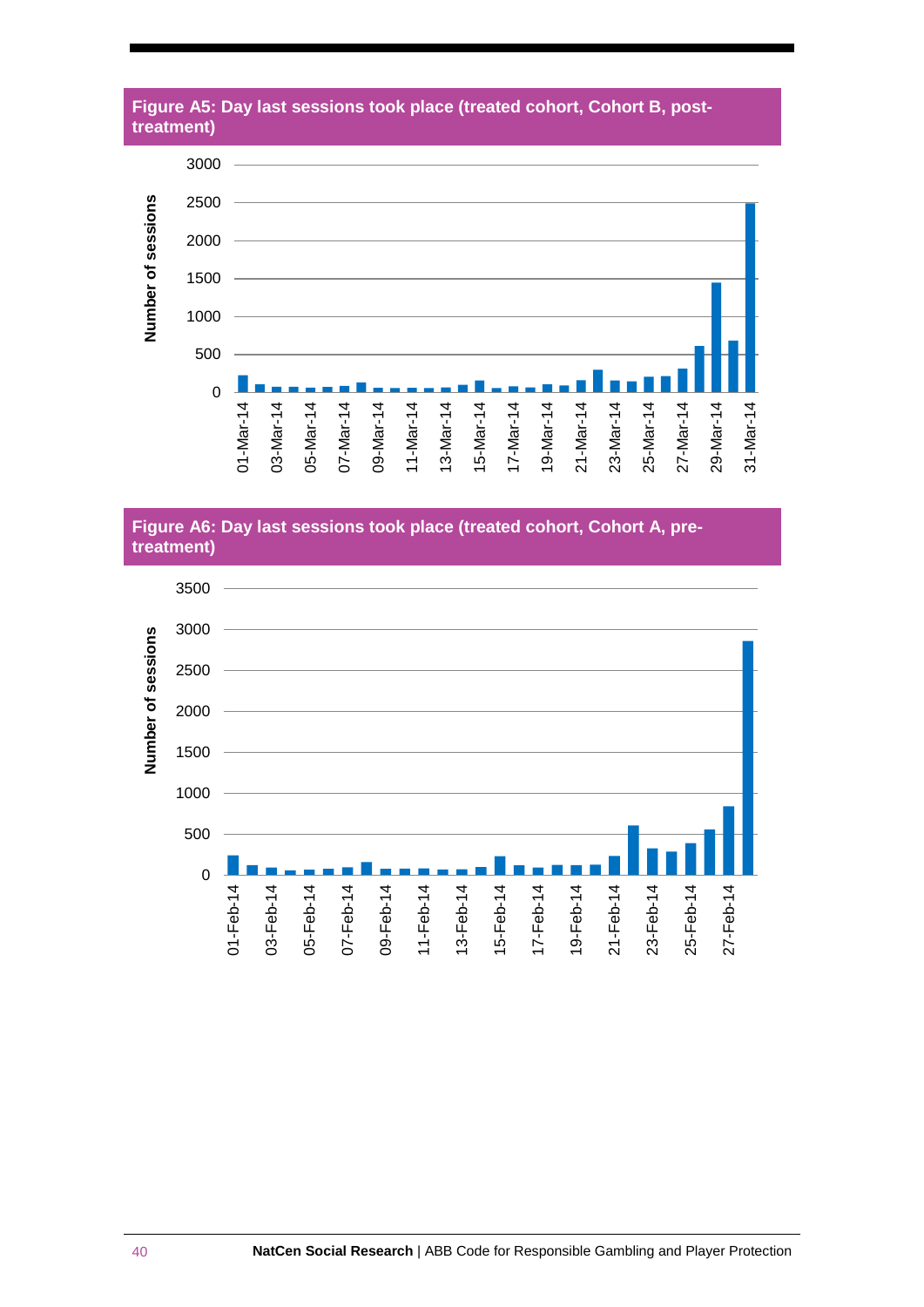**Figure A5: Day last sessions took place (treated cohort, Cohort B, post-treatment)**

**Figure A6: Day last sessions took place (treated cohort, Cohort A, pre-treatment)**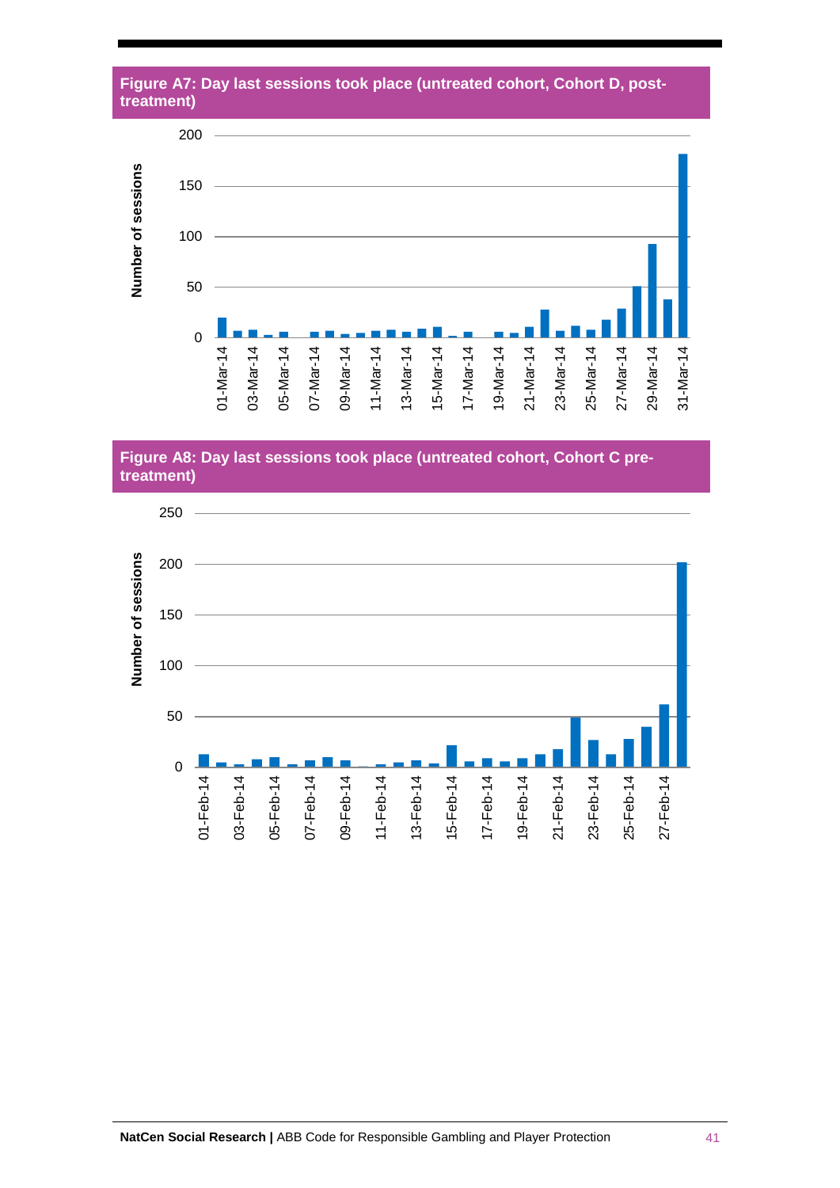**Figure A7: Day last sessions took place (untreated cohort, Cohort D, post-treatment)**

**Figure A8: Day last sessions took place (untreated cohort, Cohort C pre-treatment)**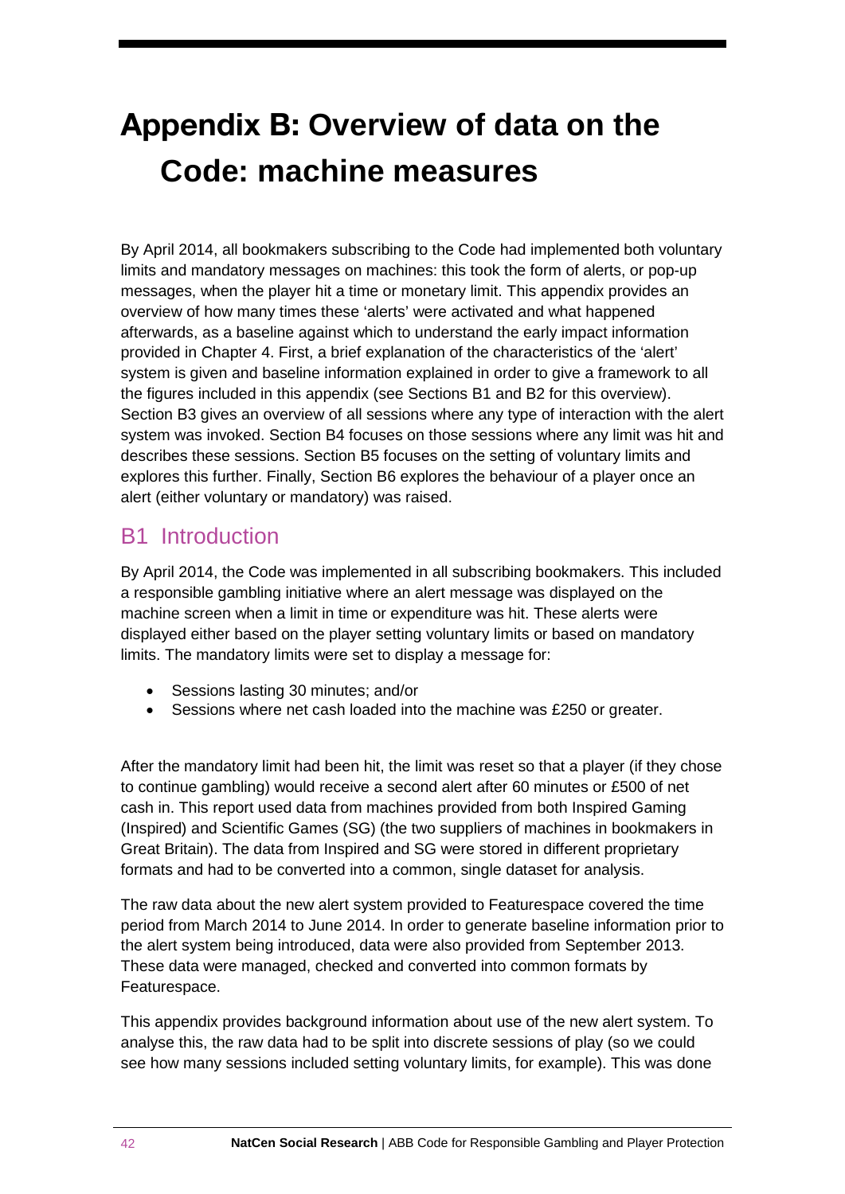# Appendix B: Overview of data on the Code: machine measures

By April 2014, all bookmakers subscribing to the Code had implemented both voluntary limits and mandatory messages on machines: this took the form of alerts, or pop-up messages, when the player hit a time or monetary limit. This appendix provides an overview of how many times these 'alerts' were activated and what happened afterwards, as a baseline against which to understand the early impact information provided in Chapter 4. First, a brief explanation of the characteristics of the 'alert' system is given and baseline information explained in order to give a framework to all the figures included in this appendix (see Sections B1 and B2 for this overview). Section B3 gives an overview of all sessions where any type of interaction with the alert system was invoked. Section B4 focuses on those sessions where any limit was hit and describes these sessions. Section B5 focuses on the setting of voluntary limits and explores this further. Finally, Section B6 explores the behaviour of a player once an alert (either voluntary or mandatory) was raised.

## B1 Introduction

By April 2014, the Code was implemented in all subscribing bookmakers. This included a responsible gambling initiative where an alert message was displayed on the machine screen when a limit in time or expenditure was hit. These alerts were displayed either based on the player setting voluntary limits or based on mandatory limits. The mandatory limits were set to display a message for:

- Sessions lasting 30 minutes; and/or
- Sessions where net cash loaded into the machine was £250 or greater.

After the mandatory limit had been hit, the limit was reset so that a player (if they chose to continue gambling) would receive a second alert after 60 minutes or £500 of net cash in. This report used data from machines provided from both Inspired Gaming (Inspired) and Scientific Games (SG) (the two suppliers of machines in bookmakers in Great Britain). The data from Inspired and SG were stored in different proprietary formats and had to be converted into a common, single dataset for analysis.

The raw data about the new alert system provided to Featurespace covered the time period from March 2014 to June 2014. In order to generate baseline information prior to the alert system being introduced, data were also provided from September 2013. These data were managed, checked and converted into common formats by Featurespace.

This appendix provides background information about use of the new alert system. To analyse this, the raw data had to be split into discrete sessions of play (so we could see how many sessions included setting voluntary limits, for example). This was done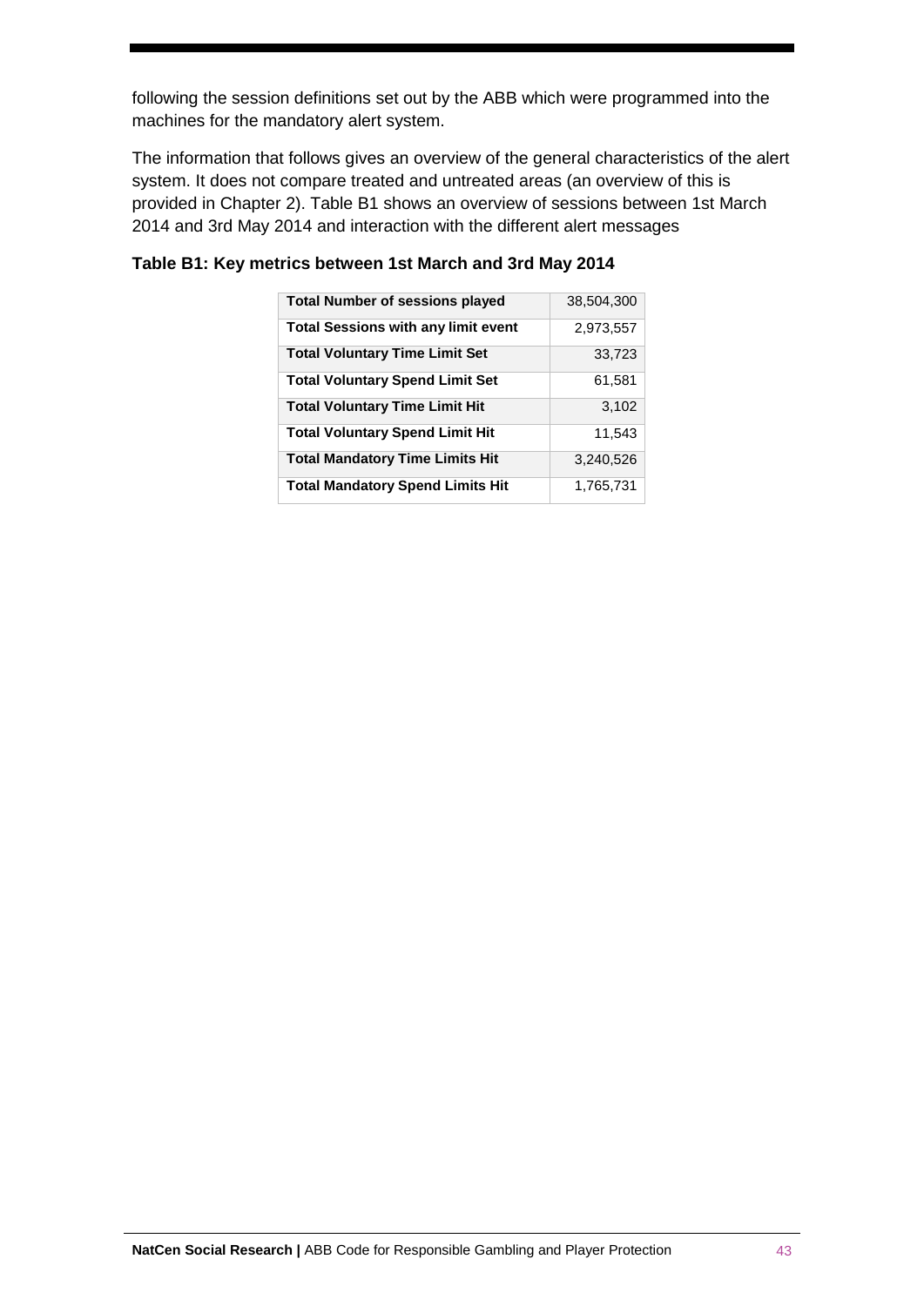following the session definitions set out by the ABB which were programmed into the machines for the mandatory alert system.

The information that follows gives an overview of the general characteristics of the alert system. It does not compare treated and untreated areas (an overview of this is provided in Chapter 2). Table B1 shows an overview of sessions between 1st March 2014 and 3rd May 2014 and interaction with the different alert messages

**Table B1: Key metrics between 1st March and 3rd May 2014**

| | |
|---|---|
| **Total Number of sessions played** | 38,504,300 |
| **Total Sessions with any limit event** | 2,973,557 |
| **Total Voluntary Time Limit Set** | 33,723 |
| **Total Voluntary Spend Limit Set** | 61,581 |
| **Total Voluntary Time Limit Hit** | 3,102 |
| **Total Voluntary Spend Limit Hit** | 11,543 |
| **Total Mandatory Time Limits Hit** | 3,240,526 |
| **Total Mandatory Spend Limits Hit** | 1,765,731 |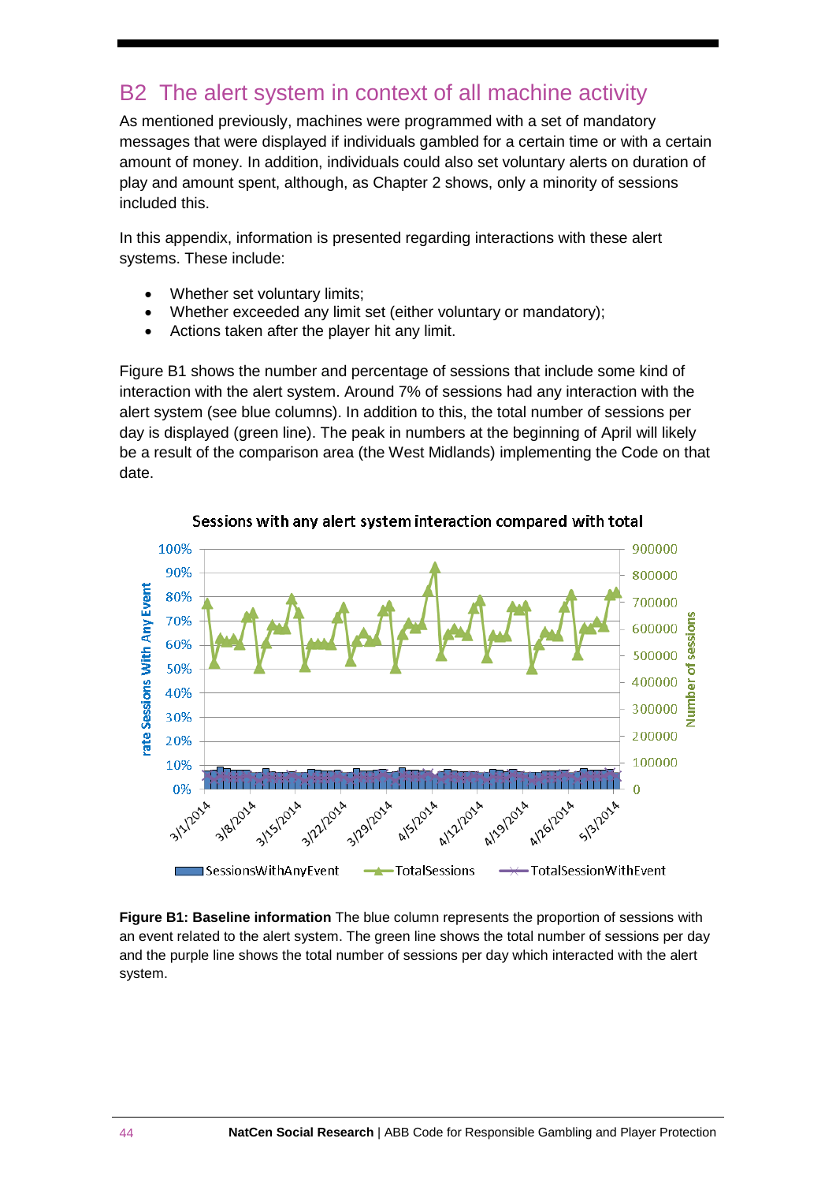## B2 The alert system in context of all machine activity

As mentioned previously, machines were programmed with a set of mandatory messages that were displayed if individuals gambled for a certain time or with a certain amount of money. In addition, individuals could also set voluntary alerts on duration of play and amount spent, although, as Chapter 2 shows, only a minority of sessions included this.

In this appendix, information is presented regarding interactions with these alert systems. These include:

- Whether set voluntary limits;
- Whether exceeded any limit set (either voluntary or mandatory);
- Actions taken after the player hit any limit.

Figure B1 shows the number and percentage of sessions that include some kind of interaction with the alert system. Around 7% of sessions had any interaction with the alert system (see blue columns). In addition to this, the total number of sessions per day is displayed (green line). The peak in numbers at the beginning of April will likely be a result of the comparison area (the West Midlands) implementing the Code on that date.

**Figure B1: Baseline information** The blue column represents the proportion of sessions with an event related to the alert system. The green line shows the total number of sessions per day and the purple line shows the total number of sessions per day which interacted with the alert system.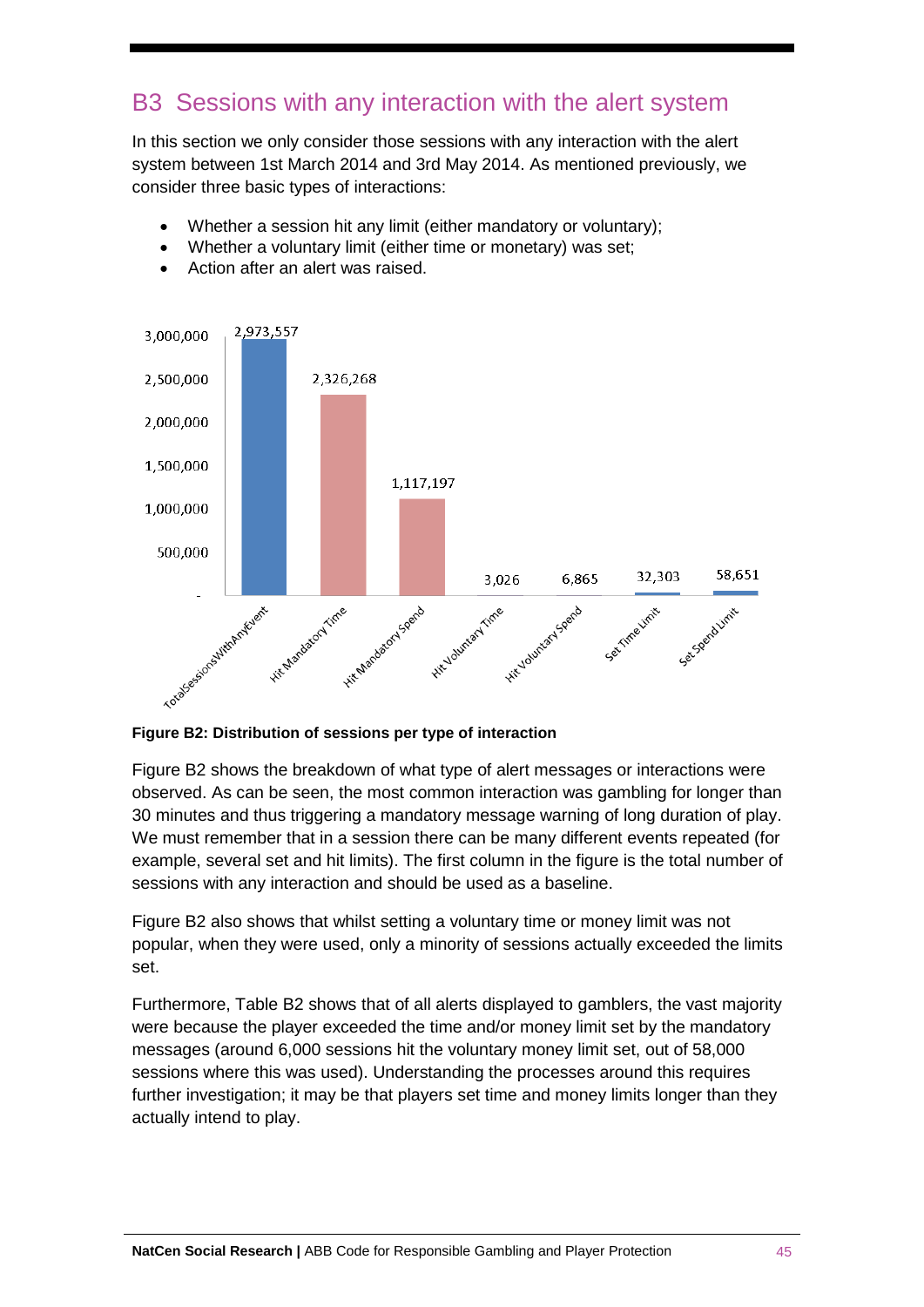## B3 Sessions with any interaction with the alert system

In this section we only consider those sessions with any interaction with the alert system between 1st March 2014 and 3rd May 2014. As mentioned previously, we consider three basic types of interactions:

- Whether a session hit any limit (either mandatory or voluntary);
- Whether a voluntary limit (either time or monetary) was set;
- Action after an alert was raised.

**Figure B2: Distribution of sessions per type of interaction**

Figure B2 shows the breakdown of what type of alert messages or interactions were observed. As can be seen, the most common interaction was gambling for longer than 30 minutes and thus triggering a mandatory message warning of long duration of play. We must remember that in a session there can be many different events repeated (for example, several set and hit limits). The first column in the figure is the total number of sessions with any interaction and should be used as a baseline.

Figure B2 also shows that whilst setting a voluntary time or money limit was not popular, when they were used, only a minority of sessions actually exceeded the limits set.

Furthermore, Table B2 shows that of all alerts displayed to gamblers, the vast majority were because the player exceeded the time and/or money limit set by the mandatory messages (around 6,000 sessions hit the voluntary money limit set, out of 58,000 sessions where this was used). Understanding the processes around this requires further investigation; it may be that players set time and money limits longer than they actually intend to play.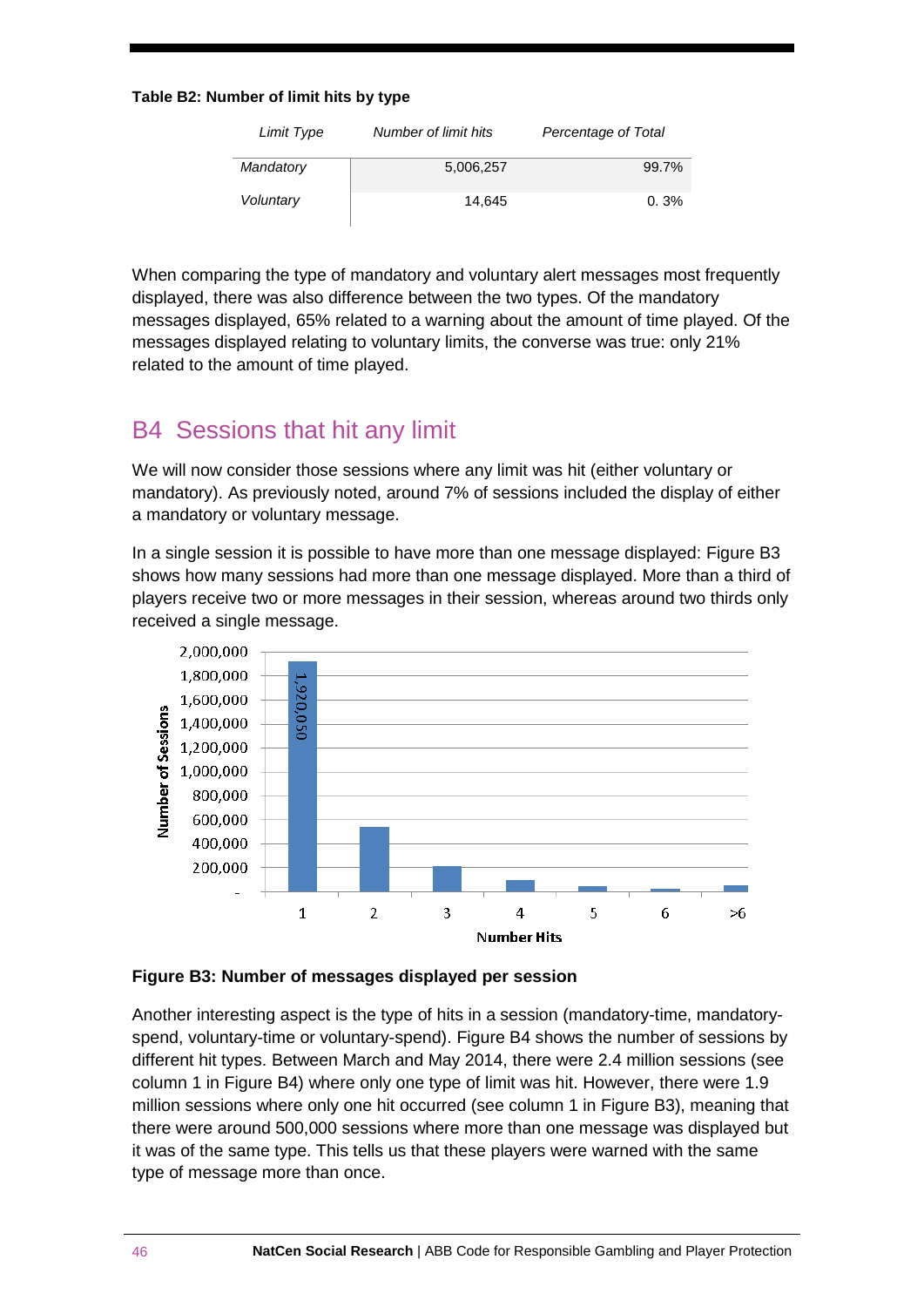**Table B2: Number of limit hits by type**

| *Limit Type* | *Number of limit hits* | *Percentage of Total* |
|---|---|---|
| *Mandatory* | 5,006,257 | 99.7% |
| *Voluntary* | 14,645 | 0. 3% |

When comparing the type of mandatory and voluntary alert messages most frequently displayed, there was also difference between the two types. Of the mandatory messages displayed, 65% related to a warning about the amount of time played. Of the messages displayed relating to voluntary limits, the converse was true: only 21% related to the amount of time played.

## B4 Sessions that hit any limit

We will now consider those sessions where any limit was hit (either voluntary or mandatory). As previously noted, around 7% of sessions included the display of either a mandatory or voluntary message.

In a single session it is possible to have more than one message displayed: Figure B3 shows how many sessions had more than one message displayed. More than a third of players receive two or more messages in their session, whereas around two thirds only received a single message.

**Figure B3: Number of messages displayed per session**

Another interesting aspect is the type of hits in a session (mandatory-time, mandatory-spend, voluntary-time or voluntary-spend). Figure B4 shows the number of sessions by different hit types. Between March and May 2014, there were 2.4 million sessions (see column 1 in Figure B4) where only one type of limit was hit. However, there were 1.9 million sessions where only one hit occurred (see column 1 in Figure B3), meaning that there were around 500,000 sessions where more than one message was displayed but it was of the same type. This tells us that these players were warned with the same type of message more than once.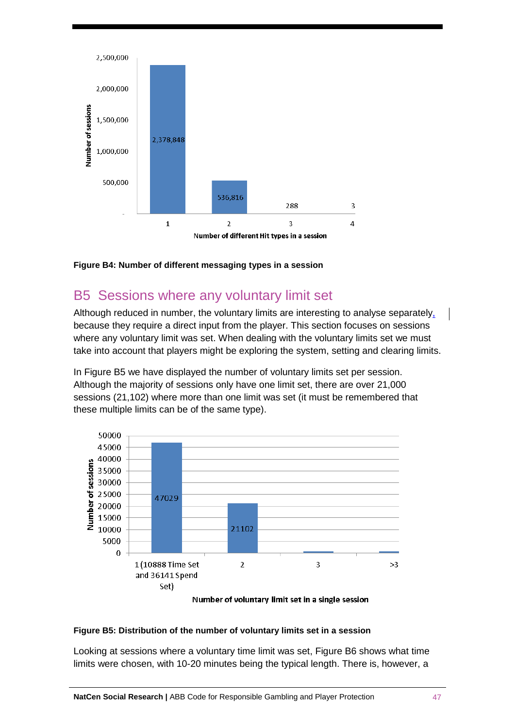Figure B4: Number of different messaging types in a session

## B5 Sessions where any voluntary limit set

Although reduced in number, the voluntary limits are interesting to analyse separately, because they require a direct input from the player. This section focuses on sessions where any voluntary limit was set. When dealing with the voluntary limits set we must take into account that players might be exploring the system, setting and clearing limits.

In Figure B5 we have displayed the number of voluntary limits set per session. Although the majority of sessions only have one limit set, there are over 21,000 sessions (21,102) where more than one limit was set (it must be remembered that these multiple limits can be of the same type).

**Figure B5: Distribution of the number of voluntary limits set in a session**

Looking at sessions where a voluntary time limit was set, Figure B6 shows what time limits were chosen, with 10-20 minutes being the typical length. There is, however, a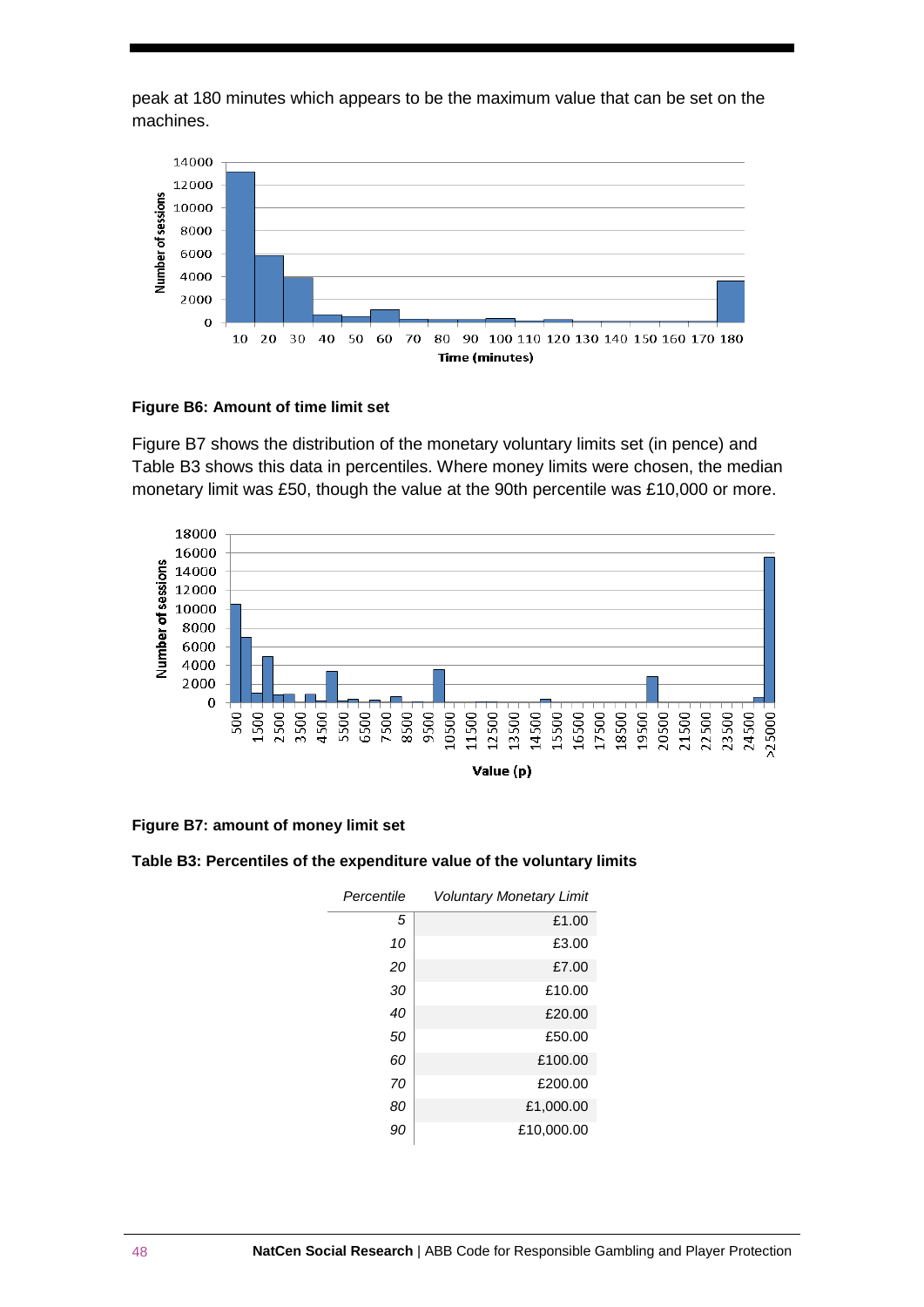peak at 180 minutes which appears to be the maximum value that can be set on the machines.

**Figure B6: Amount of time limit set**

Figure B7 shows the distribution of the monetary voluntary limits set (in pence) and Table B3 shows this data in percentiles. Where money limits were chosen, the median monetary limit was £50, though the value at the 90th percentile was £10,000 or more.

**Figure B7: amount of money limit set**

**Table B3: Percentiles of the expenditure value of the voluntary limits**

| *Percentile* | *Voluntary Monetary Limit* |
|---:|---:|
| *5* | £1.00 |
| *10* | £3.00 |
| *20* | £7.00 |
| *30* | £10.00 |
| *40* | £20.00 |
| *50* | £50.00 |
| *60* | £100.00 |
| *70* | £200.00 |
| *80* | £1,000.00 |
| *90* | £10,000.00 |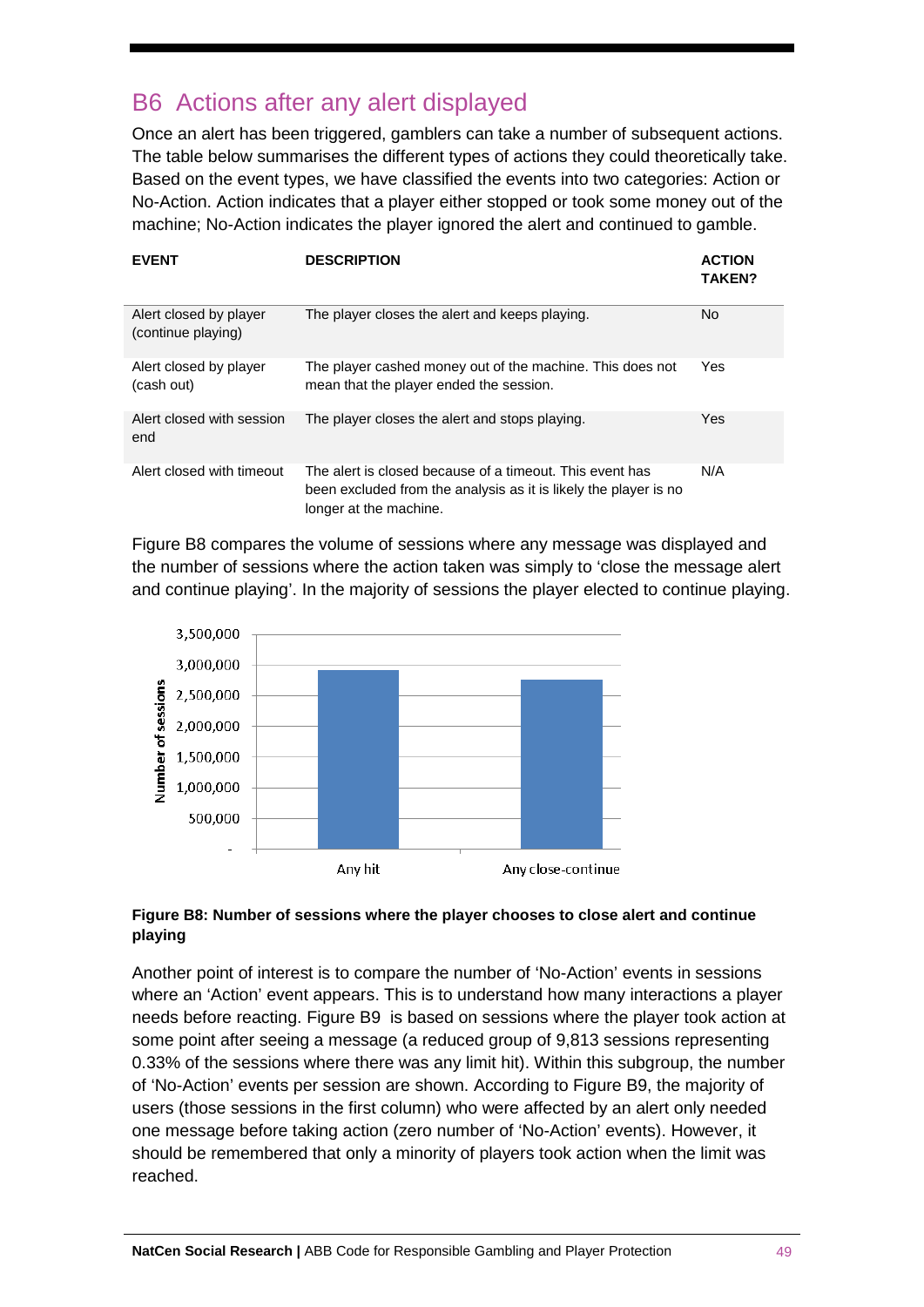## B6 Actions after any alert displayed

Once an alert has been triggered, gamblers can take a number of subsequent actions. The table below summarises the different types of actions they could theoretically take. Based on the event types, we have classified the events into two categories: Action or No-Action. Action indicates that a player either stopped or took some money out of the machine; No-Action indicates the player ignored the alert and continued to gamble.

| EVENT | DESCRIPTION | ACTION TAKEN? |
|---|---|---|
| Alert closed by player (continue playing) | The player closes the alert and keeps playing. | No |
| Alert closed by player (cash out) | The player cashed money out of the machine. This does not mean that the player ended the session. | Yes |
| Alert closed with session end | The player closes the alert and stops playing. | Yes |
| Alert closed with timeout | The alert is closed because of a timeout. This event has been excluded from the analysis as it is likely the player is no longer at the machine. | N/A |

Figure B8 compares the volume of sessions where any message was displayed and the number of sessions where the action taken was simply to 'close the message alert and continue playing'. In the majority of sessions the player elected to continue playing.

**Figure B8: Number of sessions where the player chooses to close alert and continue playing**

Another point of interest is to compare the number of 'No-Action' events in sessions where an 'Action' event appears. This is to understand how many interactions a player needs before reacting. Figure B9 is based on sessions where the player took action at some point after seeing a message (a reduced group of 9,813 sessions representing 0.33% of the sessions where there was any limit hit). Within this subgroup, the number of 'No-Action' events per session are shown. According to Figure B9, the majority of users (those sessions in the first column) who were affected by an alert only needed one message before taking action (zero number of 'No-Action' events). However, it should be remembered that only a minority of players took action when the limit was reached.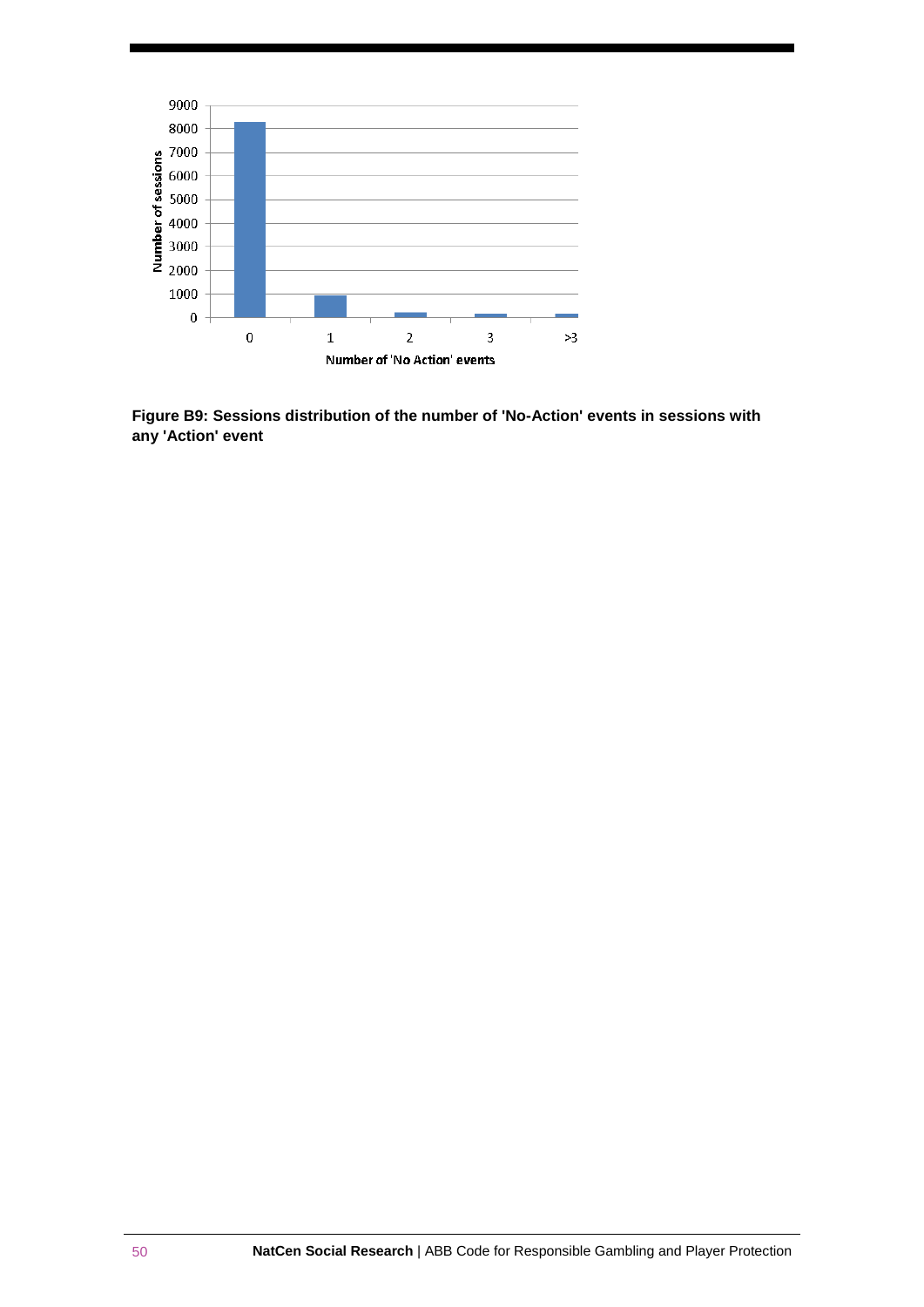Figure B9: Sessions distribution of the number of 'No-Action' events in sessions with any 'Action' event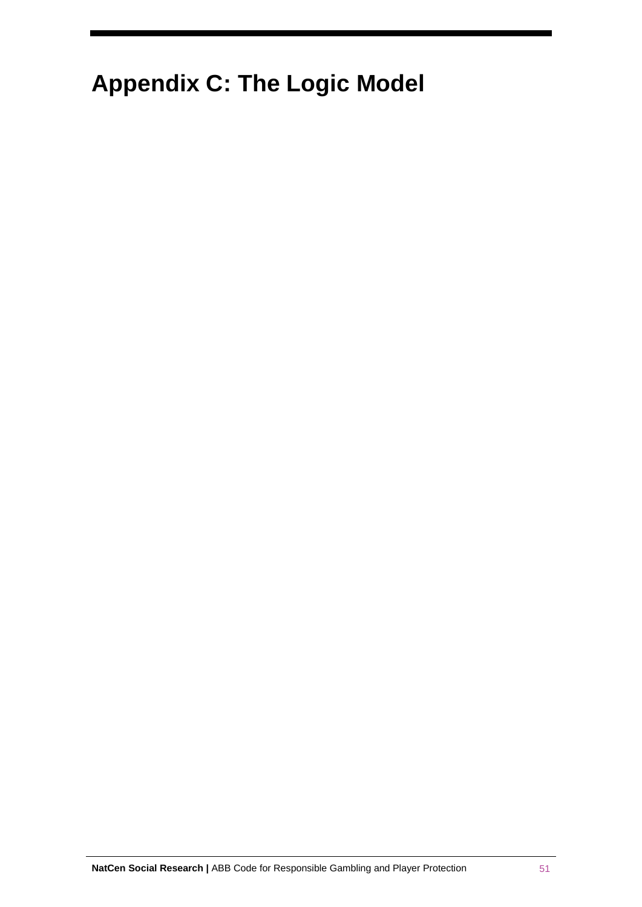# Appendix C: The Logic Model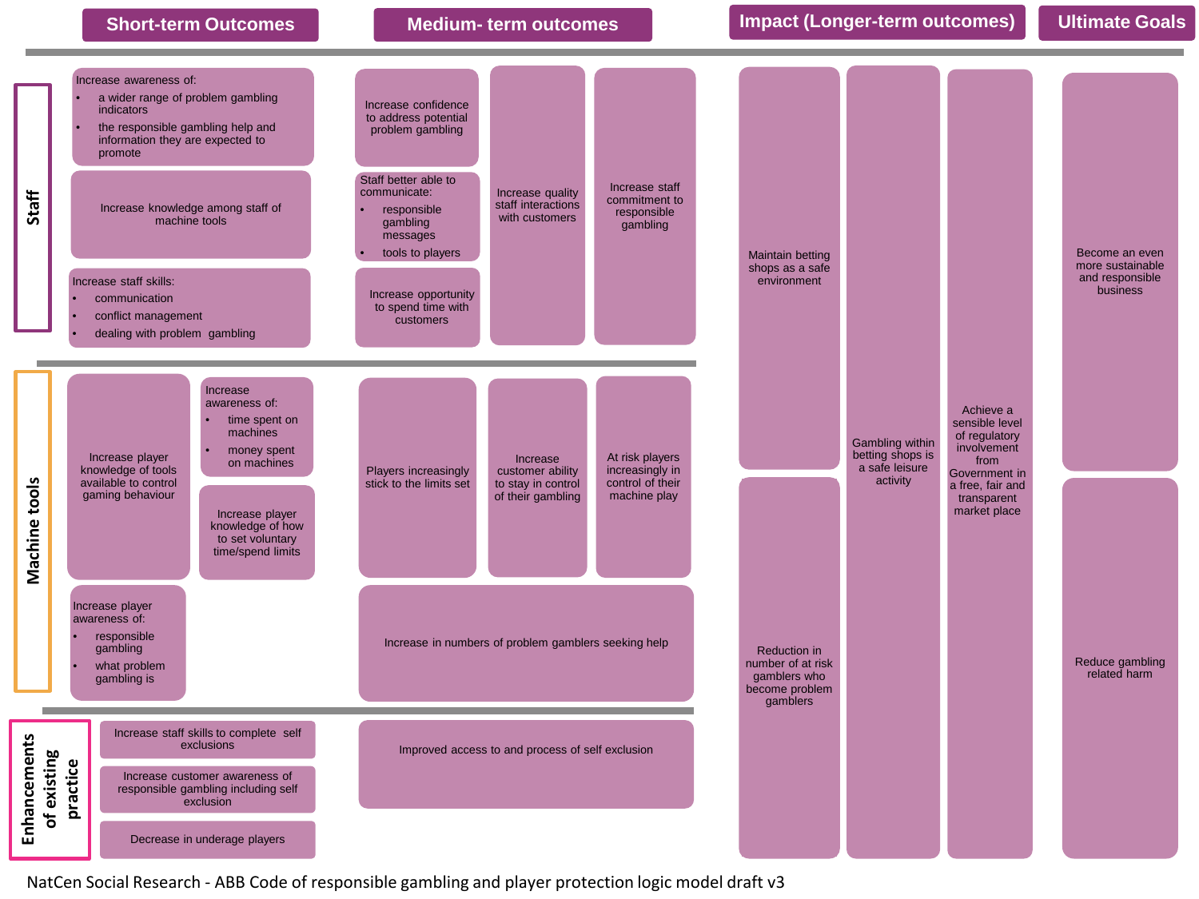**Short-term Outcomes** | **Medium- term outcomes** | **Impact (Longer-term outcomes)** | **Ultimate Goals**

## Staff

**Short-term Outcomes**

Increase awareness of:
- a wider range of problem gambling indicators
- the responsible gambling help and information they are expected to promote

Increase knowledge among staff of machine tools

Increase staff skills:
- communication
- conflict management
- dealing with problem gambling

**Medium- term outcomes**

Increase confidence to address potential problem gambling

Staff better able to communicate:
- responsible gambling messages
- tools to players

Increase opportunity to spend time with customers

Increase quality staff interactions with customers

Increase staff commitment to responsible gambling

## Machine tools

**Short-term Outcomes**

Increase player knowledge of tools available to control gaming behaviour

Increase awareness of:
- time spent on machines
- money spent on machines

Increase player knowledge of how to set voluntary time/spend limits

Increase player awareness of:
- responsible gambling
- what problem gambling is

**Medium- term outcomes**

Players increasingly stick to the limits set

Increase customer ability to stay in control of their gambling

At risk players increasingly in control of their machine play

Increase in numbers of problem gamblers seeking help

## Enhancements of existing practice

**Short-term Outcomes**

Increase staff skills to complete self exclusions

Increase customer awareness of responsible gambling including self exclusion

Decrease in underage players

**Medium- term outcomes**

Improved access to and process of self exclusion

## Impact (Longer-term outcomes)

Maintain betting shops as a safe environment

Reduction in number of at risk gamblers who become problem gamblers

Gambling within betting shops is a safe leisure activity

Achieve a sensible level of regulatory involvement from Government in a free, fair and transparent market place

## Ultimate Goals

Become an even more sustainable and responsible business

Reduce gambling related harm

NatCen Social Research - ABB Code of responsible gambling and player protection logic model draft v3